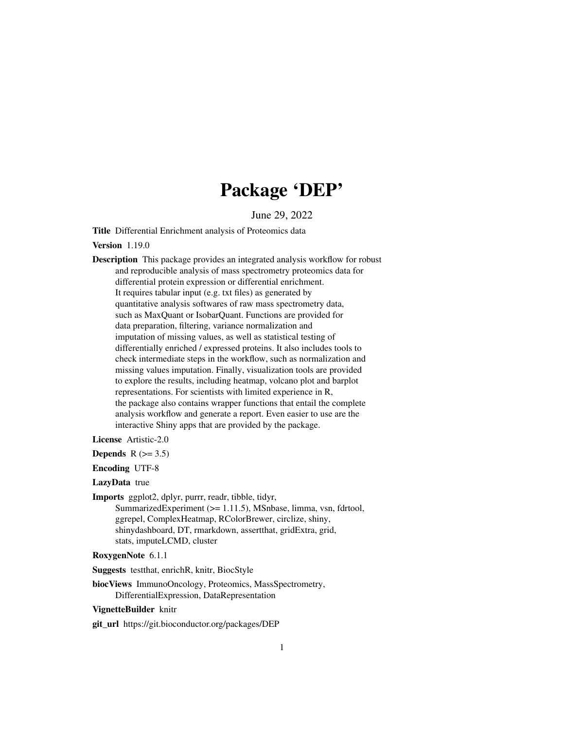# Package 'DEP'

June 29, 2022

**Title** Differential Enrichment analysis of Proteomics data

**Version** 1.19.0

**Description** This package provides an integrated analysis workflow for robust and reproducible analysis of mass spectrometry proteomics data for differential protein expression or differential enrichment. It requires tabular input (e.g. txt files) as generated by quantitative analysis softwares of raw mass spectrometry data, such as MaxQuant or IsobarQuant. Functions are provided for data preparation, filtering, variance normalization and imputation of missing values, as well as statistical testing of differentially enriched / expressed proteins. It also includes tools to check intermediate steps in the workflow, such as normalization and missing values imputation. Finally, visualization tools are provided to explore the results, including heatmap, volcano plot and barplot representations. For scientists with limited experience in R, the package also contains wrapper functions that entail the complete analysis workflow and generate a report. Even easier to use are the interactive Shiny apps that are provided by the package.

**License** Artistic-2.0

**Depends** R (>= 3.5)

**Encoding** UTF-8

**LazyData** true

**Imports** ggplot2, dplyr, purrr, readr, tibble, tidyr, SummarizedExperiment (>= 1.11.5), MSnbase, limma, vsn, fdrtool, ggrepel, ComplexHeatmap, RColorBrewer, circlize, shiny, shinydashboard, DT, rmarkdown, assertthat, gridExtra, grid, stats, imputeLCMD, cluster

**RoxygenNote** 6.1.1

**Suggests** testthat, enrichR, knitr, BiocStyle

**biocViews** ImmunoOncology, Proteomics, MassSpectrometry, DifferentialExpression, DataRepresentation

**VignetteBuilder** knitr

**git_url** https://git.bioconductor.org/packages/DEP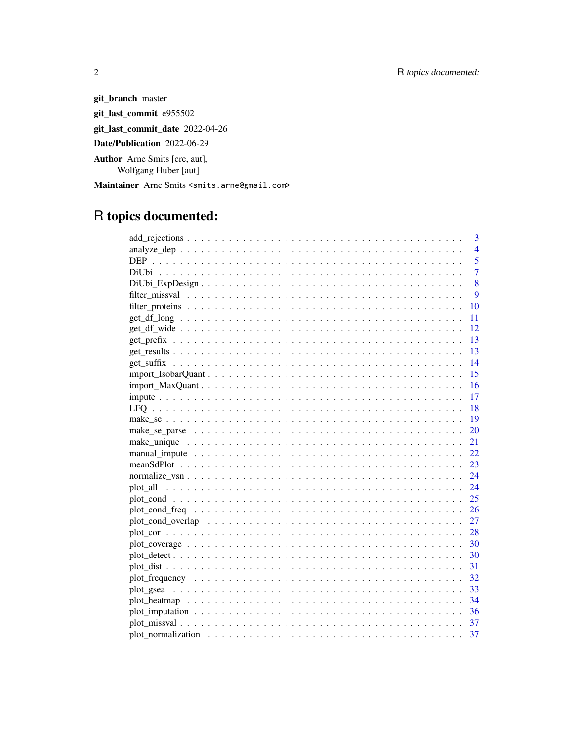**git_branch** master

**git_last_commit** e955502

**git_last_commit_date** 2022-04-26

**Date/Publication** 2022-06-29

**Author** Arne Smits [cre, aut],
Wolfgang Huber [aut]

**Maintainer** Arne Smits <smits.arne@gmail.com>

# R topics documented:

| | |
|---|---|
| add_rejections | 3 |
| analyze_dep | 4 |
| DEP | 5 |
| DiUbi | 7 |
| DiUbi_ExpDesign | 8 |
| filter_missval | 9 |
| filter_proteins | 10 |
| get_df_long | 11 |
| get_df_wide | 12 |
| get_prefix | 13 |
| get_results | 13 |
| get_suffix | 14 |
| import_IsobarQuant | 15 |
| import_MaxQuant | 16 |
| impute | 17 |
| LFQ | 18 |
| make_se | 19 |
| make_se_parse | 20 |
| make_unique | 21 |
| manual_impute | 22 |
| meanSdPlot | 23 |
| normalize_vsn | 24 |
| plot_all | 24 |
| plot_cond | 25 |
| plot_cond_freq | 26 |
| plot_cond_overlap | 27 |
| plot_cor | 28 |
| plot_coverage | 30 |
| plot_detect | 30 |
| plot_dist | 31 |
| plot_frequency | 32 |
| plot_gsea | 33 |
| plot_heatmap | 34 |
| plot_imputation | 36 |
| plot_missval | 37 |
| plot_normalization | 37 |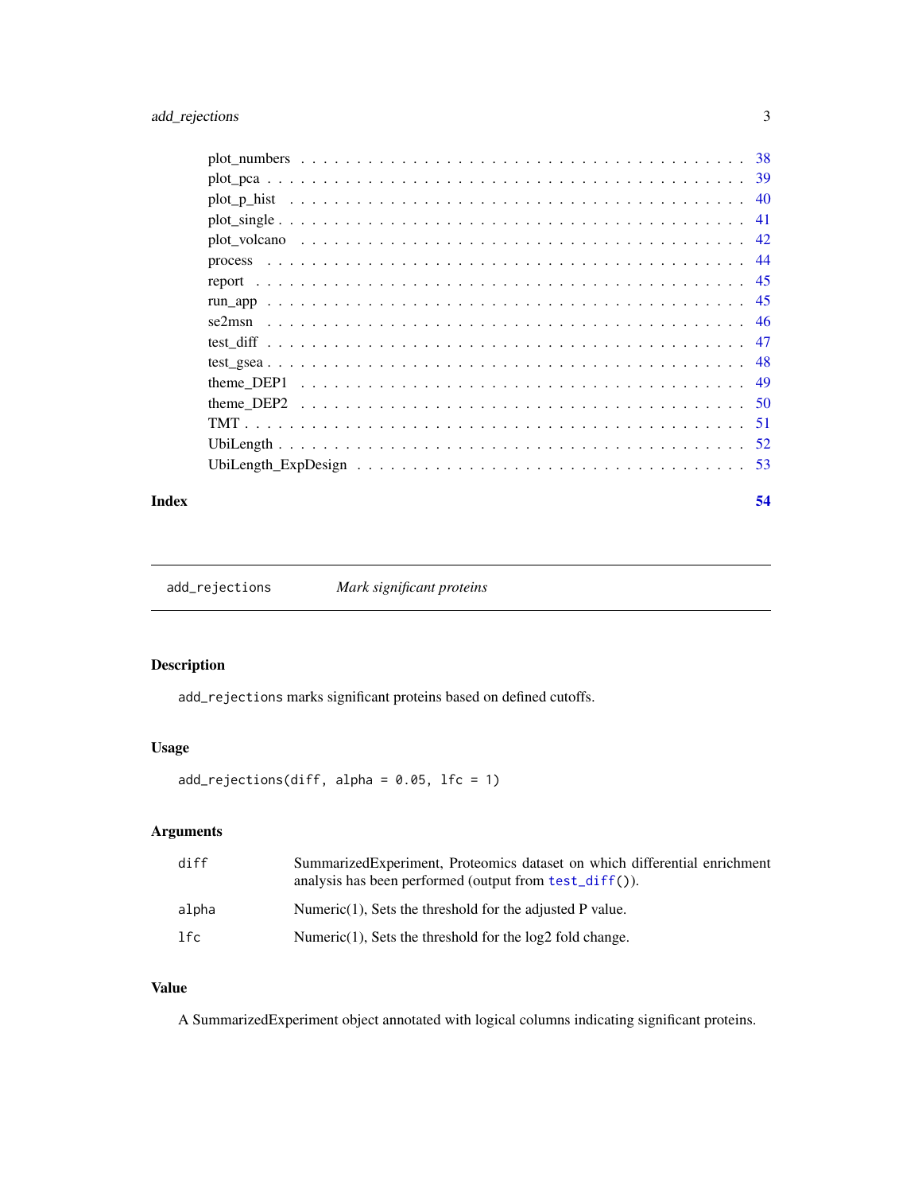plot_numbers . . . . . . . . . . . . . . . . . . . . . . . . . . . . . . . . . . . . . . 38
plot_pca . . . . . . . . . . . . . . . . . . . . . . . . . . . . . . . . . . . . . . . . 39
plot_p_hist . . . . . . . . . . . . . . . . . . . . . . . . . . . . . . . . . . . . . . 40
plot_single . . . . . . . . . . . . . . . . . . . . . . . . . . . . . . . . . . . . . . 41
plot_volcano . . . . . . . . . . . . . . . . . . . . . . . . . . . . . . . . . . . . . 42
process . . . . . . . . . . . . . . . . . . . . . . . . . . . . . . . . . . . . . . . . 44
report . . . . . . . . . . . . . . . . . . . . . . . . . . . . . . . . . . . . . . . . . 45
run_app . . . . . . . . . . . . . . . . . . . . . . . . . . . . . . . . . . . . . . . . 45
se2msn . . . . . . . . . . . . . . . . . . . . . . . . . . . . . . . . . . . . . . . . . 46
test_diff . . . . . . . . . . . . . . . . . . . . . . . . . . . . . . . . . . . . . . . . 47
test_gsea . . . . . . . . . . . . . . . . . . . . . . . . . . . . . . . . . . . . . . . . 48
theme_DEP1 . . . . . . . . . . . . . . . . . . . . . . . . . . . . . . . . . . . . . . 49
theme_DEP2 . . . . . . . . . . . . . . . . . . . . . . . . . . . . . . . . . . . . . . 50
TMT . . . . . . . . . . . . . . . . . . . . . . . . . . . . . . . . . . . . . . . . . . . 51
UbiLength . . . . . . . . . . . . . . . . . . . . . . . . . . . . . . . . . . . . . . . . 52
UbiLength_ExpDesign . . . . . . . . . . . . . . . . . . . . . . . . . . . . . . . . . 53

**Index** **54**

---

## add_rejections *Mark significant proteins*

### Description

`add_rejections` marks significant proteins based on defined cutoffs.

### Usage

```
add_rejections(diff, alpha = 0.05, lfc = 1)
```

### Arguments

| | |
|---|---|
| `diff` | SummarizedExperiment, Proteomics dataset on which differential enrichment analysis has been performed (output from `test_diff()`). |
| `alpha` | Numeric(1), Sets the threshold for the adjusted P value. |
| `lfc` | Numeric(1), Sets the threshold for the log2 fold change. |

### Value

A SummarizedExperiment object annotated with logical columns indicating significant proteins.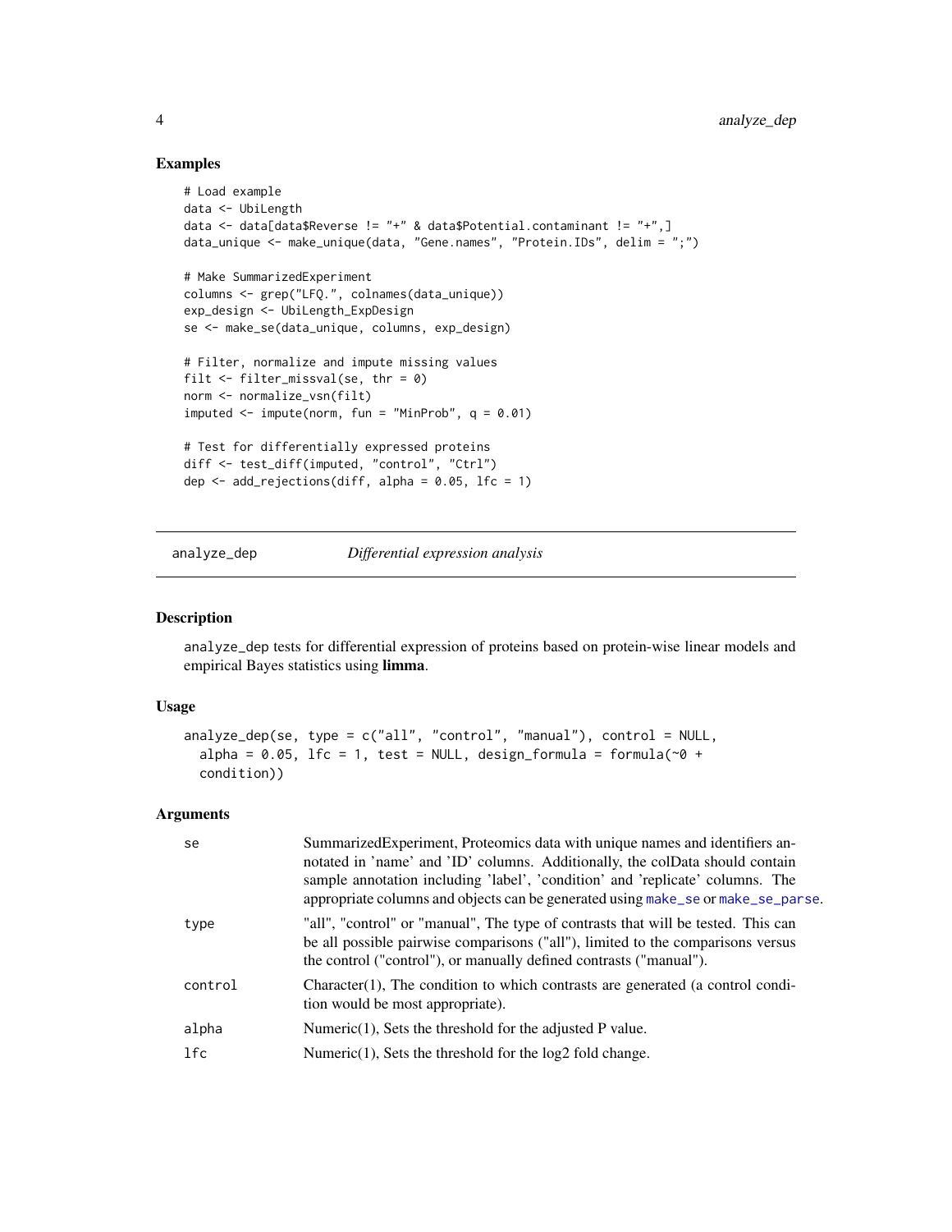## Examples

```
# Load example
data <- UbiLength
data <- data[data$Reverse != "+" & data$Potential.contaminant != "+",]
data_unique <- make_unique(data, "Gene.names", "Protein.IDs", delim = ";")

# Make SummarizedExperiment
columns <- grep("LFQ.", colnames(data_unique))
exp_design <- UbiLength_ExpDesign
se <- make_se(data_unique, columns, exp_design)

# Filter, normalize and impute missing values
filt <- filter_missval(se, thr = 0)
norm <- normalize_vsn(filt)
imputed <- impute(norm, fun = "MinProb", q = 0.01)

# Test for differentially expressed proteins
diff <- test_diff(imputed, "control", "Ctrl")
dep <- add_rejections(diff, alpha = 0.05, lfc = 1)
```

---

# analyze_dep — *Differential expression analysis*

---

## Description

analyze_dep tests for differential expression of proteins based on protein-wise linear models and empirical Bayes statistics using **limma**.

## Usage

```
analyze_dep(se, type = c("all", "control", "manual"), control = NULL,
  alpha = 0.05, lfc = 1, test = NULL, design_formula = formula(~0 +
  condition))
```

## Arguments

| | |
|---|---|
| se | SummarizedExperiment, Proteomics data with unique names and identifiers annotated in 'name' and 'ID' columns. Additionally, the colData should contain sample annotation including 'label', 'condition' and 'replicate' columns. The appropriate columns and objects can be generated using make_se or make_se_parse. |
| type | "all", "control" or "manual", The type of contrasts that will be tested. This can be all possible pairwise comparisons ("all"), limited to the comparisons versus the control ("control"), or manually defined contrasts ("manual"). |
| control | Character(1), The condition to which contrasts are generated (a control condition would be most appropriate). |
| alpha | Numeric(1), Sets the threshold for the adjusted P value. |
| lfc | Numeric(1), Sets the threshold for the log2 fold change. |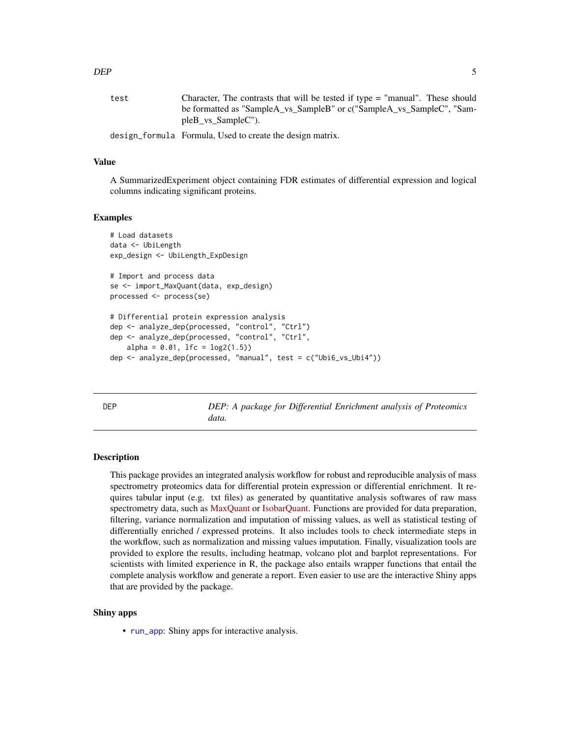test	Character, The contrasts that will be tested if type = "manual". These should be formatted as "SampleA_vs_SampleB" or c("SampleA_vs_SampleC", "SampleB_vs_SampleC").

design_formula	Formula, Used to create the design matrix.

### Value

A SummarizedExperiment object containing FDR estimates of differential expression and logical columns indicating significant proteins.

### Examples

```
# Load datasets
data <- UbiLength
exp_design <- UbiLength_ExpDesign

# Import and process data
se <- import_MaxQuant(data, exp_design)
processed <- process(se)

# Differential protein expression analysis
dep <- analyze_dep(processed, "control", "Ctrl")
dep <- analyze_dep(processed, "control", "Ctrl",
    alpha = 0.01, lfc = log2(1.5))
dep <- analyze_dep(processed, "manual", test = c("Ubi6_vs_Ubi4"))
```

---

## DEP — *DEP: A package for Differential Enrichment analysis of Proteomics data.*

---

### Description

This package provides an integrated analysis workflow for robust and reproducible analysis of mass spectrometry proteomics data for differential protein expression or differential enrichment. It requires tabular input (e.g. txt files) as generated by quantitative analysis softwares of raw mass spectrometry data, such as MaxQuant or IsobarQuant. Functions are provided for data preparation, filtering, variance normalization and imputation of missing values, as well as statistical testing of differentially enriched / expressed proteins. It also includes tools to check intermediate steps in the workflow, such as normalization and missing values imputation. Finally, visualization tools are provided to explore the results, including heatmap, volcano plot and barplot representations. For scientists with limited experience in R, the package also entails wrapper functions that entail the complete analysis workflow and generate a report. Even easier to use are the interactive Shiny apps that are provided by the package.

### Shiny apps

- `run_app`: Shiny apps for interactive analysis.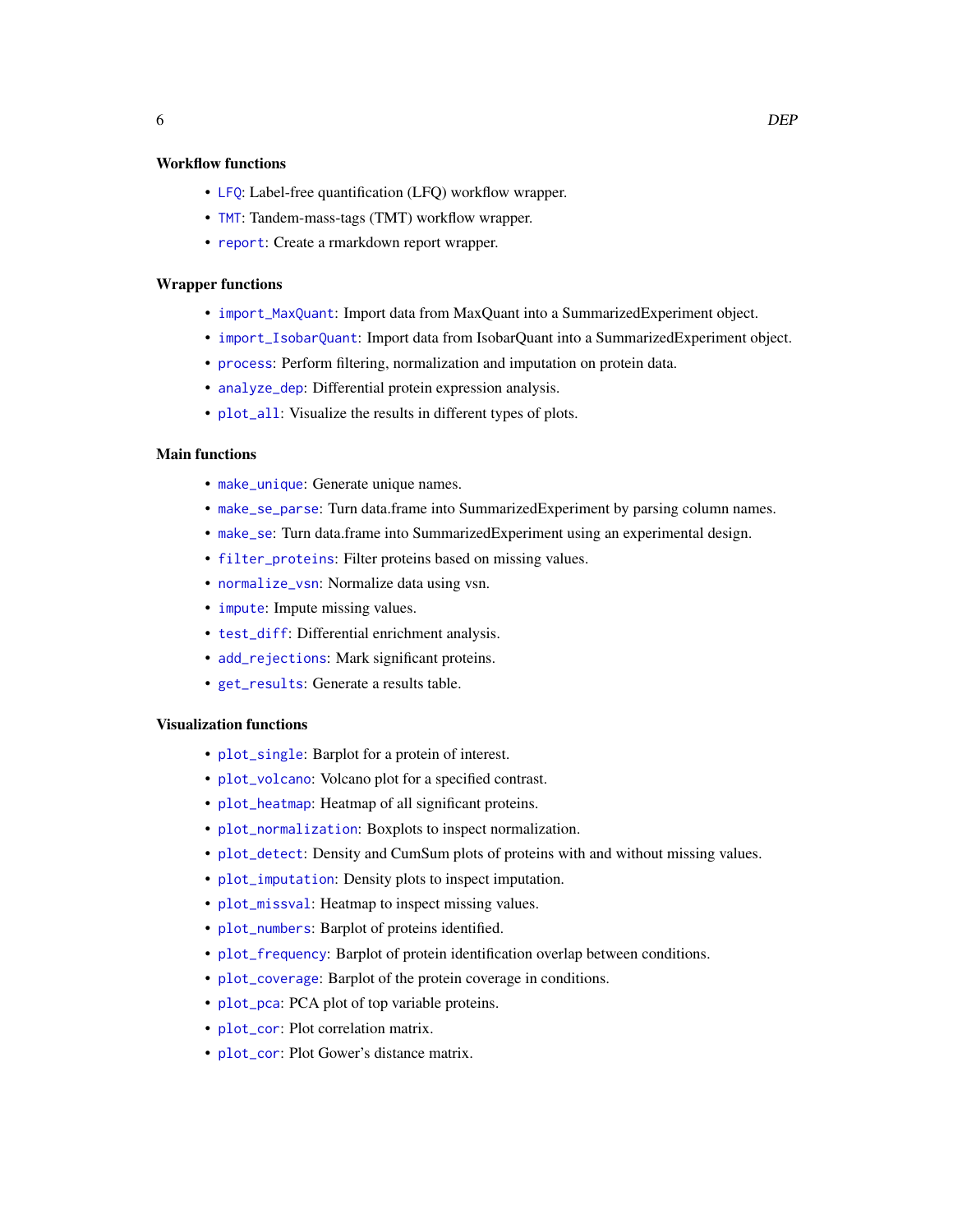### Workflow functions

- `LFQ`: Label-free quantification (LFQ) workflow wrapper.
- `TMT`: Tandem-mass-tags (TMT) workflow wrapper.
- `report`: Create a rmarkdown report wrapper.

### Wrapper functions

- `import_MaxQuant`: Import data from MaxQuant into a SummarizedExperiment object.
- `import_IsobarQuant`: Import data from IsobarQuant into a SummarizedExperiment object.
- `process`: Perform filtering, normalization and imputation on protein data.
- `analyze_dep`: Differential protein expression analysis.
- `plot_all`: Visualize the results in different types of plots.

### Main functions

- `make_unique`: Generate unique names.
- `make_se_parse`: Turn data.frame into SummarizedExperiment by parsing column names.
- `make_se`: Turn data.frame into SummarizedExperiment using an experimental design.
- `filter_proteins`: Filter proteins based on missing values.
- `normalize_vsn`: Normalize data using vsn.
- `impute`: Impute missing values.
- `test_diff`: Differential enrichment analysis.
- `add_rejections`: Mark significant proteins.
- `get_results`: Generate a results table.

### Visualization functions

- `plot_single`: Barplot for a protein of interest.
- `plot_volcano`: Volcano plot for a specified contrast.
- `plot_heatmap`: Heatmap of all significant proteins.
- `plot_normalization`: Boxplots to inspect normalization.
- `plot_detect`: Density and CumSum plots of proteins with and without missing values.
- `plot_imputation`: Density plots to inspect imputation.
- `plot_missval`: Heatmap to inspect missing values.
- `plot_numbers`: Barplot of proteins identified.
- `plot_frequency`: Barplot of protein identification overlap between conditions.
- `plot_coverage`: Barplot of the protein coverage in conditions.
- `plot_pca`: PCA plot of top variable proteins.
- `plot_cor`: Plot correlation matrix.
- `plot_cor`: Plot Gower's distance matrix.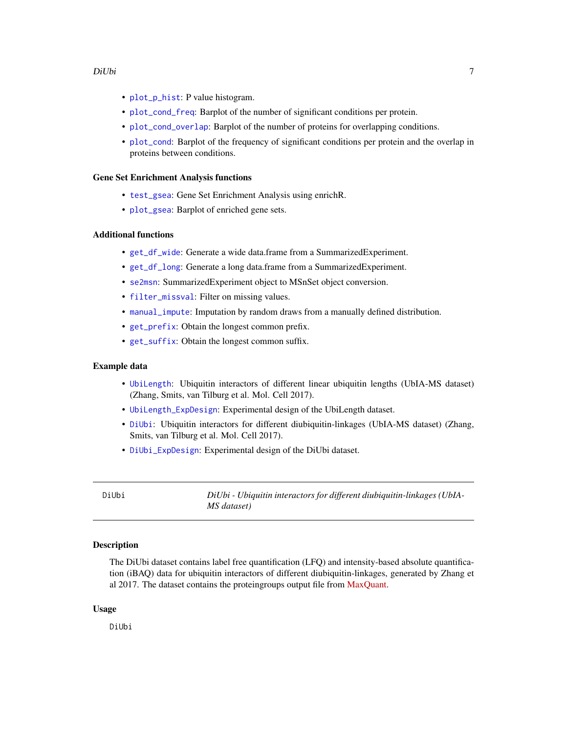- `plot_p_hist`: P value histogram.
- `plot_cond_freq`: Barplot of the number of significant conditions per protein.
- `plot_cond_overlap`: Barplot of the number of proteins for overlapping conditions.
- `plot_cond`: Barplot of the frequency of significant conditions per protein and the overlap in proteins between conditions.

### Gene Set Enrichment Analysis functions

- `test_gsea`: Gene Set Enrichment Analysis using enrichR.
- `plot_gsea`: Barplot of enriched gene sets.

### Additional functions

- `get_df_wide`: Generate a wide data.frame from a SummarizedExperiment.
- `get_df_long`: Generate a long data.frame from a SummarizedExperiment.
- `se2msn`: SummarizedExperiment object to MSnSet object conversion.
- `filter_missval`: Filter on missing values.
- `manual_impute`: Imputation by random draws from a manually defined distribution.
- `get_prefix`: Obtain the longest common prefix.
- `get_suffix`: Obtain the longest common suffix.

### Example data

- `UbiLength`: Ubiquitin interactors of different linear ubiquitin lengths (UbIA-MS dataset) (Zhang, Smits, van Tilburg et al. Mol. Cell 2017).
- `UbiLength_ExpDesign`: Experimental design of the UbiLength dataset.
- `DiUbi`: Ubiquitin interactors for different diubiquitin-linkages (UbIA-MS dataset) (Zhang, Smits, van Tilburg et al. Mol. Cell 2017).
- `DiUbi_ExpDesign`: Experimental design of the DiUbi dataset.

---

## DiUbi — *DiUbi - Ubiquitin interactors for different diubiquitin-linkages (UbIA-MS dataset)*

---

### Description

The DiUbi dataset contains label free quantification (LFQ) and intensity-based absolute quantification (iBAQ) data for ubiquitin interactors of different diubiquitin-linkages, generated by Zhang et al 2017. The dataset contains the proteingroups output file from MaxQuant.

### Usage

```
DiUbi
```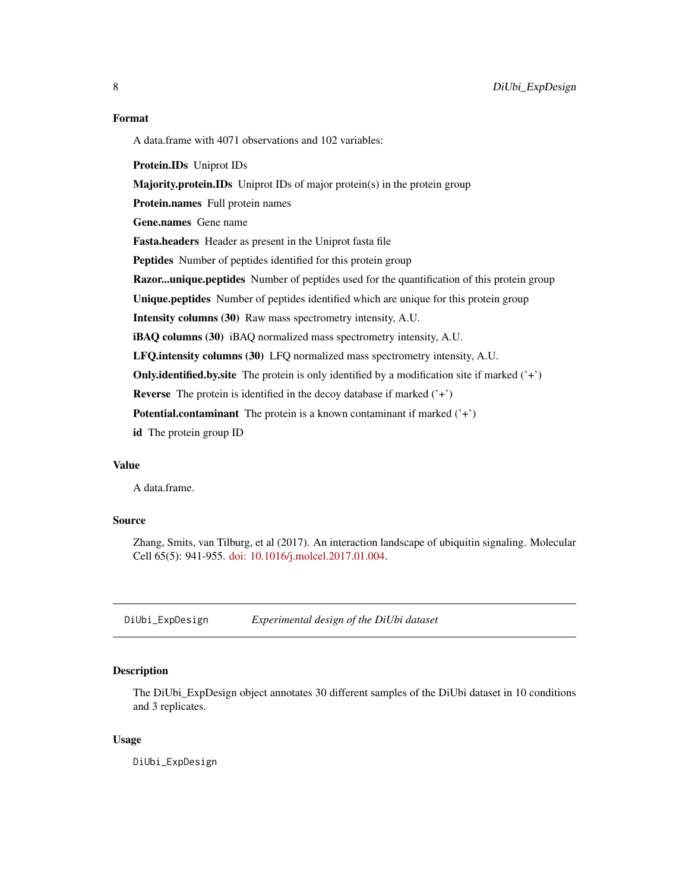### Format

A data.frame with 4071 observations and 102 variables:

**Protein.IDs** Uniprot IDs

**Majority.protein.IDs** Uniprot IDs of major protein(s) in the protein group

**Protein.names** Full protein names

**Gene.names** Gene name

**Fasta.headers** Header as present in the Uniprot fasta file

**Peptides** Number of peptides identified for this protein group

**Razor...unique.peptides** Number of peptides used for the quantification of this protein group

**Unique.peptides** Number of peptides identified which are unique for this protein group

**Intensity columns (30)** Raw mass spectrometry intensity, A.U.

**iBAQ columns (30)** iBAQ normalized mass spectrometry intensity, A.U.

**LFQ.intensity columns (30)** LFQ normalized mass spectrometry intensity, A.U.

**Only.identified.by.site** The protein is only identified by a modification site if marked ('+')

**Reverse** The protein is identified in the decoy database if marked ('+')

**Potential.contaminant** The protein is a known contaminant if marked ('+')

**id** The protein group ID

### Value

A data.frame.

### Source

Zhang, Smits, van Tilburg, et al (2017). An interaction landscape of ubiquitin signaling. Molecular Cell 65(5): 941-955. doi: 10.1016/j.molcel.2017.01.004.

---

## DiUbi_ExpDesign *Experimental design of the DiUbi dataset*

### Description

The DiUbi_ExpDesign object annotates 30 different samples of the DiUbi dataset in 10 conditions and 3 replicates.

### Usage

```
DiUbi_ExpDesign
```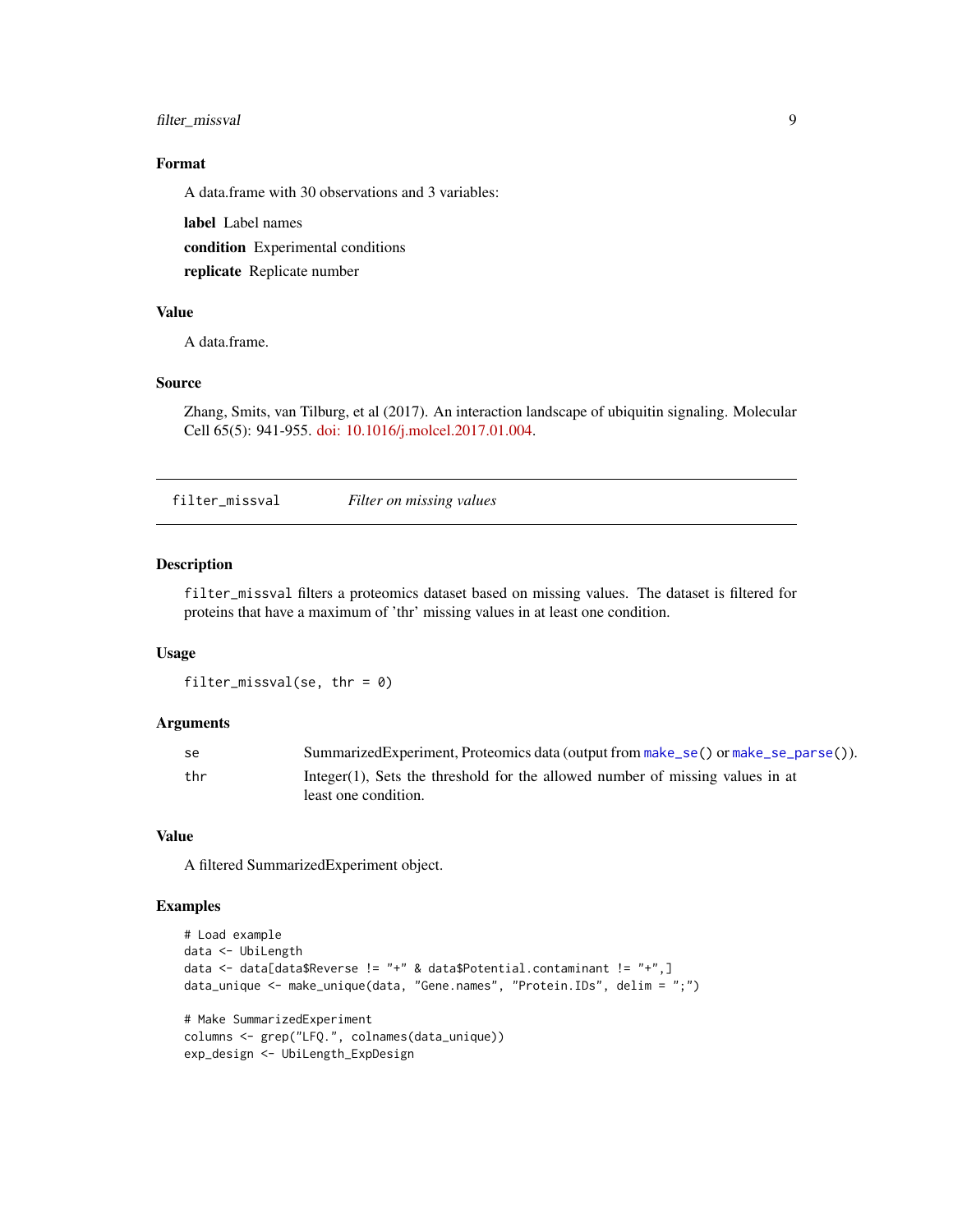### Format

A data.frame with 30 observations and 3 variables:

**label** Label names

**condition** Experimental conditions

**replicate** Replicate number

### Value

A data.frame.

### Source

Zhang, Smits, van Tilburg, et al (2017). An interaction landscape of ubiquitin signaling. Molecular Cell 65(5): 941-955. doi: 10.1016/j.molcel.2017.01.004.

---

## filter_missval *Filter on missing values*

### Description

filter_missval filters a proteomics dataset based on missing values. The dataset is filtered for proteins that have a maximum of 'thr' missing values in at least one condition.

### Usage

```
filter_missval(se, thr = 0)
```

### Arguments

| | |
|---|---|
| se | SummarizedExperiment, Proteomics data (output from make_se() or make_se_parse()). |
| thr | Integer(1), Sets the threshold for the allowed number of missing values in at least one condition. |

### Value

A filtered SummarizedExperiment object.

### Examples

```
# Load example
data <- UbiLength
data <- data[data$Reverse != "+" & data$Potential.contaminant != "+",]
data_unique <- make_unique(data, "Gene.names", "Protein.IDs", delim = ";")

# Make SummarizedExperiment
columns <- grep("LFQ.", colnames(data_unique))
exp_design <- UbiLength_ExpDesign
```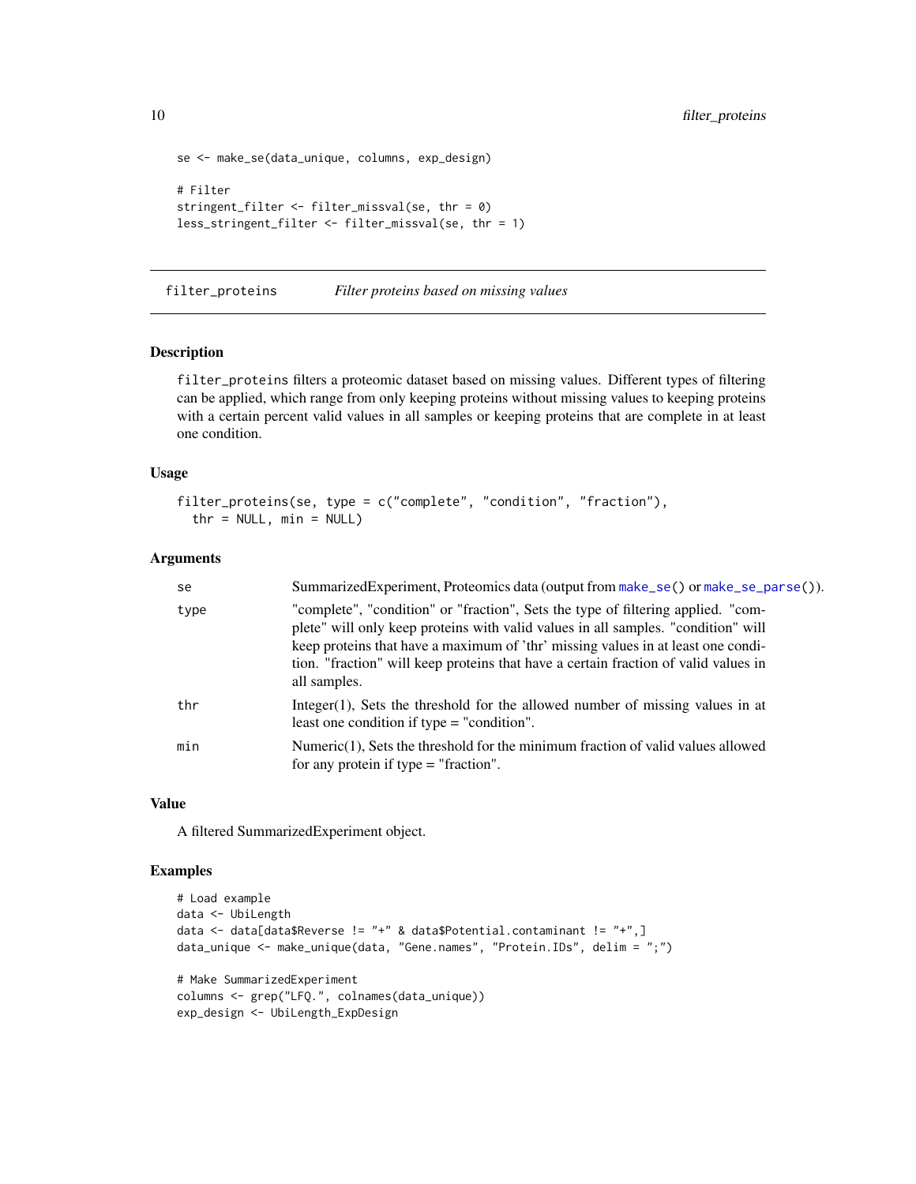```
se <- make_se(data_unique, columns, exp_design)

# Filter
stringent_filter <- filter_missval(se, thr = 0)
less_stringent_filter <- filter_missval(se, thr = 1)
```

## filter_proteins — *Filter proteins based on missing values*

### Description

filter_proteins filters a proteomic dataset based on missing values. Different types of filtering can be applied, which range from only keeping proteins without missing values to keeping proteins with a certain percent valid values in all samples or keeping proteins that are complete in at least one condition.

### Usage

```
filter_proteins(se, type = c("complete", "condition", "fraction"),
  thr = NULL, min = NULL)
```

### Arguments

| | |
|---|---|
| se | SummarizedExperiment, Proteomics data (output from make_se() or make_se_parse()). |
| type | "complete", "condition" or "fraction", Sets the type of filtering applied. "complete" will only keep proteins with valid values in all samples. "condition" will keep proteins that have a maximum of 'thr' missing values in at least one condition. "fraction" will keep proteins that have a certain fraction of valid values in all samples. |
| thr | Integer(1), Sets the threshold for the allowed number of missing values in at least one condition if type = "condition". |
| min | Numeric(1), Sets the threshold for the minimum fraction of valid values allowed for any protein if type = "fraction". |

### Value

A filtered SummarizedExperiment object.

### Examples

```
# Load example
data <- UbiLength
data <- data[data$Reverse != "+" & data$Potential.contaminant != "+",]
data_unique <- make_unique(data, "Gene.names", "Protein.IDs", delim = ";")

# Make SummarizedExperiment
columns <- grep("LFQ.", colnames(data_unique))
exp_design <- UbiLength_ExpDesign
```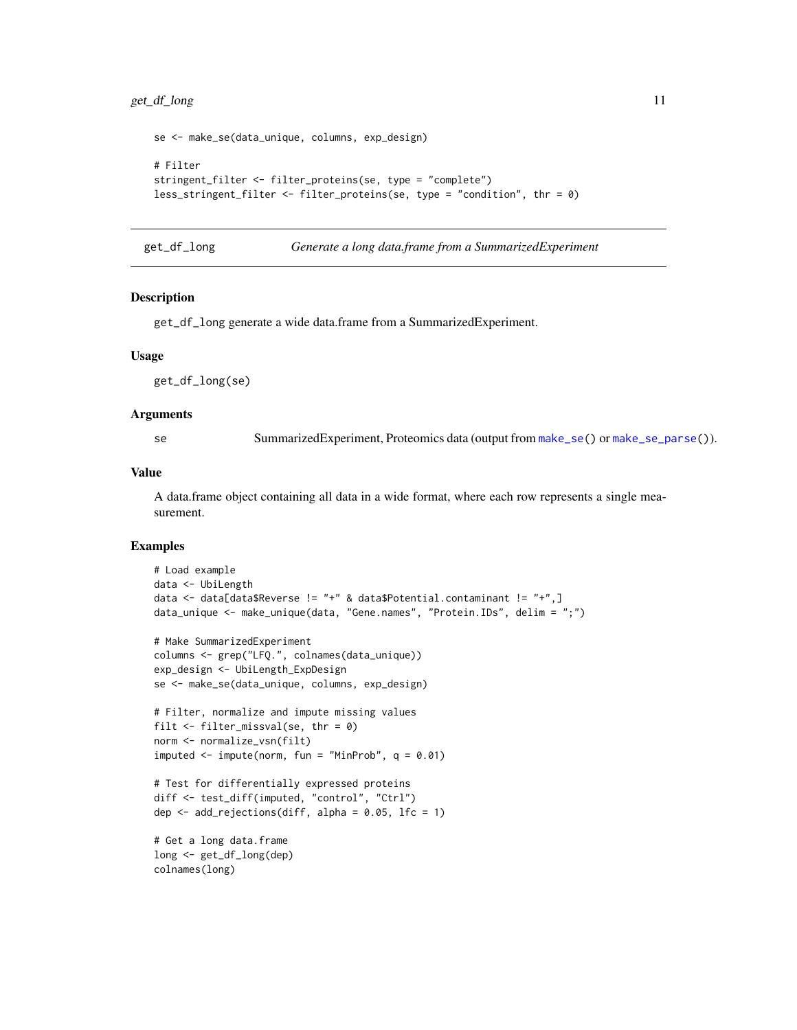```
se <- make_se(data_unique, columns, exp_design)

# Filter
stringent_filter <- filter_proteins(se, type = "complete")
less_stringent_filter <- filter_proteins(se, type = "condition", thr = 0)
```

## get_df_long — *Generate a long data.frame from a SummarizedExperiment*

### Description

get_df_long generate a wide data.frame from a SummarizedExperiment.

### Usage

```
get_df_long(se)
```

### Arguments

| | |
|---|---|
| se | SummarizedExperiment, Proteomics data (output from make_se() or make_se_parse()). |

### Value

A data.frame object containing all data in a wide format, where each row represents a single measurement.

### Examples

```
# Load example
data <- UbiLength
data <- data[data$Reverse != "+" & data$Potential.contaminant != "+",]
data_unique <- make_unique(data, "Gene.names", "Protein.IDs", delim = ";")

# Make SummarizedExperiment
columns <- grep("LFQ.", colnames(data_unique))
exp_design <- UbiLength_ExpDesign
se <- make_se(data_unique, columns, exp_design)

# Filter, normalize and impute missing values
filt <- filter_missval(se, thr = 0)
norm <- normalize_vsn(filt)
imputed <- impute(norm, fun = "MinProb", q = 0.01)

# Test for differentially expressed proteins
diff <- test_diff(imputed, "control", "Ctrl")
dep <- add_rejections(diff, alpha = 0.05, lfc = 1)

# Get a long data.frame
long <- get_df_long(dep)
colnames(long)
```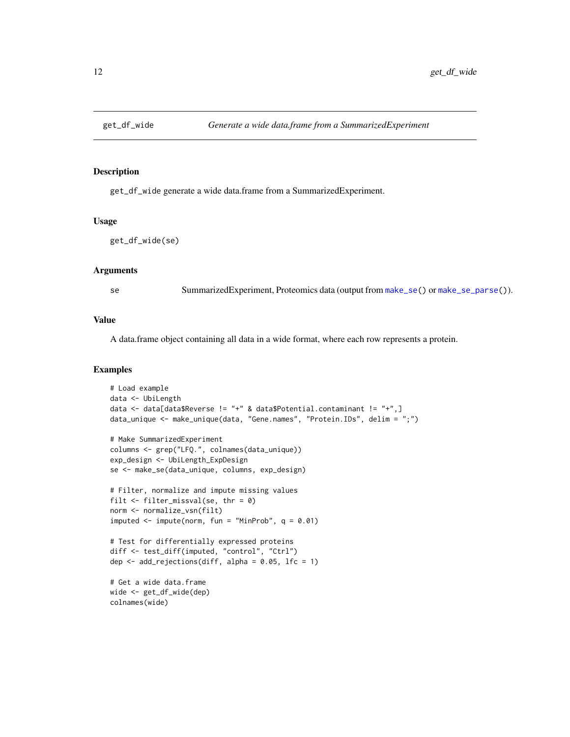## get_df_wide *Generate a wide data.frame from a SummarizedExperiment*

### Description

`get_df_wide` generate a wide data.frame from a SummarizedExperiment.

### Usage

```
get_df_wide(se)
```

### Arguments

| | |
|---|---|
| se | SummarizedExperiment, Proteomics data (output from `make_se()` or `make_se_parse()`). |

### Value

A data.frame object containing all data in a wide format, where each row represents a protein.

### Examples

```
# Load example
data <- UbiLength
data <- data[data$Reverse != "+" & data$Potential.contaminant != "+",]
data_unique <- make_unique(data, "Gene.names", "Protein.IDs", delim = ";")

# Make SummarizedExperiment
columns <- grep("LFQ.", colnames(data_unique))
exp_design <- UbiLength_ExpDesign
se <- make_se(data_unique, columns, exp_design)

# Filter, normalize and impute missing values
filt <- filter_missval(se, thr = 0)
norm <- normalize_vsn(filt)
imputed <- impute(norm, fun = "MinProb", q = 0.01)

# Test for differentially expressed proteins
diff <- test_diff(imputed, "control", "Ctrl")
dep <- add_rejections(diff, alpha = 0.05, lfc = 1)

# Get a wide data.frame
wide <- get_df_wide(dep)
colnames(wide)
```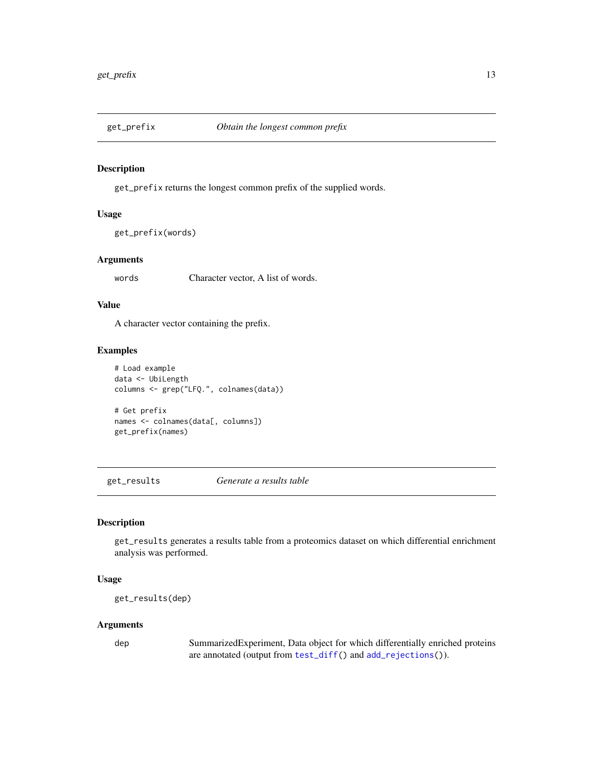## get_prefix *Obtain the longest common prefix*

### Description

get_prefix returns the longest common prefix of the supplied words.

### Usage

```
get_prefix(words)
```

### Arguments

| | |
|---|---|
| words | Character vector, A list of words. |

### Value

A character vector containing the prefix.

### Examples

```
# Load example
data <- UbiLength
columns <- grep("LFQ.", colnames(data))

# Get prefix
names <- colnames(data[, columns])
get_prefix(names)
```

## get_results *Generate a results table*

### Description

get_results generates a results table from a proteomics dataset on which differential enrichment analysis was performed.

### Usage

```
get_results(dep)
```

### Arguments

| | |
|---|---|
| dep | SummarizedExperiment, Data object for which differentially enriched proteins are annotated (output from test_diff() and add_rejections()). |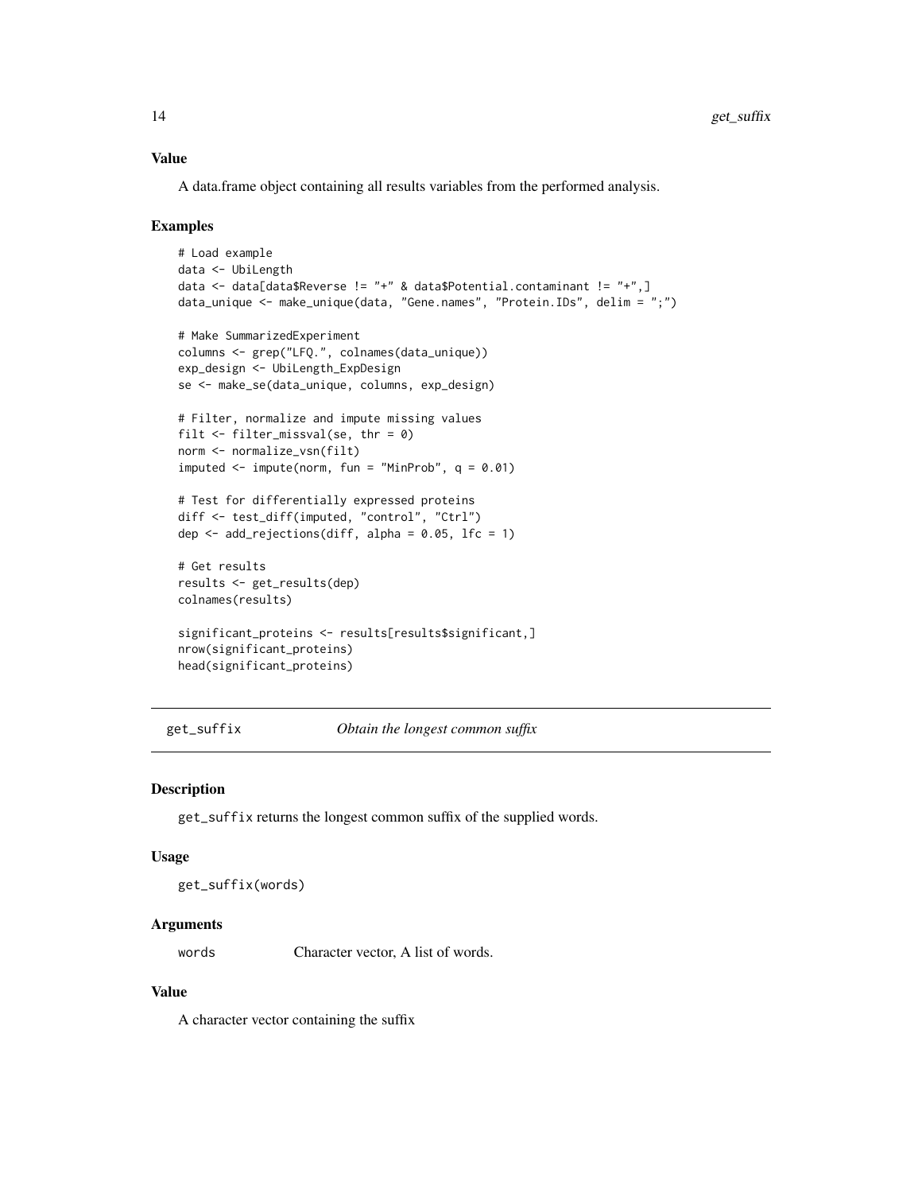### Value

A data.frame object containing all results variables from the performed analysis.

### Examples

```
# Load example
data <- UbiLength
data <- data[data$Reverse != "+" & data$Potential.contaminant != "+",]
data_unique <- make_unique(data, "Gene.names", "Protein.IDs", delim = ";")

# Make SummarizedExperiment
columns <- grep("LFQ.", colnames(data_unique))
exp_design <- UbiLength_ExpDesign
se <- make_se(data_unique, columns, exp_design)

# Filter, normalize and impute missing values
filt <- filter_missval(se, thr = 0)
norm <- normalize_vsn(filt)
imputed <- impute(norm, fun = "MinProb", q = 0.01)

# Test for differentially expressed proteins
diff <- test_diff(imputed, "control", "Ctrl")
dep <- add_rejections(diff, alpha = 0.05, lfc = 1)

# Get results
results <- get_results(dep)
colnames(results)

significant_proteins <- results[results$significant,]
nrow(significant_proteins)
head(significant_proteins)
```

---

## get_suffix *Obtain the longest common suffix*

### Description

`get_suffix` returns the longest common suffix of the supplied words.

### Usage

```
get_suffix(words)
```

### Arguments

| | |
|---|---|
| words | Character vector, A list of words. |

### Value

A character vector containing the suffix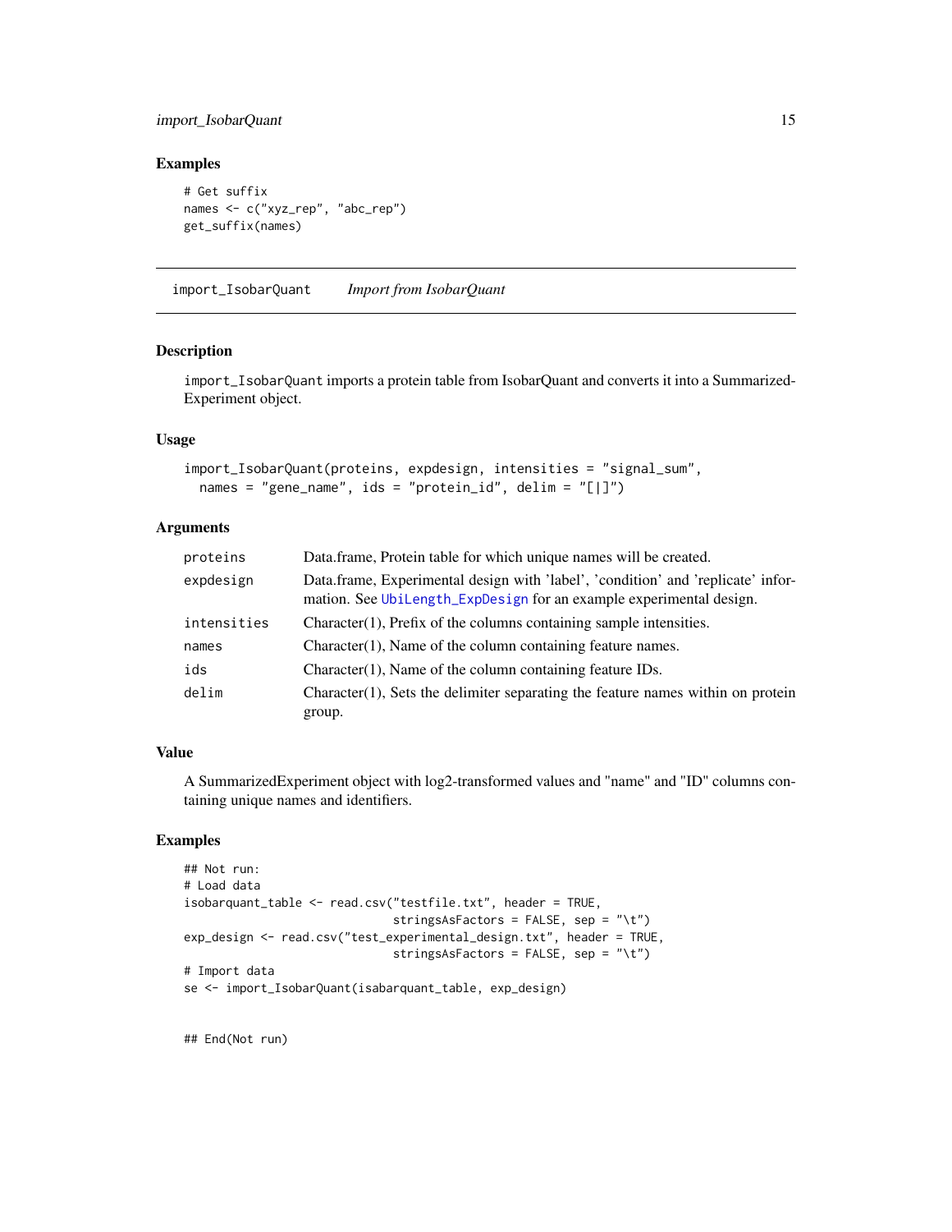## Examples

```
# Get suffix
names <- c("xyz_rep", "abc_rep")
get_suffix(names)
```

---

## import_IsobarQuant *Import from IsobarQuant*

### Description

`import_IsobarQuant` imports a protein table from IsobarQuant and converts it into a SummarizedExperiment object.

### Usage

```
import_IsobarQuant(proteins, expdesign, intensities = "signal_sum",
  names = "gene_name", ids = "protein_id", delim = "[|]")
```

### Arguments

| | |
|---|---|
| `proteins` | Data.frame, Protein table for which unique names will be created. |
| `expdesign` | Data.frame, Experimental design with 'label', 'condition' and 'replicate' information. See `UbiLength_ExpDesign` for an example experimental design. |
| `intensities` | Character(1), Prefix of the columns containing sample intensities. |
| `names` | Character(1), Name of the column containing feature names. |
| `ids` | Character(1), Name of the column containing feature IDs. |
| `delim` | Character(1), Sets the delimiter separating the feature names within on protein group. |

### Value

A SummarizedExperiment object with log2-transformed values and "name" and "ID" columns containing unique names and identifiers.

### Examples

```
## Not run:
# Load data
isobarquant_table <- read.csv("testfile.txt", header = TRUE,
                              stringsAsFactors = FALSE, sep = "\t")
exp_design <- read.csv("test_experimental_design.txt", header = TRUE,
                              stringsAsFactors = FALSE, sep = "\t")
# Import data
se <- import_IsobarQuant(isabarquant_table, exp_design)


## End(Not run)
```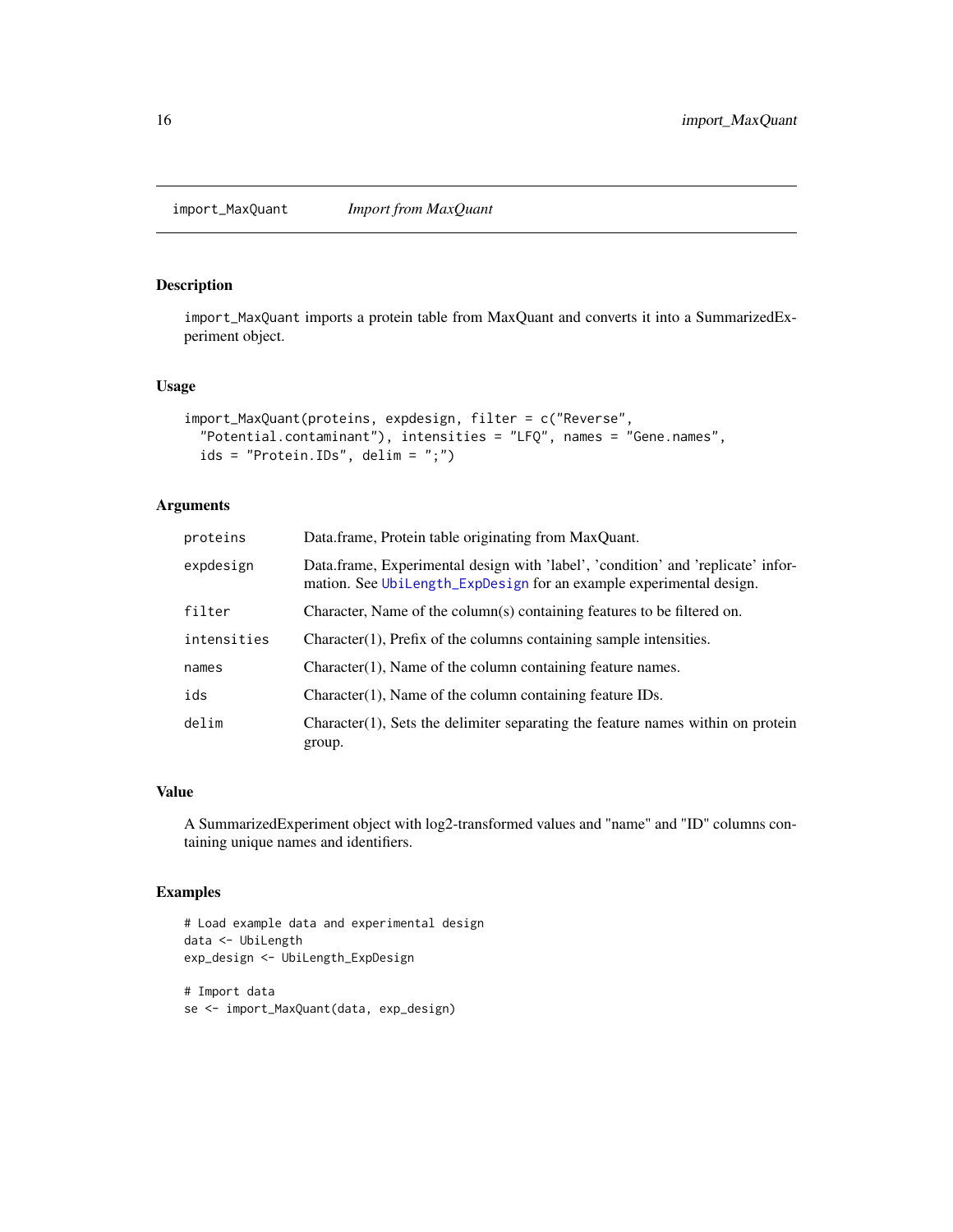## import_MaxQuant *Import from MaxQuant*

### Description

import_MaxQuant imports a protein table from MaxQuant and converts it into a SummarizedExperiment object.

### Usage

```
import_MaxQuant(proteins, expdesign, filter = c("Reverse",
  "Potential.contaminant"), intensities = "LFQ", names = "Gene.names",
  ids = "Protein.IDs", delim = ";")
```

### Arguments

| | |
|---|---|
| proteins | Data.frame, Protein table originating from MaxQuant. |
| expdesign | Data.frame, Experimental design with 'label', 'condition' and 'replicate' information. See UbiLength_ExpDesign for an example experimental design. |
| filter | Character, Name of the column(s) containing features to be filtered on. |
| intensities | Character(1), Prefix of the columns containing sample intensities. |
| names | Character(1), Name of the column containing feature names. |
| ids | Character(1), Name of the column containing feature IDs. |
| delim | Character(1), Sets the delimiter separating the feature names within on protein group. |

### Value

A SummarizedExperiment object with log2-transformed values and "name" and "ID" columns containing unique names and identifiers.

### Examples

```
# Load example data and experimental design
data <- UbiLength
exp_design <- UbiLength_ExpDesign

# Import data
se <- import_MaxQuant(data, exp_design)
```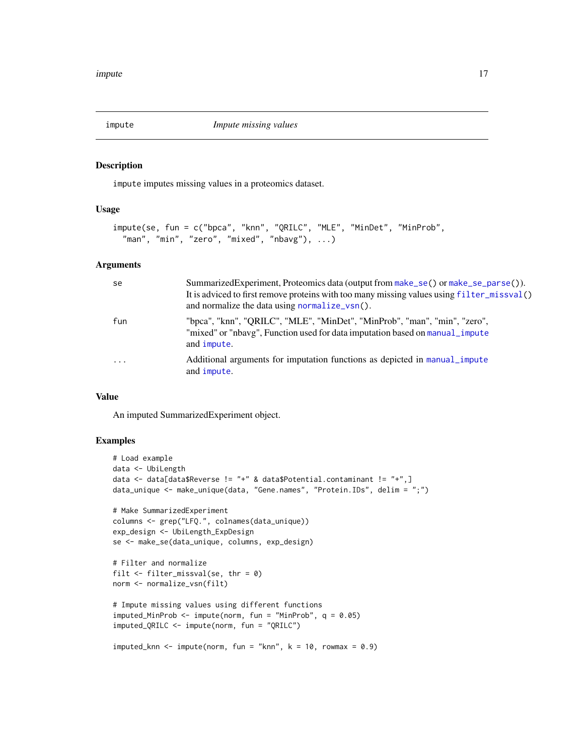## impute — *Impute missing values*

### Description

`impute` imputes missing values in a proteomics dataset.

### Usage

```
impute(se, fun = c("bpca", "knn", "QRILC", "MLE", "MinDet", "MinProb",
  "man", "min", "zero", "mixed", "nbavg"), ...)
```

### Arguments

| | |
|---|---|
| `se` | SummarizedExperiment, Proteomics data (output from `make_se()` or `make_se_parse()`). It is adviced to first remove proteins with too many missing values using `filter_missval()` and normalize the data using `normalize_vsn()`. |
| `fun` | "bpca", "knn", "QRILC", "MLE", "MinDet", "MinProb", "man", "min", "zero", "mixed" or "nbavg", Function used for data imputation based on `manual_impute` and `impute`. |
| `...` | Additional arguments for imputation functions as depicted in `manual_impute` and `impute`. |

### Value

An imputed SummarizedExperiment object.

### Examples

```
# Load example
data <- UbiLength
data <- data[data$Reverse != "+" & data$Potential.contaminant != "+",]
data_unique <- make_unique(data, "Gene.names", "Protein.IDs", delim = ";")

# Make SummarizedExperiment
columns <- grep("LFQ.", colnames(data_unique))
exp_design <- UbiLength_ExpDesign
se <- make_se(data_unique, columns, exp_design)

# Filter and normalize
filt <- filter_missval(se, thr = 0)
norm <- normalize_vsn(filt)

# Impute missing values using different functions
imputed_MinProb <- impute(norm, fun = "MinProb", q = 0.05)
imputed_QRILC <- impute(norm, fun = "QRILC")

imputed_knn <- impute(norm, fun = "knn", k = 10, rowmax = 0.9)
```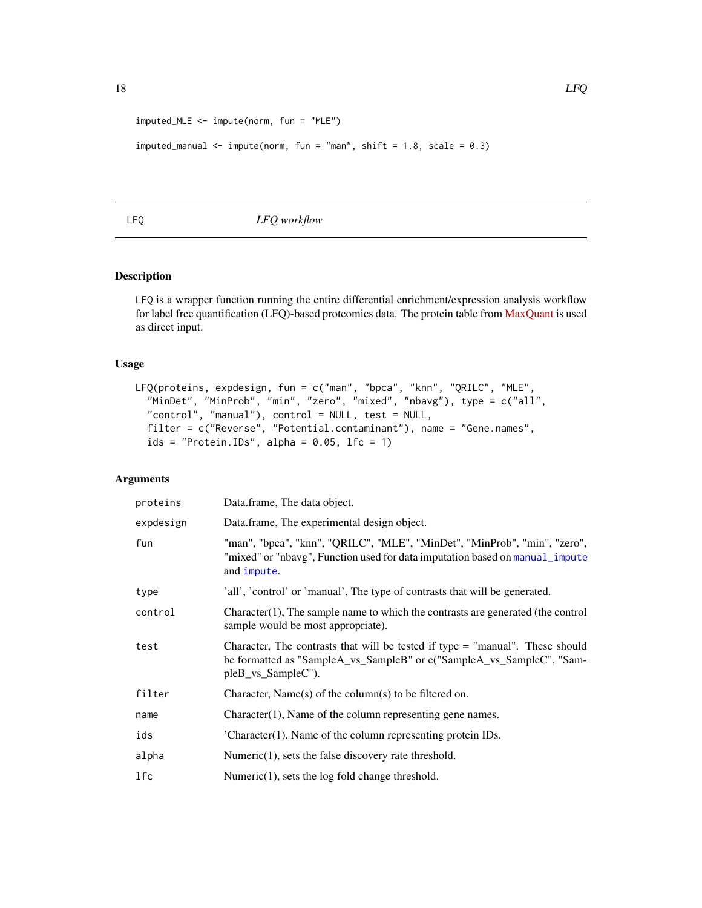```
imputed_MLE <- impute(norm, fun = "MLE")

imputed_manual <- impute(norm, fun = "man", shift = 1.8, scale = 0.3)
```

---

## LFQ *LFQ workflow*

---

### Description

LFQ is a wrapper function running the entire differential enrichment/expression analysis workflow for label free quantification (LFQ)-based proteomics data. The protein table from MaxQuant is used as direct input.

### Usage

```
LFQ(proteins, expdesign, fun = c("man", "bpca", "knn", "QRILC", "MLE",
  "MinDet", "MinProb", "min", "zero", "mixed", "nbavg"), type = c("all",
  "control", "manual"), control = NULL, test = NULL,
  filter = c("Reverse", "Potential.contaminant"), name = "Gene.names",
  ids = "Protein.IDs", alpha = 0.05, lfc = 1)
```

### Arguments

| | |
|---|---|
| proteins | Data.frame, The data object. |
| expdesign | Data.frame, The experimental design object. |
| fun | "man", "bpca", "knn", "QRILC", "MLE", "MinDet", "MinProb", "min", "zero", "mixed" or "nbavg", Function used for data imputation based on manual_impute and impute. |
| type | 'all', 'control' or 'manual', The type of contrasts that will be generated. |
| control | Character(1), The sample name to which the contrasts are generated (the control sample would be most appropriate). |
| test | Character, The contrasts that will be tested if type = "manual". These should be formatted as "SampleA_vs_SampleB" or c("SampleA_vs_SampleC", "SampleB_vs_SampleC"). |
| filter | Character, Name(s) of the column(s) to be filtered on. |
| name | Character(1), Name of the column representing gene names. |
| ids | 'Character(1), Name of the column representing protein IDs. |
| alpha | Numeric(1), sets the false discovery rate threshold. |
| lfc | Numeric(1), sets the log fold change threshold. |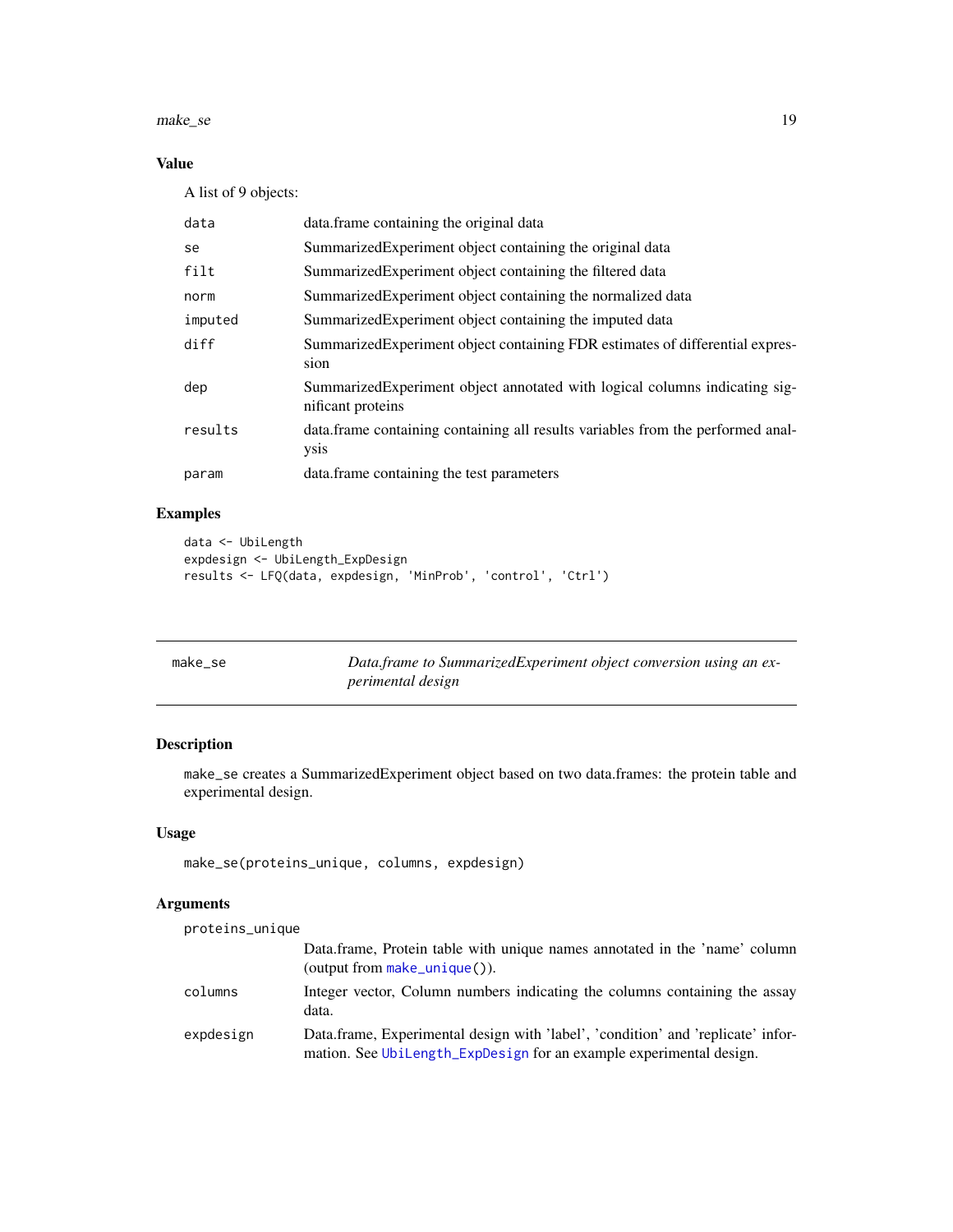## Value

A list of 9 objects:

| | |
|---|---|
| data | data.frame containing the original data |
| se | SummarizedExperiment object containing the original data |
| filt | SummarizedExperiment object containing the filtered data |
| norm | SummarizedExperiment object containing the normalized data |
| imputed | SummarizedExperiment object containing the imputed data |
| diff | SummarizedExperiment object containing FDR estimates of differential expression |
| dep | SummarizedExperiment object annotated with logical columns indicating significant proteins |
| results | data.frame containing containing all results variables from the performed analysis |
| param | data.frame containing the test parameters |

## Examples

```
data <- UbiLength
expdesign <- UbiLength_ExpDesign
results <- LFQ(data, expdesign, 'MinProb', 'control', 'Ctrl')
```

---

# make_se — *Data.frame to SummarizedExperiment object conversion using an experimental design*

## Description

make_se creates a SummarizedExperiment object based on two data.frames: the protein table and experimental design.

## Usage

```
make_se(proteins_unique, columns, expdesign)
```

## Arguments

| | |
|---|---|
| proteins_unique | Data.frame, Protein table with unique names annotated in the 'name' column (output from make_unique()). |
| columns | Integer vector, Column numbers indicating the columns containing the assay data. |
| expdesign | Data.frame, Experimental design with 'label', 'condition' and 'replicate' information. See UbiLength_ExpDesign for an example experimental design. |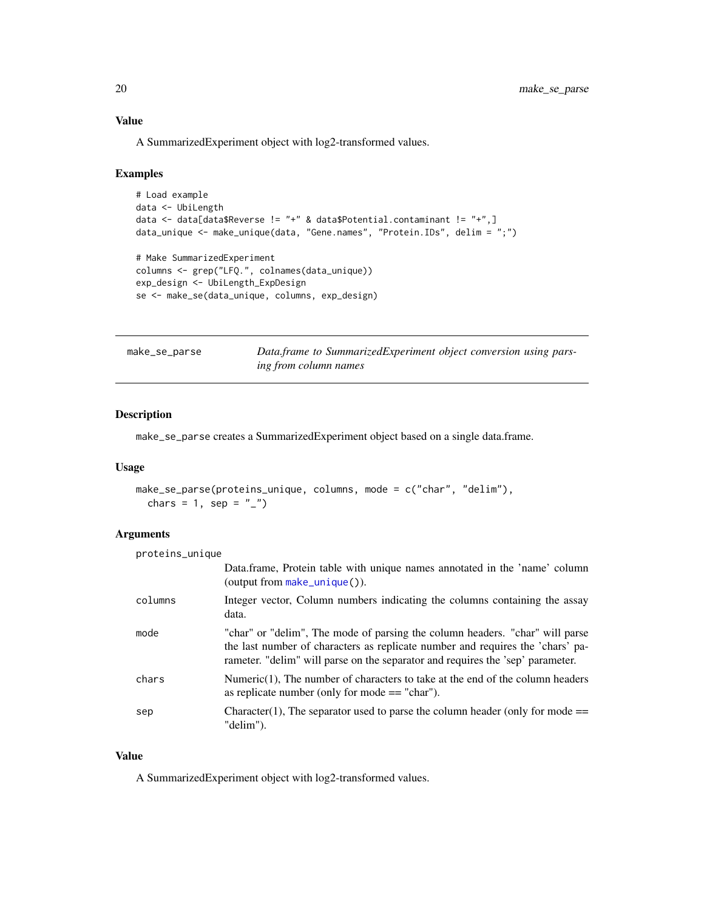### Value

A SummarizedExperiment object with log2-transformed values.

### Examples

```
# Load example
data <- UbiLength
data <- data[data$Reverse != "+" & data$Potential.contaminant != "+",]
data_unique <- make_unique(data, "Gene.names", "Protein.IDs", delim = ";")

# Make SummarizedExperiment
columns <- grep("LFQ.", colnames(data_unique))
exp_design <- UbiLength_ExpDesign
se <- make_se(data_unique, columns, exp_design)
```

---

## make_se_parse — *Data.frame to SummarizedExperiment object conversion using parsing from column names*

---

### Description

make_se_parse creates a SummarizedExperiment object based on a single data.frame.

### Usage

```
make_se_parse(proteins_unique, columns, mode = c("char", "delim"),
  chars = 1, sep = "_")
```

### Arguments

| | |
|---|---|
| proteins_unique | Data.frame, Protein table with unique names annotated in the 'name' column (output from make_unique()). |
| columns | Integer vector, Column numbers indicating the columns containing the assay data. |
| mode | "char" or "delim", The mode of parsing the column headers. "char" will parse the last number of characters as replicate number and requires the 'chars' parameter. "delim" will parse on the separator and requires the 'sep' parameter. |
| chars | Numeric(1), The number of characters to take at the end of the column headers as replicate number (only for mode == "char"). |
| sep | Character(1), The separator used to parse the column header (only for mode == "delim"). |

### Value

A SummarizedExperiment object with log2-transformed values.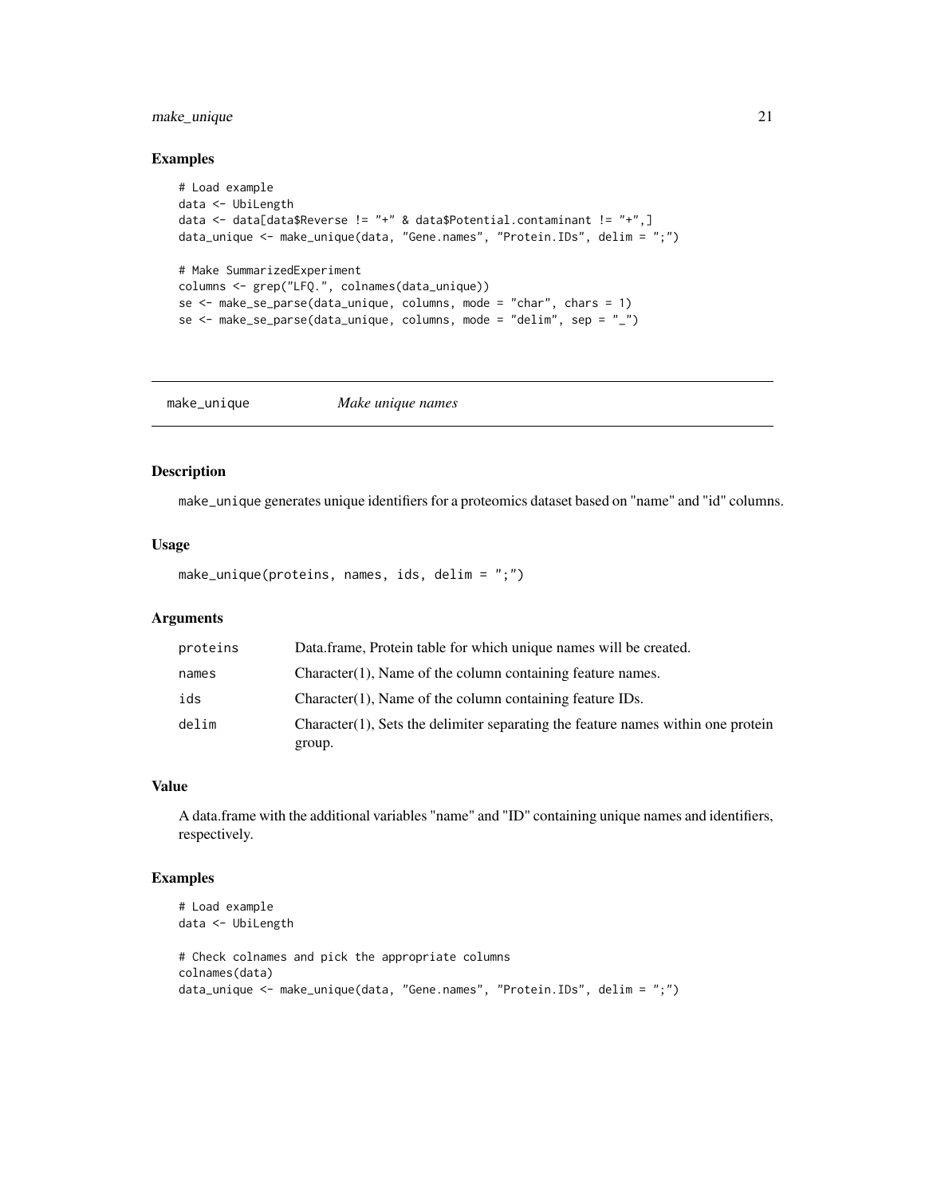## Examples

```
# Load example
data <- UbiLength
data <- data[data$Reverse != "+" & data$Potential.contaminant != "+",]
data_unique <- make_unique(data, "Gene.names", "Protein.IDs", delim = ";")

# Make SummarizedExperiment
columns <- grep("LFQ.", colnames(data_unique))
se <- make_se_parse(data_unique, columns, mode = "char", chars = 1)
se <- make_se_parse(data_unique, columns, mode = "delim", sep = "_")
```

---

# make_unique    *Make unique names*

---

## Description

make_unique generates unique identifiers for a proteomics dataset based on "name" and "id" columns.

## Usage

```
make_unique(proteins, names, ids, delim = ";")
```

## Arguments

| | |
|---|---|
| proteins | Data.frame, Protein table for which unique names will be created. |
| names | Character(1), Name of the column containing feature names. |
| ids | Character(1), Name of the column containing feature IDs. |
| delim | Character(1), Sets the delimiter separating the feature names within one protein group. |

## Value

A data.frame with the additional variables "name" and "ID" containing unique names and identifiers, respectively.

## Examples

```
# Load example
data <- UbiLength

# Check colnames and pick the appropriate columns
colnames(data)
data_unique <- make_unique(data, "Gene.names", "Protein.IDs", delim = ";")
```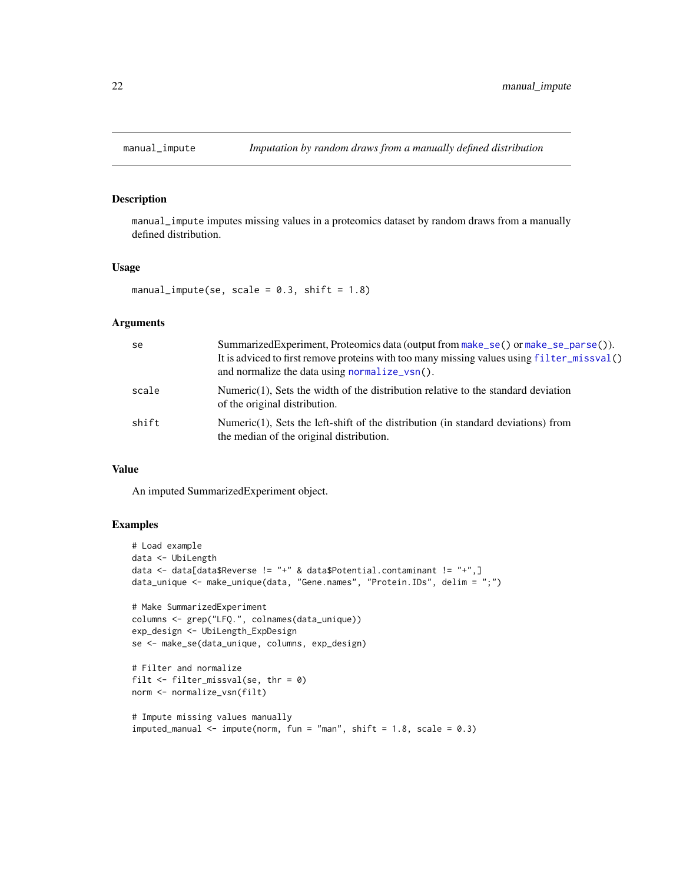## manual_impute — *Imputation by random draws from a manually defined distribution*

### Description

manual_impute imputes missing values in a proteomics dataset by random draws from a manually defined distribution.

### Usage

```
manual_impute(se, scale = 0.3, shift = 1.8)
```

### Arguments

| | |
|---|---|
| se | SummarizedExperiment, Proteomics data (output from make_se() or make_se_parse()). It is adviced to first remove proteins with too many missing values using filter_missval() and normalize the data using normalize_vsn(). |
| scale | Numeric(1), Sets the width of the distribution relative to the standard deviation of the original distribution. |
| shift | Numeric(1), Sets the left-shift of the distribution (in standard deviations) from the median of the original distribution. |

### Value

An imputed SummarizedExperiment object.

### Examples

```
# Load example
data <- UbiLength
data <- data[data$Reverse != "+" & data$Potential.contaminant != "+",]
data_unique <- make_unique(data, "Gene.names", "Protein.IDs", delim = ";")

# Make SummarizedExperiment
columns <- grep("LFQ.", colnames(data_unique))
exp_design <- UbiLength_ExpDesign
se <- make_se(data_unique, columns, exp_design)

# Filter and normalize
filt <- filter_missval(se, thr = 0)
norm <- normalize_vsn(filt)

# Impute missing values manually
imputed_manual <- impute(norm, fun = "man", shift = 1.8, scale = 0.3)
```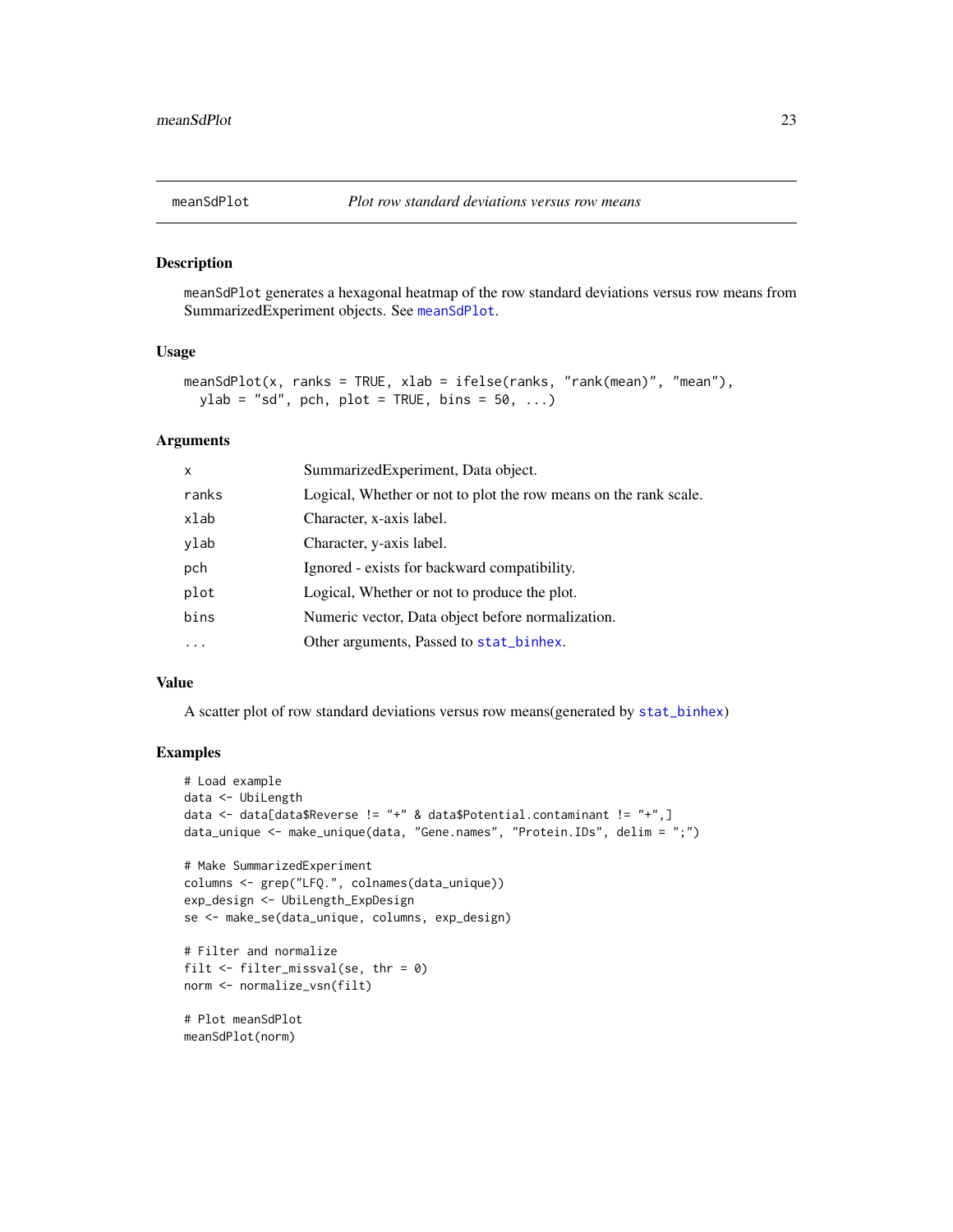## meanSdPlot — *Plot row standard deviations versus row means*

### Description

`meanSdPlot` generates a hexagonal heatmap of the row standard deviations versus row means from SummarizedExperiment objects. See `meanSdPlot`.

### Usage

```
meanSdPlot(x, ranks = TRUE, xlab = ifelse(ranks, "rank(mean)", "mean"),
  ylab = "sd", pch, plot = TRUE, bins = 50, ...)
```

### Arguments

| | |
|---|---|
| `x` | SummarizedExperiment, Data object. |
| `ranks` | Logical, Whether or not to plot the row means on the rank scale. |
| `xlab` | Character, x-axis label. |
| `ylab` | Character, y-axis label. |
| `pch` | Ignored - exists for backward compatibility. |
| `plot` | Logical, Whether or not to produce the plot. |
| `bins` | Numeric vector, Data object before normalization. |
| `...` | Other arguments, Passed to `stat_binhex`. |

### Value

A scatter plot of row standard deviations versus row means(generated by `stat_binhex`)

### Examples

```
# Load example
data <- UbiLength
data <- data[data$Reverse != "+" & data$Potential.contaminant != "+",]
data_unique <- make_unique(data, "Gene.names", "Protein.IDs", delim = ";")

# Make SummarizedExperiment
columns <- grep("LFQ.", colnames(data_unique))
exp_design <- UbiLength_ExpDesign
se <- make_se(data_unique, columns, exp_design)

# Filter and normalize
filt <- filter_missval(se, thr = 0)
norm <- normalize_vsn(filt)

# Plot meanSdPlot
meanSdPlot(norm)
```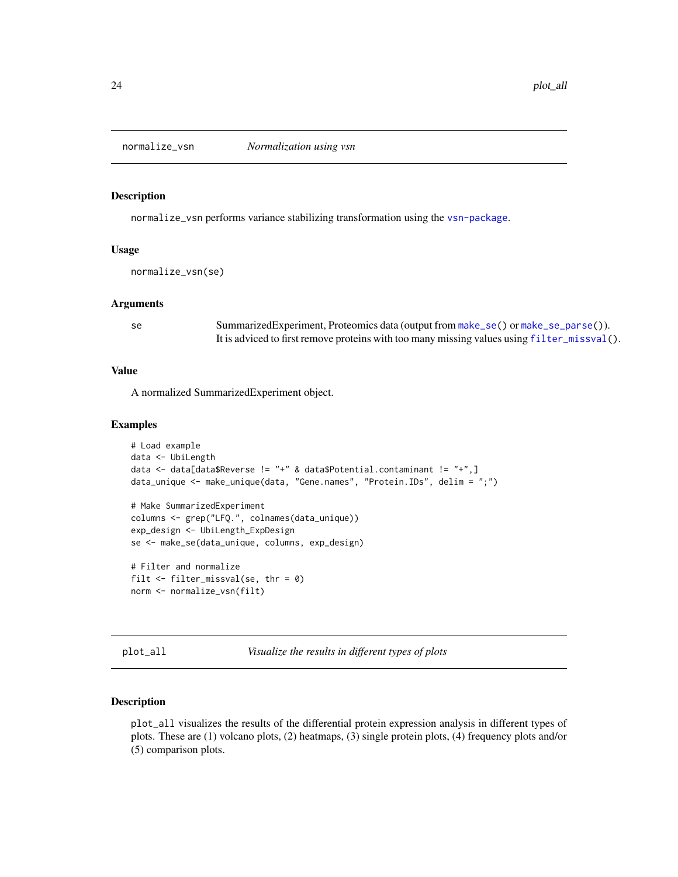## normalize_vsn *Normalization using vsn*

### Description

normalize_vsn performs variance stabilizing transformation using the vsn-package.

### Usage

```
normalize_vsn(se)
```

### Arguments

| | |
|---|---|
| se | SummarizedExperiment, Proteomics data (output from make_se() or make_se_parse()). It is adviced to first remove proteins with too many missing values using filter_missval(). |

### Value

A normalized SummarizedExperiment object.

### Examples

```
# Load example
data <- UbiLength
data <- data[data$Reverse != "+" & data$Potential.contaminant != "+",]
data_unique <- make_unique(data, "Gene.names", "Protein.IDs", delim = ";")

# Make SummarizedExperiment
columns <- grep("LFQ.", colnames(data_unique))
exp_design <- UbiLength_ExpDesign
se <- make_se(data_unique, columns, exp_design)

# Filter and normalize
filt <- filter_missval(se, thr = 0)
norm <- normalize_vsn(filt)
```

## plot_all *Visualize the results in different types of plots*

### Description

plot_all visualizes the results of the differential protein expression analysis in different types of plots. These are (1) volcano plots, (2) heatmaps, (3) single protein plots, (4) frequency plots and/or (5) comparison plots.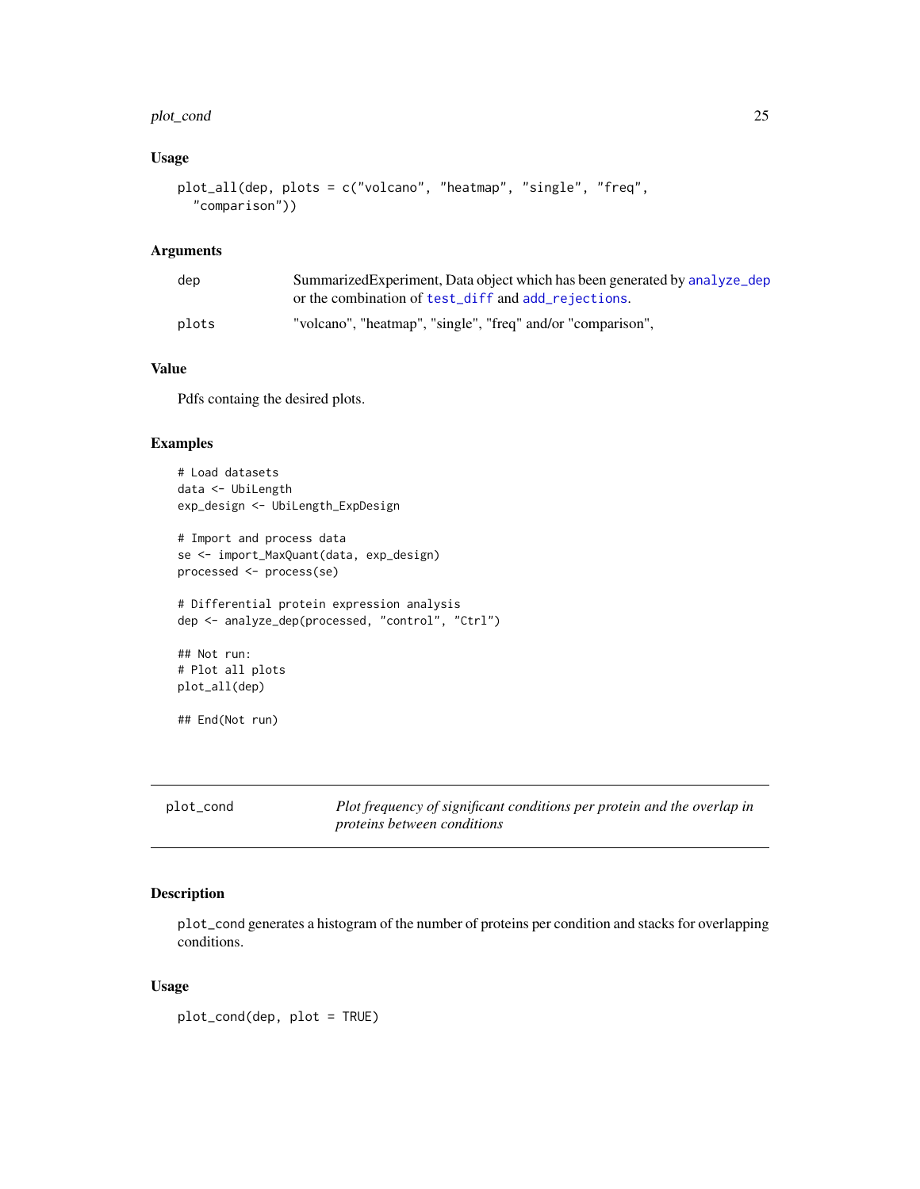## Usage

```
plot_all(dep, plots = c("volcano", "heatmap", "single", "freq",
  "comparison"))
```

## Arguments

| | |
|---|---|
| dep | SummarizedExperiment, Data object which has been generated by analyze_dep or the combination of test_diff and add_rejections. |
| plots | "volcano", "heatmap", "single", "freq" and/or "comparison", |

## Value

Pdfs containg the desired plots.

## Examples

```
# Load datasets
data <- UbiLength
exp_design <- UbiLength_ExpDesign

# Import and process data
se <- import_MaxQuant(data, exp_design)
processed <- process(se)

# Differential protein expression analysis
dep <- analyze_dep(processed, "control", "Ctrl")

## Not run:
# Plot all plots
plot_all(dep)

## End(Not run)
```

---

# plot_cond

*Plot frequency of significant conditions per protein and the overlap in proteins between conditions*

## Description

plot_cond generates a histogram of the number of proteins per condition and stacks for overlapping conditions.

## Usage

```
plot_cond(dep, plot = TRUE)
```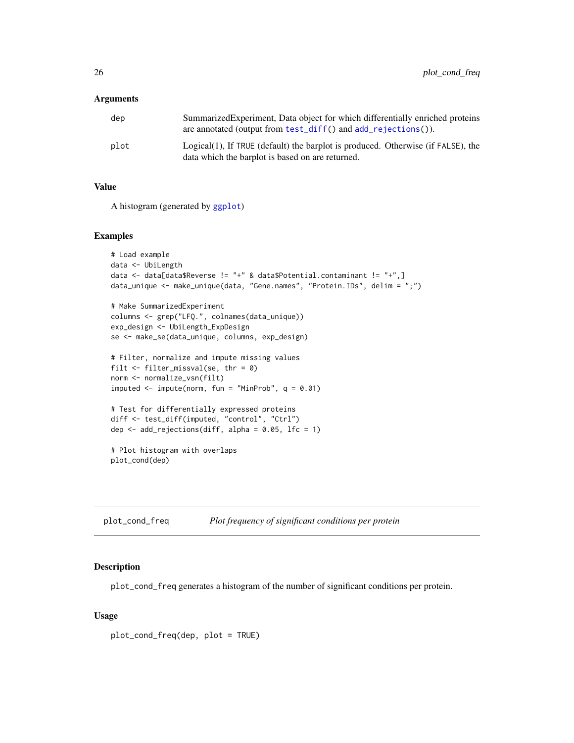### Arguments

| | |
|---|---|
| dep | SummarizedExperiment, Data object for which differentially enriched proteins are annotated (output from `test_diff()` and `add_rejections()`). |
| plot | Logical(1), If TRUE (default) the barplot is produced. Otherwise (if FALSE), the data which the barplot is based on are returned. |

### Value

A histogram (generated by `ggplot`)

### Examples

```
# Load example
data <- UbiLength
data <- data[data$Reverse != "+" & data$Potential.contaminant != "+",]
data_unique <- make_unique(data, "Gene.names", "Protein.IDs", delim = ";")

# Make SummarizedExperiment
columns <- grep("LFQ.", colnames(data_unique))
exp_design <- UbiLength_ExpDesign
se <- make_se(data_unique, columns, exp_design)

# Filter, normalize and impute missing values
filt <- filter_missval(se, thr = 0)
norm <- normalize_vsn(filt)
imputed <- impute(norm, fun = "MinProb", q = 0.01)

# Test for differentially expressed proteins
diff <- test_diff(imputed, "control", "Ctrl")
dep <- add_rejections(diff, alpha = 0.05, lfc = 1)

# Plot histogram with overlaps
plot_cond(dep)
```

---

## plot_cond_freq *Plot frequency of significant conditions per protein*

### Description

`plot_cond_freq` generates a histogram of the number of significant conditions per protein.

### Usage

```
plot_cond_freq(dep, plot = TRUE)
```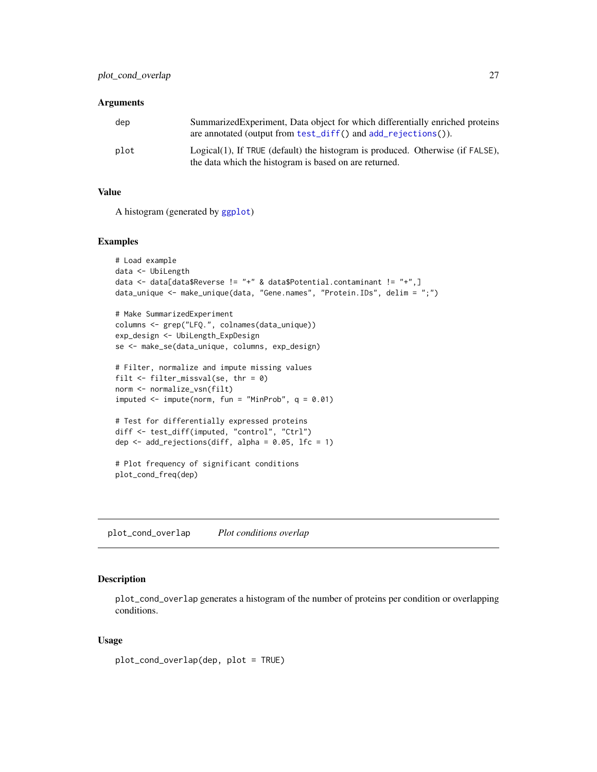## Arguments

| | |
|---|---|
| dep | SummarizedExperiment, Data object for which differentially enriched proteins are annotated (output from `test_diff()` and `add_rejections()`). |
| plot | Logical(1), If `TRUE` (default) the histogram is produced. Otherwise (if `FALSE`), the data which the histogram is based on are returned. |

## Value

A histogram (generated by `ggplot`)

## Examples

```
# Load example
data <- UbiLength
data <- data[data$Reverse != "+" & data$Potential.contaminant != "+",]
data_unique <- make_unique(data, "Gene.names", "Protein.IDs", delim = ";")

# Make SummarizedExperiment
columns <- grep("LFQ.", colnames(data_unique))
exp_design <- UbiLength_ExpDesign
se <- make_se(data_unique, columns, exp_design)

# Filter, normalize and impute missing values
filt <- filter_missval(se, thr = 0)
norm <- normalize_vsn(filt)
imputed <- impute(norm, fun = "MinProb", q = 0.01)

# Test for differentially expressed proteins
diff <- test_diff(imputed, "control", "Ctrl")
dep <- add_rejections(diff, alpha = 0.05, lfc = 1)

# Plot frequency of significant conditions
plot_cond_freq(dep)
```

---

# plot_cond_overlap — *Plot conditions overlap*

## Description

`plot_cond_overlap` generates a histogram of the number of proteins per condition or overlapping conditions.

## Usage

```
plot_cond_overlap(dep, plot = TRUE)
```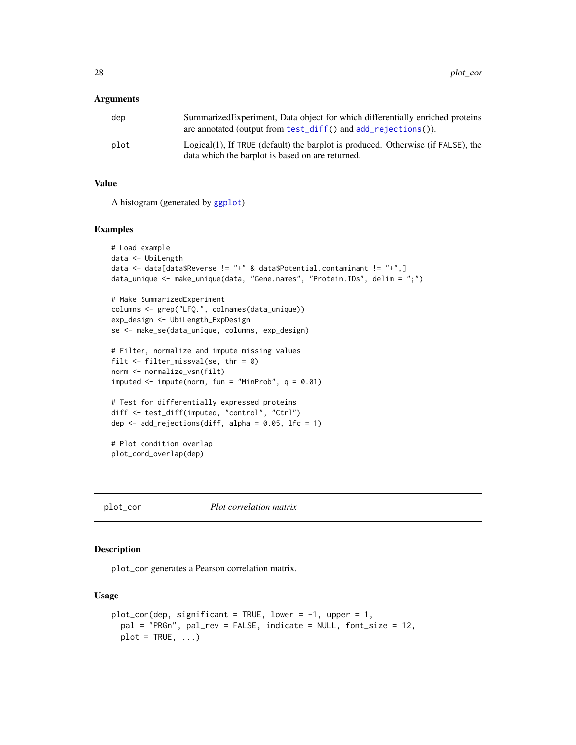## Arguments

- `dep` — SummarizedExperiment, Data object for which differentially enriched proteins are annotated (output from `test_diff()` and `add_rejections()`).
- `plot` — Logical(1), If `TRUE` (default) the barplot is produced. Otherwise (if `FALSE`), the data which the barplot is based on are returned.

## Value

A histogram (generated by `ggplot`)

## Examples

```
# Load example
data <- UbiLength
data <- data[data$Reverse != "+" & data$Potential.contaminant != "+",]
data_unique <- make_unique(data, "Gene.names", "Protein.IDs", delim = ";")

# Make SummarizedExperiment
columns <- grep("LFQ.", colnames(data_unique))
exp_design <- UbiLength_ExpDesign
se <- make_se(data_unique, columns, exp_design)

# Filter, normalize and impute missing values
filt <- filter_missval(se, thr = 0)
norm <- normalize_vsn(filt)
imputed <- impute(norm, fun = "MinProb", q = 0.01)

# Test for differentially expressed proteins
diff <- test_diff(imputed, "control", "Ctrl")
dep <- add_rejections(diff, alpha = 0.05, lfc = 1)

# Plot condition overlap
plot_cond_overlap(dep)
```

---

# plot_cor — *Plot correlation matrix*

## Description

`plot_cor` generates a Pearson correlation matrix.

## Usage

```
plot_cor(dep, significant = TRUE, lower = -1, upper = 1,
  pal = "PRGn", pal_rev = FALSE, indicate = NULL, font_size = 12,
  plot = TRUE, ...)
```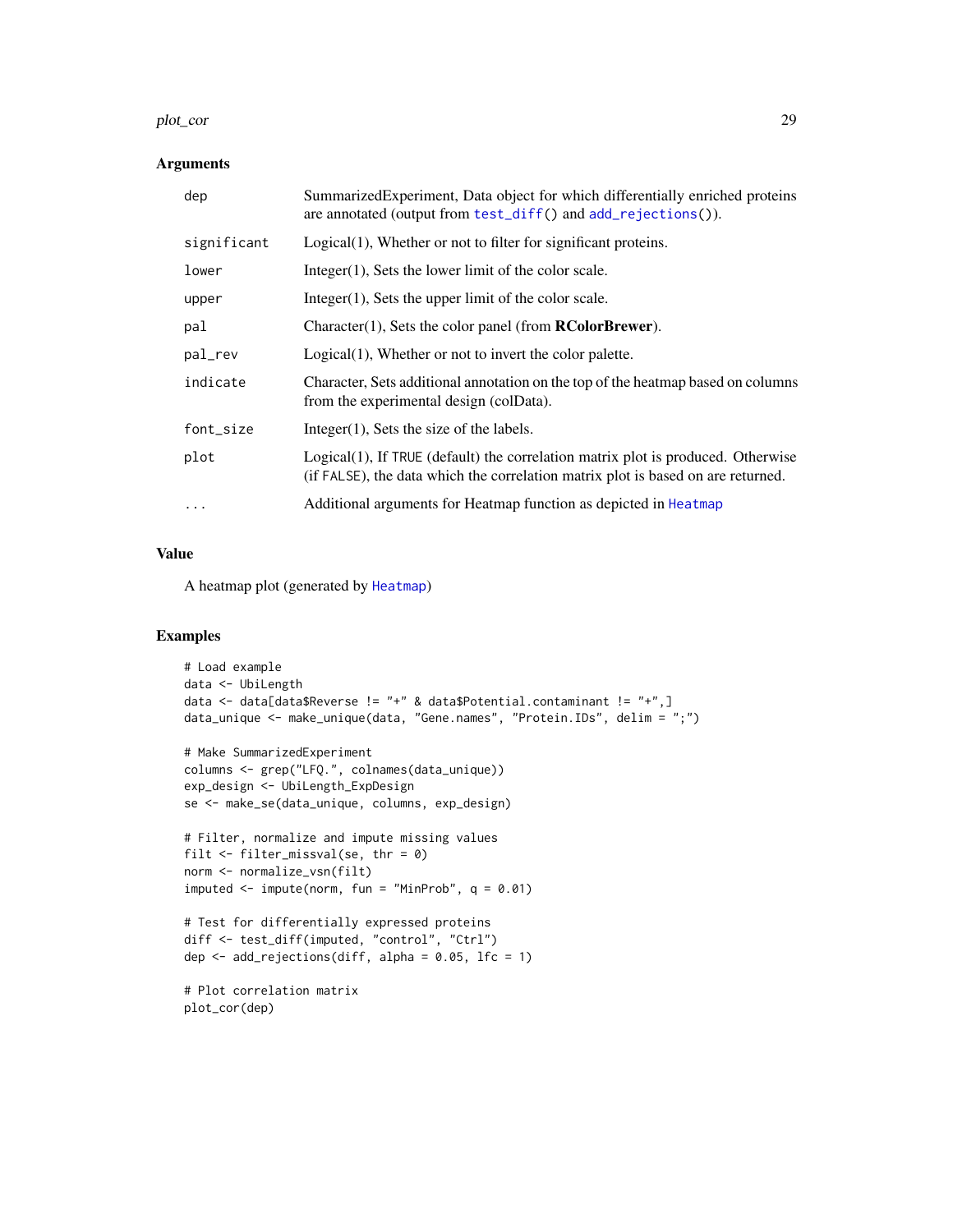## Arguments

| | |
|---|---|
| dep | SummarizedExperiment, Data object for which differentially enriched proteins are annotated (output from test_diff() and add_rejections()). |
| significant | Logical(1), Whether or not to filter for significant proteins. |
| lower | Integer(1), Sets the lower limit of the color scale. |
| upper | Integer(1), Sets the upper limit of the color scale. |
| pal | Character(1), Sets the color panel (from **RColorBrewer**). |
| pal_rev | Logical(1), Whether or not to invert the color palette. |
| indicate | Character, Sets additional annotation on the top of the heatmap based on columns from the experimental design (colData). |
| font_size | Integer(1), Sets the size of the labels. |
| plot | Logical(1), If TRUE (default) the correlation matrix plot is produced. Otherwise (if FALSE), the data which the correlation matrix plot is based on are returned. |
| ... | Additional arguments for Heatmap function as depicted in Heatmap |

## Value

A heatmap plot (generated by Heatmap)

## Examples

```
# Load example
data <- UbiLength
data <- data[data$Reverse != "+" & data$Potential.contaminant != "+",]
data_unique <- make_unique(data, "Gene.names", "Protein.IDs", delim = ";")

# Make SummarizedExperiment
columns <- grep("LFQ.", colnames(data_unique))
exp_design <- UbiLength_ExpDesign
se <- make_se(data_unique, columns, exp_design)

# Filter, normalize and impute missing values
filt <- filter_missval(se, thr = 0)
norm <- normalize_vsn(filt)
imputed <- impute(norm, fun = "MinProb", q = 0.01)

# Test for differentially expressed proteins
diff <- test_diff(imputed, "control", "Ctrl")
dep <- add_rejections(diff, alpha = 0.05, lfc = 1)

# Plot correlation matrix
plot_cor(dep)
```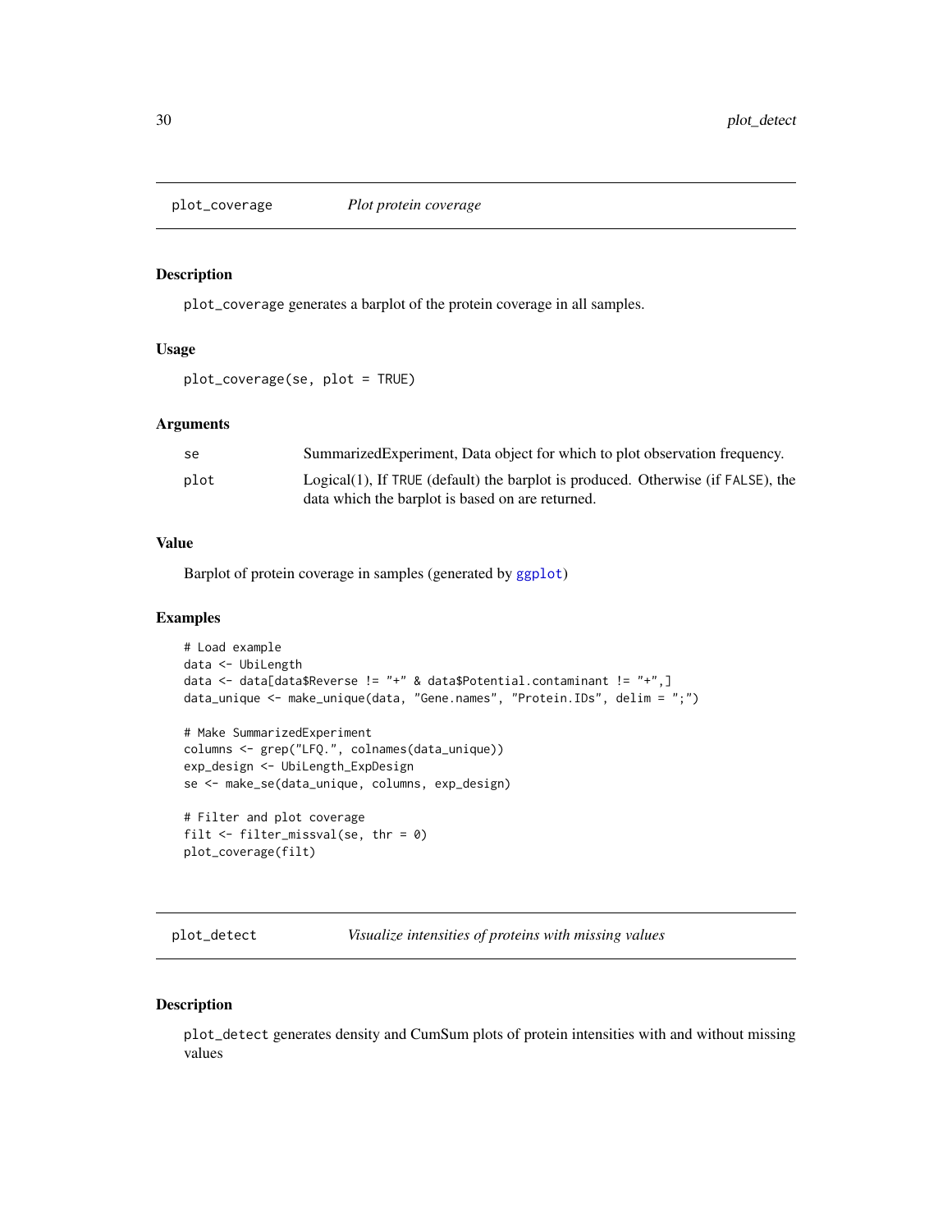## plot_coverage *Plot protein coverage*

### Description

plot_coverage generates a barplot of the protein coverage in all samples.

### Usage

```
plot_coverage(se, plot = TRUE)
```

### Arguments

| | |
|---|---|
| se | SummarizedExperiment, Data object for which to plot observation frequency. |
| plot | Logical(1), If TRUE (default) the barplot is produced. Otherwise (if FALSE), the data which the barplot is based on are returned. |

### Value

Barplot of protein coverage in samples (generated by ggplot)

### Examples

```
# Load example
data <- UbiLength
data <- data[data$Reverse != "+" & data$Potential.contaminant != "+",]
data_unique <- make_unique(data, "Gene.names", "Protein.IDs", delim = ";")

# Make SummarizedExperiment
columns <- grep("LFQ.", colnames(data_unique))
exp_design <- UbiLength_ExpDesign
se <- make_se(data_unique, columns, exp_design)

# Filter and plot coverage
filt <- filter_missval(se, thr = 0)
plot_coverage(filt)
```

## plot_detect *Visualize intensities of proteins with missing values*

### Description

plot_detect generates density and CumSum plots of protein intensities with and without missing values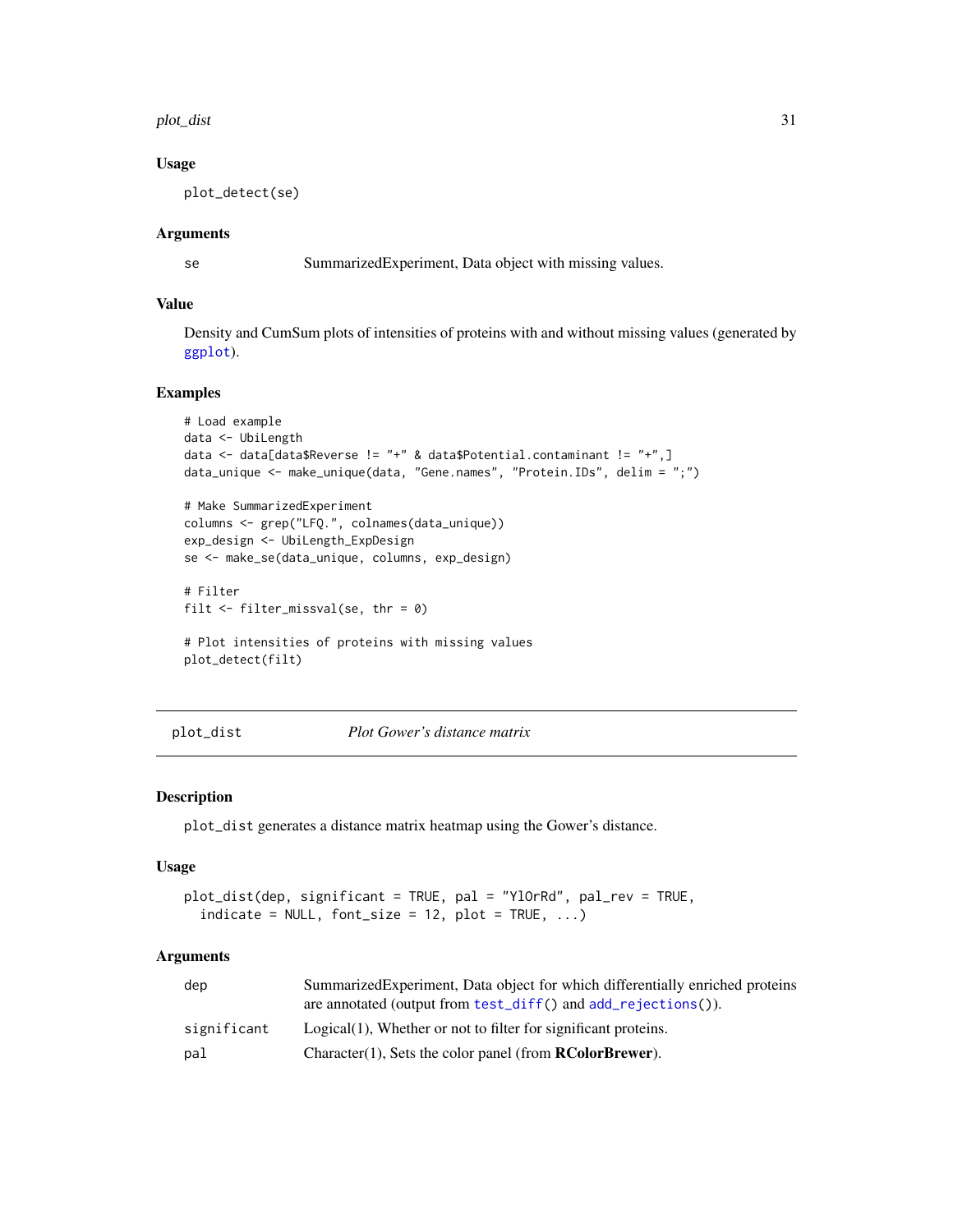### Usage

```
plot_detect(se)
```

### Arguments

| | |
|---|---|
| se | SummarizedExperiment, Data object with missing values. |

### Value

Density and CumSum plots of intensities of proteins with and without missing values (generated by ggplot).

### Examples

```
# Load example
data <- UbiLength
data <- data[data$Reverse != "+" & data$Potential.contaminant != "+",]
data_unique <- make_unique(data, "Gene.names", "Protein.IDs", delim = ";")

# Make SummarizedExperiment
columns <- grep("LFQ.", colnames(data_unique))
exp_design <- UbiLength_ExpDesign
se <- make_se(data_unique, columns, exp_design)

# Filter
filt <- filter_missval(se, thr = 0)

# Plot intensities of proteins with missing values
plot_detect(filt)
```

---

## plot_dist — *Plot Gower's distance matrix*

### Description

plot_dist generates a distance matrix heatmap using the Gower's distance.

### Usage

```
plot_dist(dep, significant = TRUE, pal = "YlOrRd", pal_rev = TRUE,
  indicate = NULL, font_size = 12, plot = TRUE, ...)
```

### Arguments

| | |
|---|---|
| dep | SummarizedExperiment, Data object for which differentially enriched proteins are annotated (output from test_diff() and add_rejections()). |
| significant | Logical(1), Whether or not to filter for significant proteins. |
| pal | Character(1), Sets the color panel (from **RColorBrewer**). |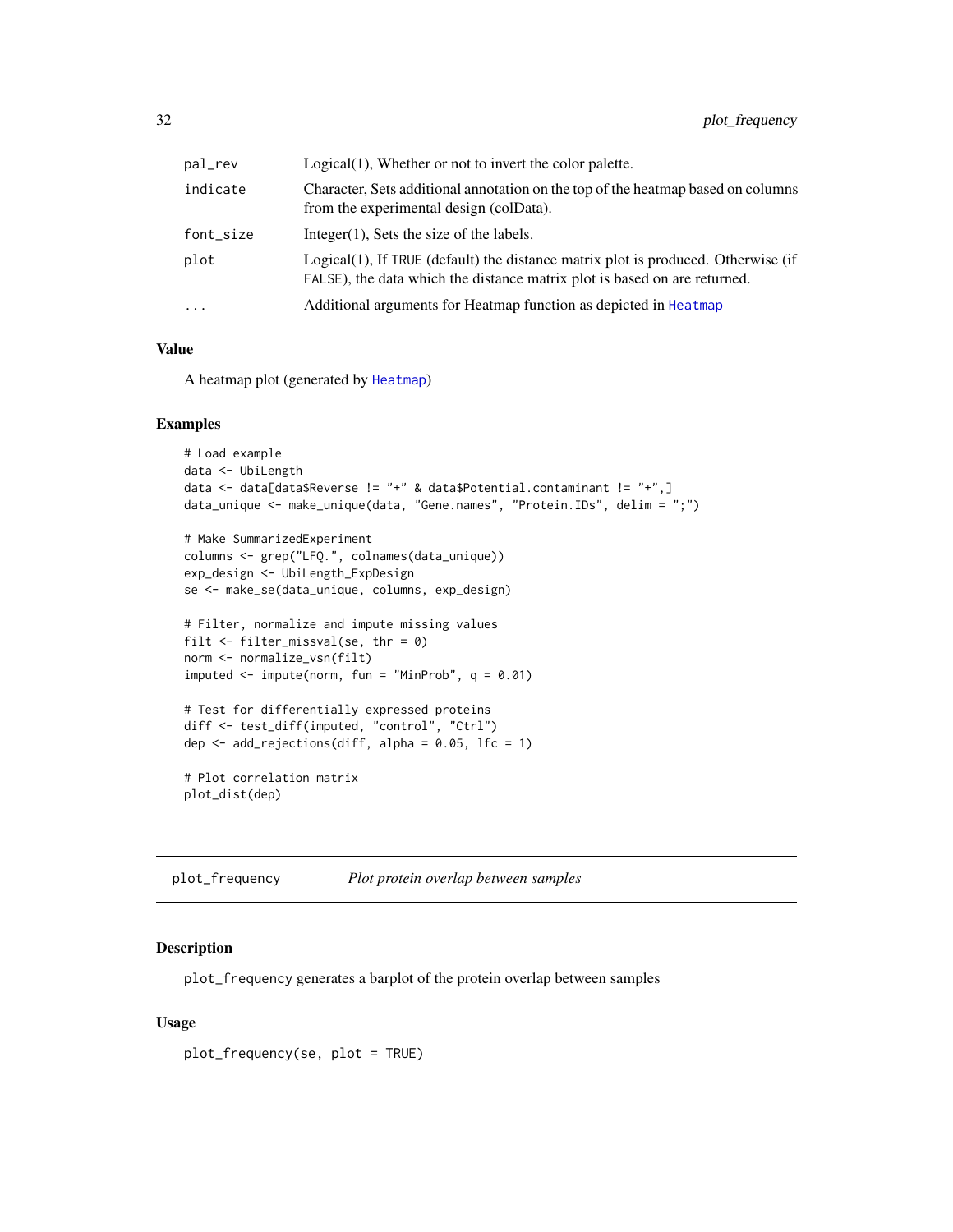| | |
|---|---|
| pal_rev | Logical(1), Whether or not to invert the color palette. |
| indicate | Character, Sets additional annotation on the top of the heatmap based on columns from the experimental design (colData). |
| font_size | Integer(1), Sets the size of the labels. |
| plot | Logical(1), If TRUE (default) the distance matrix plot is produced. Otherwise (if FALSE), the data which the distance matrix plot is based on are returned. |
| ... | Additional arguments for Heatmap function as depicted in Heatmap |

### Value

A heatmap plot (generated by Heatmap)

### Examples

```
# Load example
data <- UbiLength
data <- data[data$Reverse != "+" & data$Potential.contaminant != "+",]
data_unique <- make_unique(data, "Gene.names", "Protein.IDs", delim = ";")

# Make SummarizedExperiment
columns <- grep("LFQ.", colnames(data_unique))
exp_design <- UbiLength_ExpDesign
se <- make_se(data_unique, columns, exp_design)

# Filter, normalize and impute missing values
filt <- filter_missval(se, thr = 0)
norm <- normalize_vsn(filt)
imputed <- impute(norm, fun = "MinProb", q = 0.01)

# Test for differentially expressed proteins
diff <- test_diff(imputed, "control", "Ctrl")
dep <- add_rejections(diff, alpha = 0.05, lfc = 1)

# Plot correlation matrix
plot_dist(dep)
```

---

## plot_frequency *Plot protein overlap between samples*

### Description

plot_frequency generates a barplot of the protein overlap between samples

### Usage

```
plot_frequency(se, plot = TRUE)
```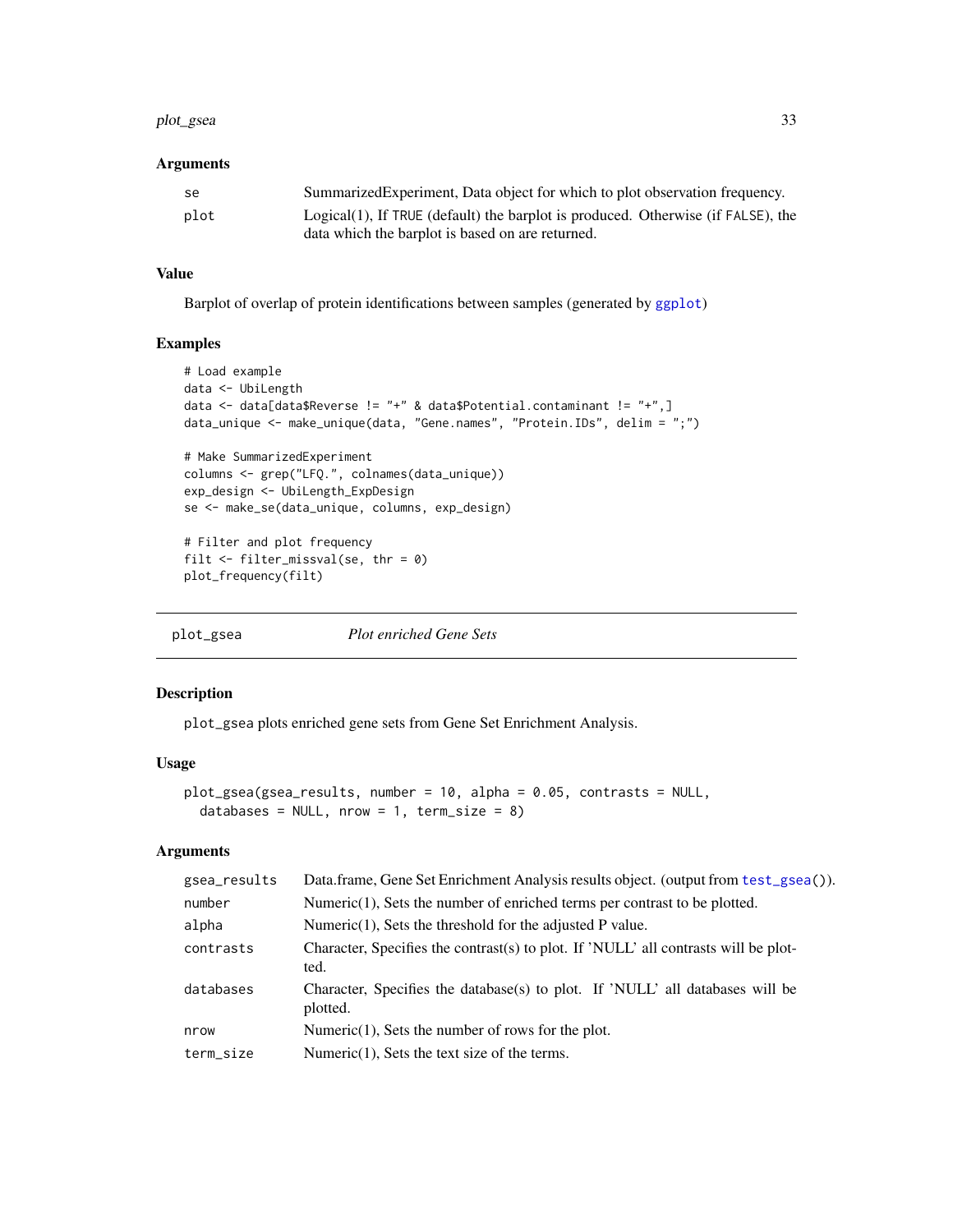### Arguments

| | |
|---|---|
| `se` | SummarizedExperiment, Data object for which to plot observation frequency. |
| `plot` | Logical(1), If `TRUE` (default) the barplot is produced. Otherwise (if `FALSE`), the data which the barplot is based on are returned. |

### Value

Barplot of overlap of protein identifications between samples (generated by `ggplot`)

### Examples

```
# Load example
data <- UbiLength
data <- data[data$Reverse != "+" & data$Potential.contaminant != "+",]
data_unique <- make_unique(data, "Gene.names", "Protein.IDs", delim = ";")

# Make SummarizedExperiment
columns <- grep("LFQ.", colnames(data_unique))
exp_design <- UbiLength_ExpDesign
se <- make_se(data_unique, columns, exp_design)

# Filter and plot frequency
filt <- filter_missval(se, thr = 0)
plot_frequency(filt)
```

---

## plot_gsea — *Plot enriched Gene Sets*

---

### Description

`plot_gsea` plots enriched gene sets from Gene Set Enrichment Analysis.

### Usage

```
plot_gsea(gsea_results, number = 10, alpha = 0.05, contrasts = NULL,
  databases = NULL, nrow = 1, term_size = 8)
```

### Arguments

| | |
|---|---|
| `gsea_results` | Data.frame, Gene Set Enrichment Analysis results object. (output from `test_gsea()`). |
| `number` | Numeric(1), Sets the number of enriched terms per contrast to be plotted. |
| `alpha` | Numeric(1), Sets the threshold for the adjusted P value. |
| `contrasts` | Character, Specifies the contrast(s) to plot. If 'NULL' all contrasts will be plotted. |
| `databases` | Character, Specifies the database(s) to plot. If 'NULL' all databases will be plotted. |
| `nrow` | Numeric(1), Sets the number of rows for the plot. |
| `term_size` | Numeric(1), Sets the text size of the terms. |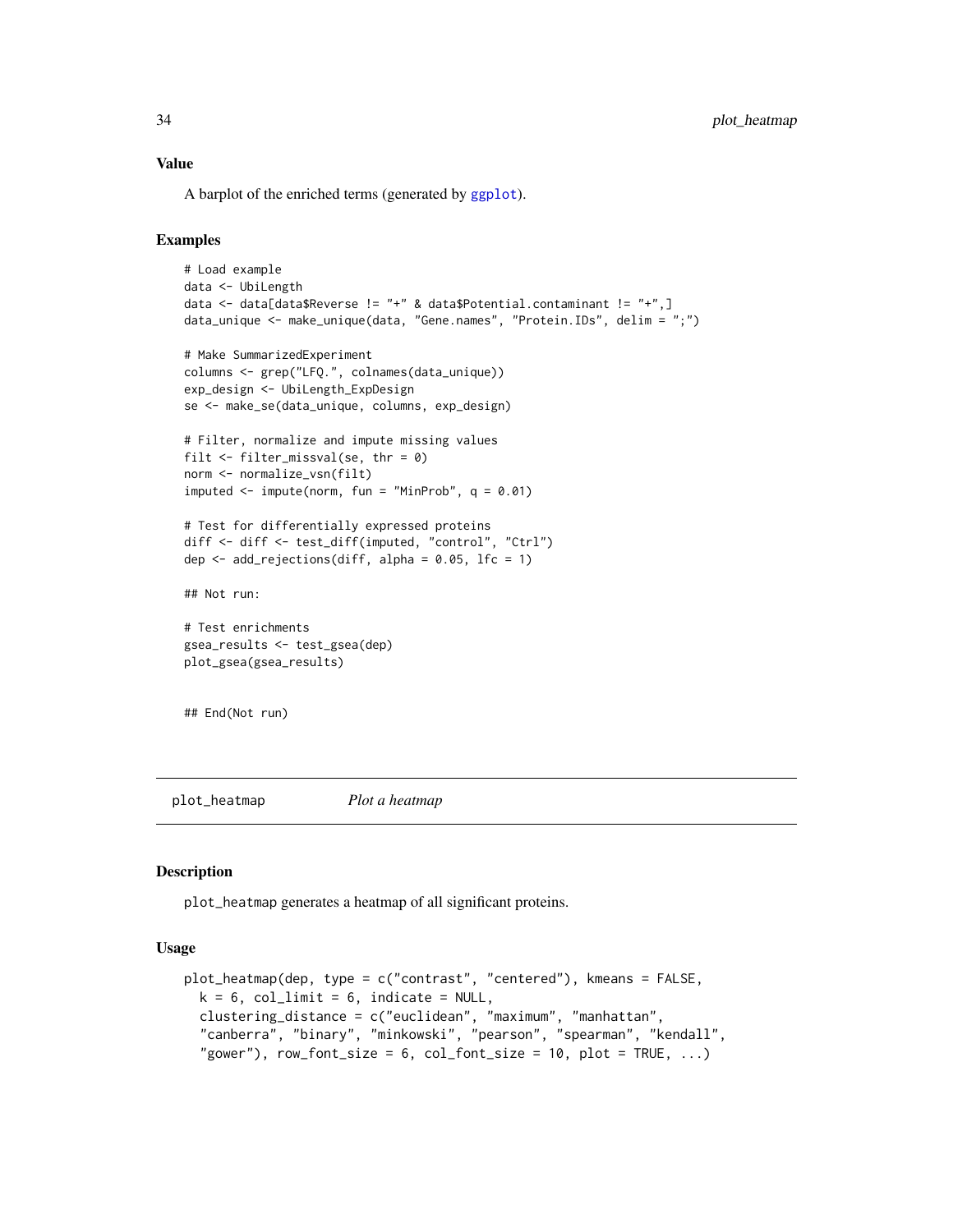## Value

A barplot of the enriched terms (generated by ggplot).

## Examples

```
# Load example
data <- UbiLength
data <- data[data$Reverse != "+" & data$Potential.contaminant != "+",]
data_unique <- make_unique(data, "Gene.names", "Protein.IDs", delim = ";")

# Make SummarizedExperiment
columns <- grep("LFQ.", colnames(data_unique))
exp_design <- UbiLength_ExpDesign
se <- make_se(data_unique, columns, exp_design)

# Filter, normalize and impute missing values
filt <- filter_missval(se, thr = 0)
norm <- normalize_vsn(filt)
imputed <- impute(norm, fun = "MinProb", q = 0.01)

# Test for differentially expressed proteins
diff <- diff <- test_diff(imputed, "control", "Ctrl")
dep <- add_rejections(diff, alpha = 0.05, lfc = 1)

## Not run:

# Test enrichments
gsea_results <- test_gsea(dep)
plot_gsea(gsea_results)


## End(Not run)
```

---

# plot_heatmap — *Plot a heatmap*

## Description

plot_heatmap generates a heatmap of all significant proteins.

## Usage

```
plot_heatmap(dep, type = c("contrast", "centered"), kmeans = FALSE,
  k = 6, col_limit = 6, indicate = NULL,
  clustering_distance = c("euclidean", "maximum", "manhattan",
  "canberra", "binary", "minkowski", "pearson", "spearman", "kendall",
  "gower"), row_font_size = 6, col_font_size = 10, plot = TRUE, ...)
```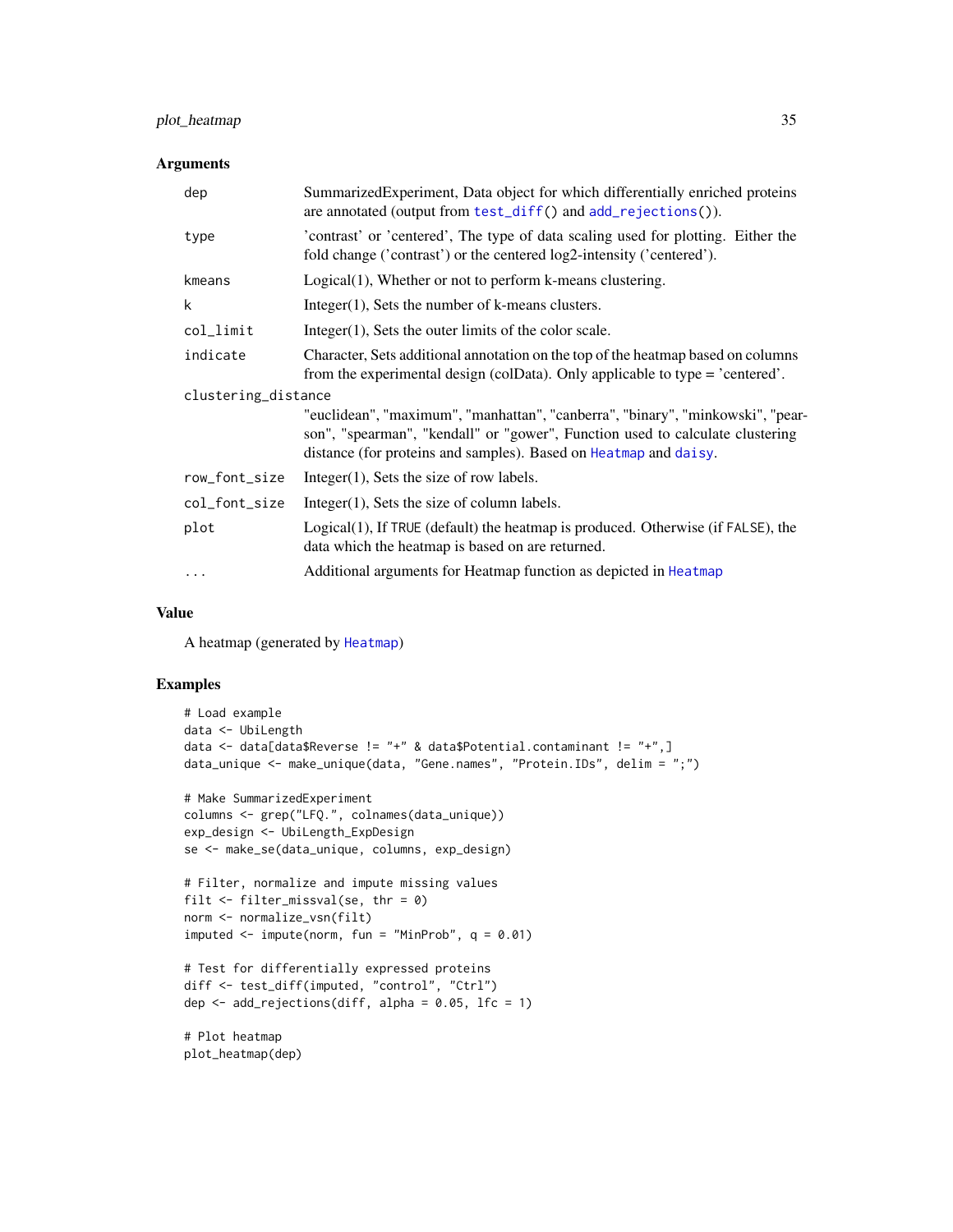### Arguments

| Argument | Description |
|---|---|
| `dep` | SummarizedExperiment, Data object for which differentially enriched proteins are annotated (output from `test_diff()` and `add_rejections()`). |
| `type` | 'contrast' or 'centered', The type of data scaling used for plotting. Either the fold change ('contrast') or the centered log2-intensity ('centered'). |
| `kmeans` | Logical(1), Whether or not to perform k-means clustering. |
| `k` | Integer(1), Sets the number of k-means clusters. |
| `col_limit` | Integer(1), Sets the outer limits of the color scale. |
| `indicate` | Character, Sets additional annotation on the top of the heatmap based on columns from the experimental design (colData). Only applicable to type = 'centered'. |
| `clustering_distance` | "euclidean", "maximum", "manhattan", "canberra", "binary", "minkowski", "pearson", "spearman", "kendall" or "gower", Function used to calculate clustering distance (for proteins and samples). Based on `Heatmap` and `daisy`. |
| `row_font_size` | Integer(1), Sets the size of row labels. |
| `col_font_size` | Integer(1), Sets the size of column labels. |
| `plot` | Logical(1), If `TRUE` (default) the heatmap is produced. Otherwise (if `FALSE`), the data which the heatmap is based on are returned. |
| `...` | Additional arguments for Heatmap function as depicted in `Heatmap` |

### Value

A heatmap (generated by `Heatmap`)

### Examples

```
# Load example
data <- UbiLength
data <- data[data$Reverse != "+" & data$Potential.contaminant != "+",]
data_unique <- make_unique(data, "Gene.names", "Protein.IDs", delim = ";")

# Make SummarizedExperiment
columns <- grep("LFQ.", colnames(data_unique))
exp_design <- UbiLength_ExpDesign
se <- make_se(data_unique, columns, exp_design)

# Filter, normalize and impute missing values
filt <- filter_missval(se, thr = 0)
norm <- normalize_vsn(filt)
imputed <- impute(norm, fun = "MinProb", q = 0.01)

# Test for differentially expressed proteins
diff <- test_diff(imputed, "control", "Ctrl")
dep <- add_rejections(diff, alpha = 0.05, lfc = 1)

# Plot heatmap
plot_heatmap(dep)
```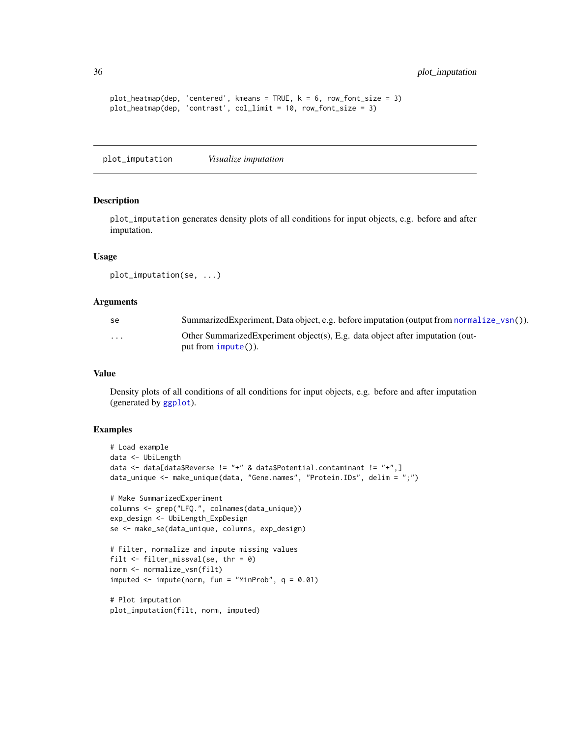```
plot_heatmap(dep, 'centered', kmeans = TRUE, k = 6, row_font_size = 3)
plot_heatmap(dep, 'contrast', col_limit = 10, row_font_size = 3)
```

## plot_imputation *Visualize imputation*

### Description

`plot_imputation` generates density plots of all conditions for input objects, e.g. before and after imputation.

### Usage

```
plot_imputation(se, ...)
```

### Arguments

| | |
|---|---|
| se | SummarizedExperiment, Data object, e.g. before imputation (output from `normalize_vsn()`). |
| ... | Other SummarizedExperiment object(s), E.g. data object after imputation (output from `impute()`). |

### Value

Density plots of all conditions of all conditions for input objects, e.g. before and after imputation (generated by `ggplot`).

### Examples

```
# Load example
data <- UbiLength
data <- data[data$Reverse != "+" & data$Potential.contaminant != "+",]
data_unique <- make_unique(data, "Gene.names", "Protein.IDs", delim = ";")

# Make SummarizedExperiment
columns <- grep("LFQ.", colnames(data_unique))
exp_design <- UbiLength_ExpDesign
se <- make_se(data_unique, columns, exp_design)

# Filter, normalize and impute missing values
filt <- filter_missval(se, thr = 0)
norm <- normalize_vsn(filt)
imputed <- impute(norm, fun = "MinProb", q = 0.01)

# Plot imputation
plot_imputation(filt, norm, imputed)
```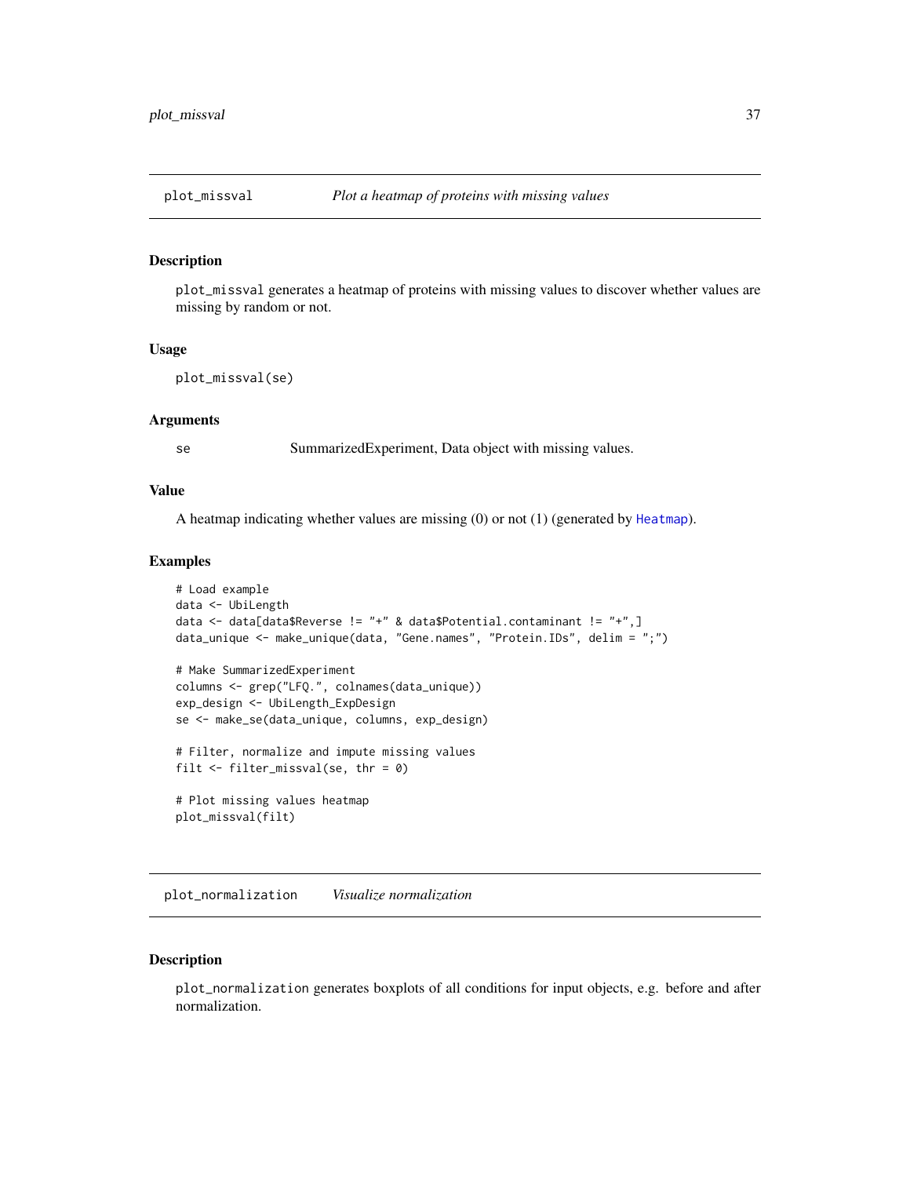## plot_missval *Plot a heatmap of proteins with missing values*

### Description

plot_missval generates a heatmap of proteins with missing values to discover whether values are missing by random or not.

### Usage

```
plot_missval(se)
```

### Arguments

| | |
|---|---|
| se | SummarizedExperiment, Data object with missing values. |

### Value

A heatmap indicating whether values are missing (0) or not (1) (generated by Heatmap).

### Examples

```
# Load example
data <- UbiLength
data <- data[data$Reverse != "+" & data$Potential.contaminant != "+",]
data_unique <- make_unique(data, "Gene.names", "Protein.IDs", delim = ";")

# Make SummarizedExperiment
columns <- grep("LFQ.", colnames(data_unique))
exp_design <- UbiLength_ExpDesign
se <- make_se(data_unique, columns, exp_design)

# Filter, normalize and impute missing values
filt <- filter_missval(se, thr = 0)

# Plot missing values heatmap
plot_missval(filt)
```

## plot_normalization *Visualize normalization*

### Description

plot_normalization generates boxplots of all conditions for input objects, e.g. before and after normalization.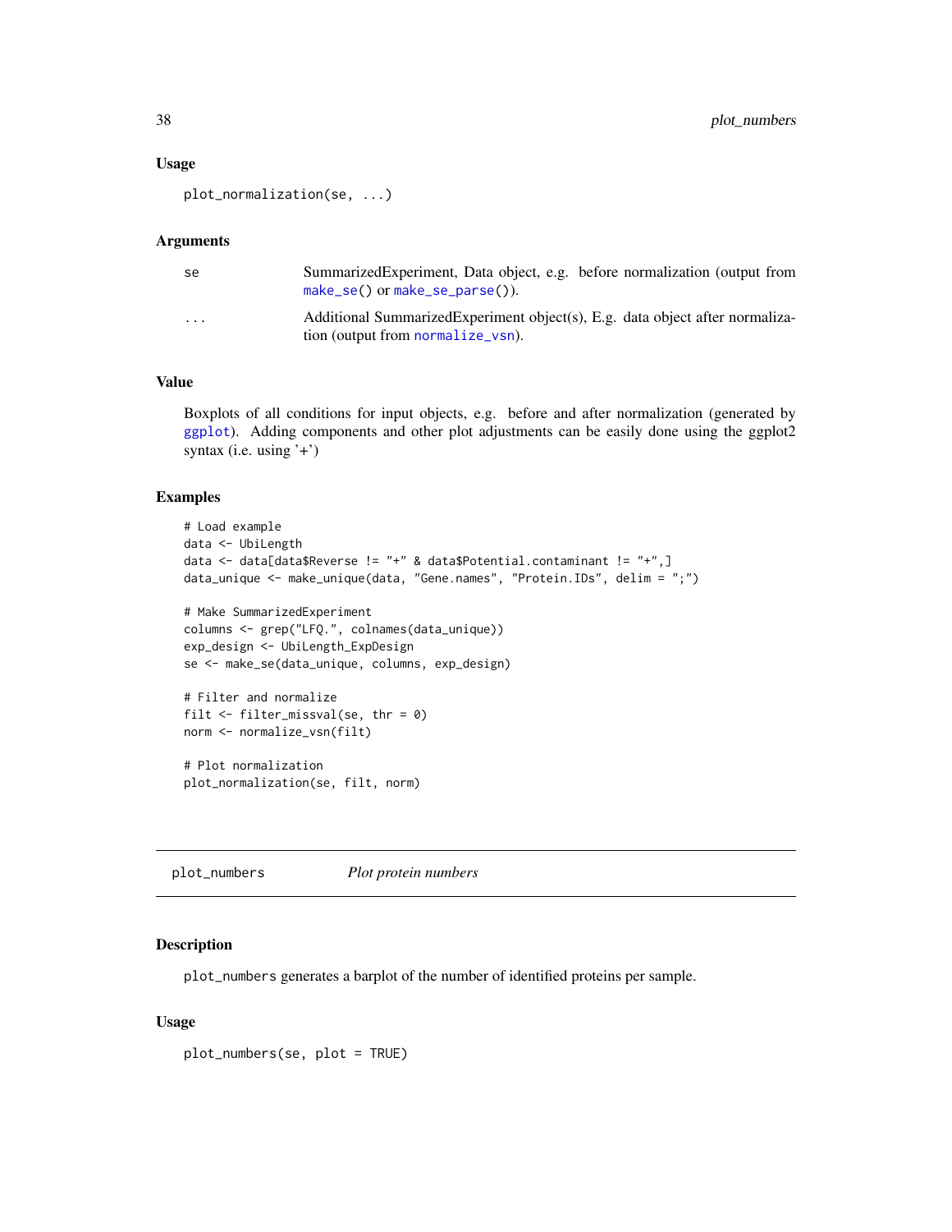### Usage

```
plot_normalization(se, ...)
```

### Arguments

| | |
|---|---|
| se | SummarizedExperiment, Data object, e.g. before normalization (output from make_se() or make_se_parse()). |
| ... | Additional SummarizedExperiment object(s), E.g. data object after normalization (output from normalize_vsn). |

### Value

Boxplots of all conditions for input objects, e.g. before and after normalization (generated by ggplot). Adding components and other plot adjustments can be easily done using the ggplot2 syntax (i.e. using '+')

### Examples

```
# Load example
data <- UbiLength
data <- data[data$Reverse != "+" & data$Potential.contaminant != "+",]
data_unique <- make_unique(data, "Gene.names", "Protein.IDs", delim = ";")

# Make SummarizedExperiment
columns <- grep("LFQ.", colnames(data_unique))
exp_design <- UbiLength_ExpDesign
se <- make_se(data_unique, columns, exp_design)

# Filter and normalize
filt <- filter_missval(se, thr = 0)
norm <- normalize_vsn(filt)

# Plot normalization
plot_normalization(se, filt, norm)
```

---

## plot_numbers    *Plot protein numbers*

---

### Description

plot_numbers generates a barplot of the number of identified proteins per sample.

### Usage

```
plot_numbers(se, plot = TRUE)
```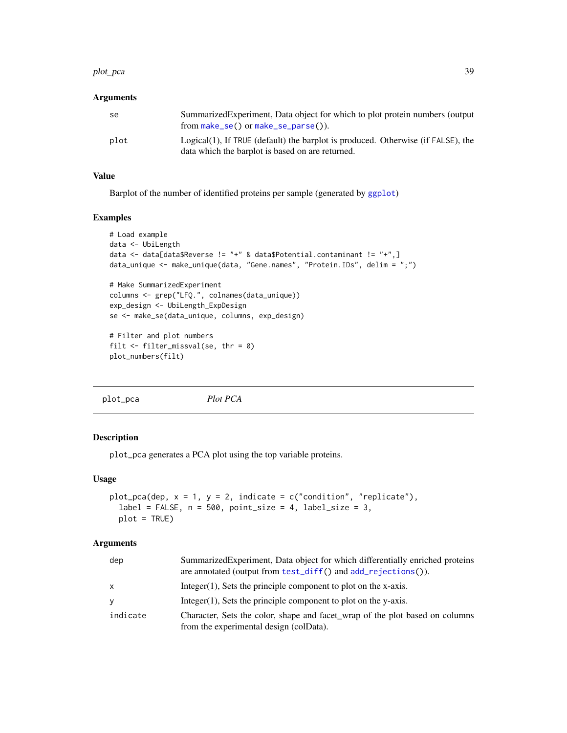### Arguments

| | |
|---|---|
| se | SummarizedExperiment, Data object for which to plot protein numbers (output from make_se() or make_se_parse()). |
| plot | Logical(1), If TRUE (default) the barplot is produced. Otherwise (if FALSE), the data which the barplot is based on are returned. |

### Value

Barplot of the number of identified proteins per sample (generated by ggplot)

### Examples

```
# Load example
data <- UbiLength
data <- data[data$Reverse != "+" & data$Potential.contaminant != "+",]
data_unique <- make_unique(data, "Gene.names", "Protein.IDs", delim = ";")

# Make SummarizedExperiment
columns <- grep("LFQ.", colnames(data_unique))
exp_design <- UbiLength_ExpDesign
se <- make_se(data_unique, columns, exp_design)

# Filter and plot numbers
filt <- filter_missval(se, thr = 0)
plot_numbers(filt)
```

---

## plot_pca    *Plot PCA*

---

### Description

plot_pca generates a PCA plot using the top variable proteins.

### Usage

```
plot_pca(dep, x = 1, y = 2, indicate = c("condition", "replicate"),
  label = FALSE, n = 500, point_size = 4, label_size = 3,
  plot = TRUE)
```

### Arguments

| | |
|---|---|
| dep | SummarizedExperiment, Data object for which differentially enriched proteins are annotated (output from test_diff() and add_rejections()). |
| x | Integer(1), Sets the principle component to plot on the x-axis. |
| y | Integer(1), Sets the principle component to plot on the y-axis. |
| indicate | Character, Sets the color, shape and facet_wrap of the plot based on columns from the experimental design (colData). |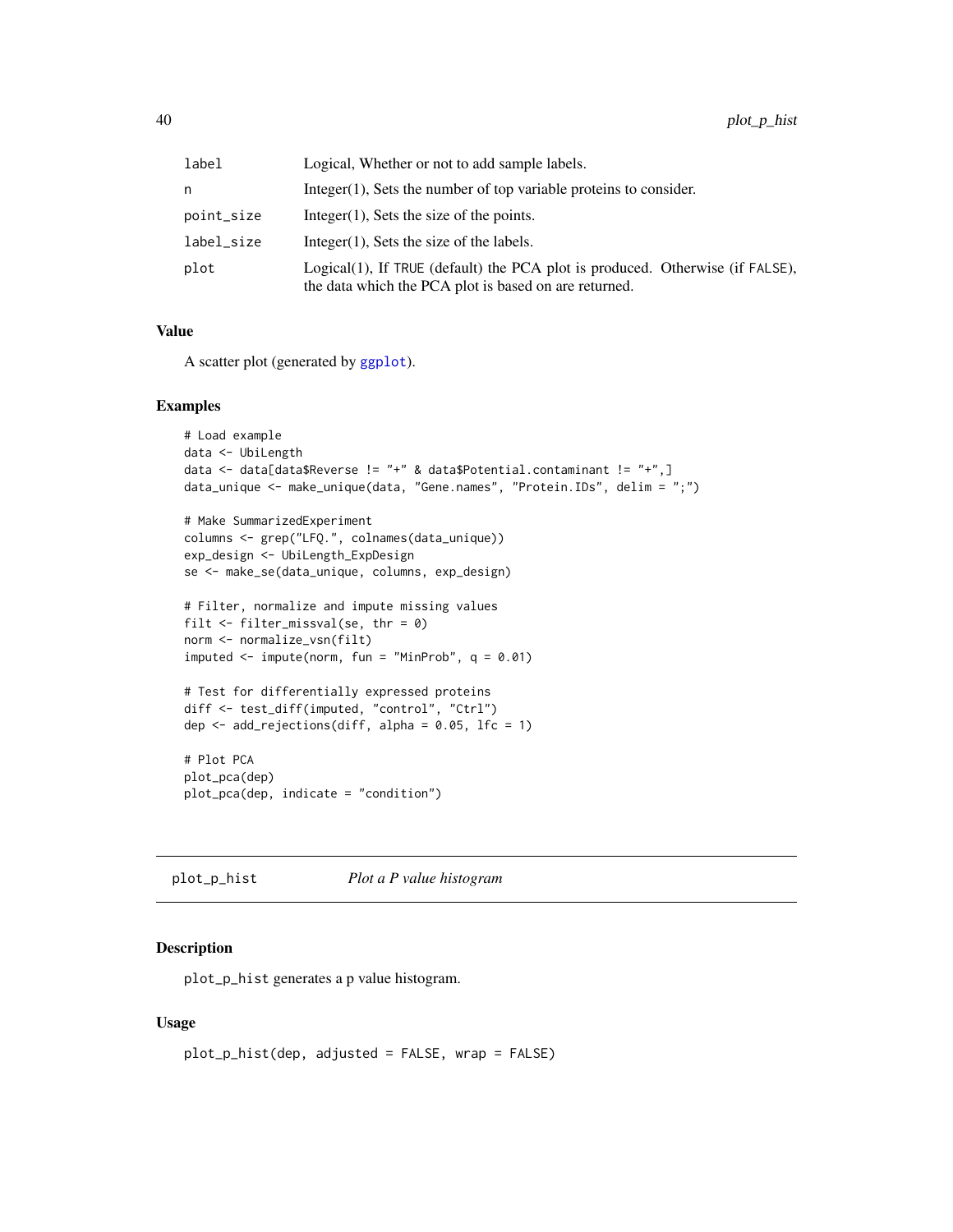| | |
|---|---|
| label | Logical, Whether or not to add sample labels. |
| n | Integer(1), Sets the number of top variable proteins to consider. |
| point_size | Integer(1), Sets the size of the points. |
| label_size | Integer(1), Sets the size of the labels. |
| plot | Logical(1), If TRUE (default) the PCA plot is produced. Otherwise (if FALSE), the data which the PCA plot is based on are returned. |

### Value

A scatter plot (generated by ggplot).

### Examples

```
# Load example
data <- UbiLength
data <- data[data$Reverse != "+" & data$Potential.contaminant != "+",]
data_unique <- make_unique(data, "Gene.names", "Protein.IDs", delim = ";")

# Make SummarizedExperiment
columns <- grep("LFQ.", colnames(data_unique))
exp_design <- UbiLength_ExpDesign
se <- make_se(data_unique, columns, exp_design)

# Filter, normalize and impute missing values
filt <- filter_missval(se, thr = 0)
norm <- normalize_vsn(filt)
imputed <- impute(norm, fun = "MinProb", q = 0.01)

# Test for differentially expressed proteins
diff <- test_diff(imputed, "control", "Ctrl")
dep <- add_rejections(diff, alpha = 0.05, lfc = 1)

# Plot PCA
plot_pca(dep)
plot_pca(dep, indicate = "condition")
```

---

## plot_p_hist &nbsp;&nbsp;&nbsp; *Plot a P value histogram*

### Description

plot_p_hist generates a p value histogram.

### Usage

```
plot_p_hist(dep, adjusted = FALSE, wrap = FALSE)
```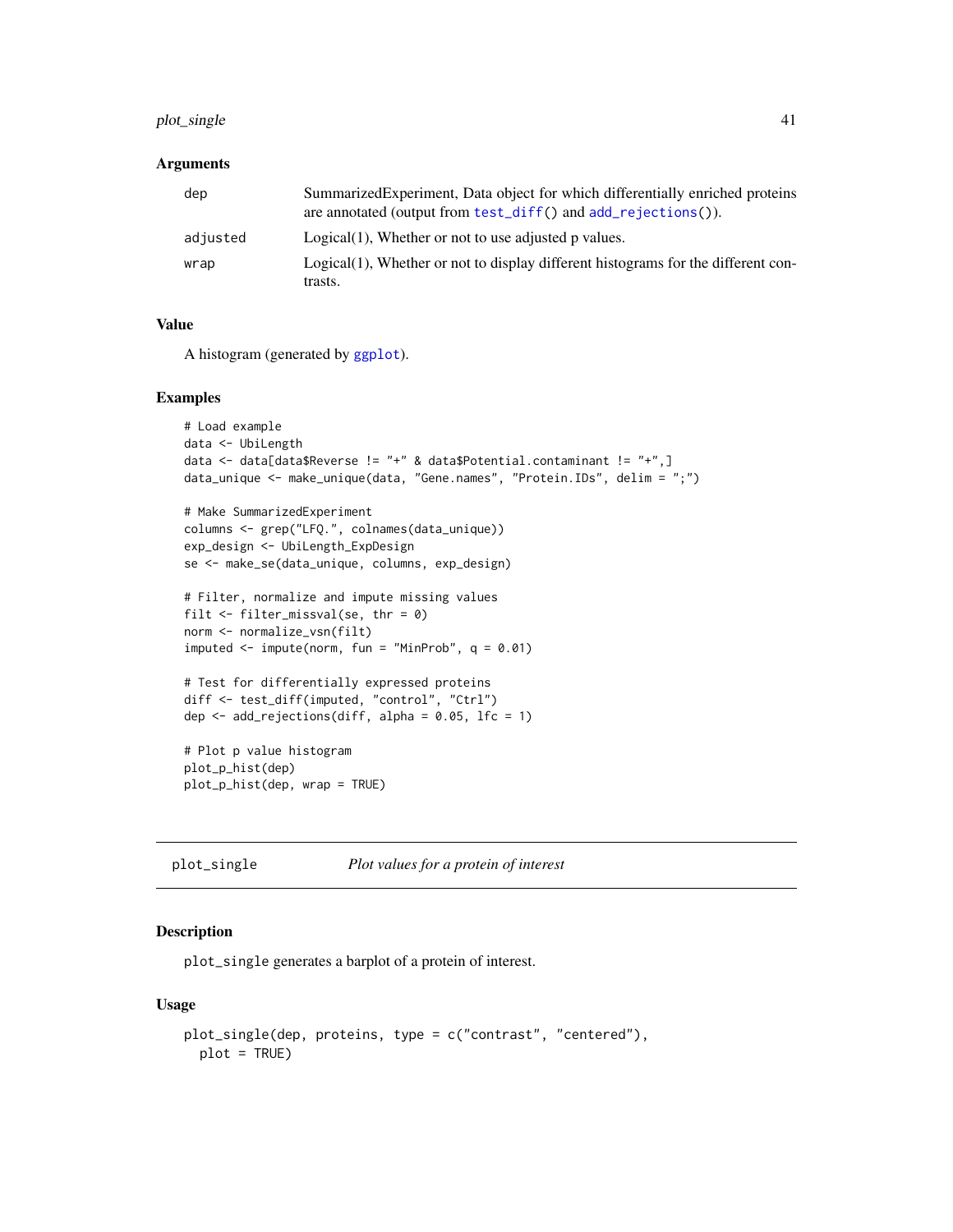## Arguments

| | |
|---|---|
| `dep` | SummarizedExperiment, Data object for which differentially enriched proteins are annotated (output from `test_diff()` and `add_rejections()`). |
| `adjusted` | Logical(1), Whether or not to use adjusted p values. |
| `wrap` | Logical(1), Whether or not to display different histograms for the different contrasts. |

## Value

A histogram (generated by `ggplot`).

## Examples

```
# Load example
data <- UbiLength
data <- data[data$Reverse != "+" & data$Potential.contaminant != "+",]
data_unique <- make_unique(data, "Gene.names", "Protein.IDs", delim = ";")

# Make SummarizedExperiment
columns <- grep("LFQ.", colnames(data_unique))
exp_design <- UbiLength_ExpDesign
se <- make_se(data_unique, columns, exp_design)

# Filter, normalize and impute missing values
filt <- filter_missval(se, thr = 0)
norm <- normalize_vsn(filt)
imputed <- impute(norm, fun = "MinProb", q = 0.01)

# Test for differentially expressed proteins
diff <- test_diff(imputed, "control", "Ctrl")
dep <- add_rejections(diff, alpha = 0.05, lfc = 1)

# Plot p value histogram
plot_p_hist(dep)
plot_p_hist(dep, wrap = TRUE)
```

---

# plot_single &nbsp;&nbsp;&nbsp;&nbsp; *Plot values for a protein of interest*

## Description

`plot_single` generates a barplot of a protein of interest.

## Usage

```
plot_single(dep, proteins, type = c("contrast", "centered"),
  plot = TRUE)
```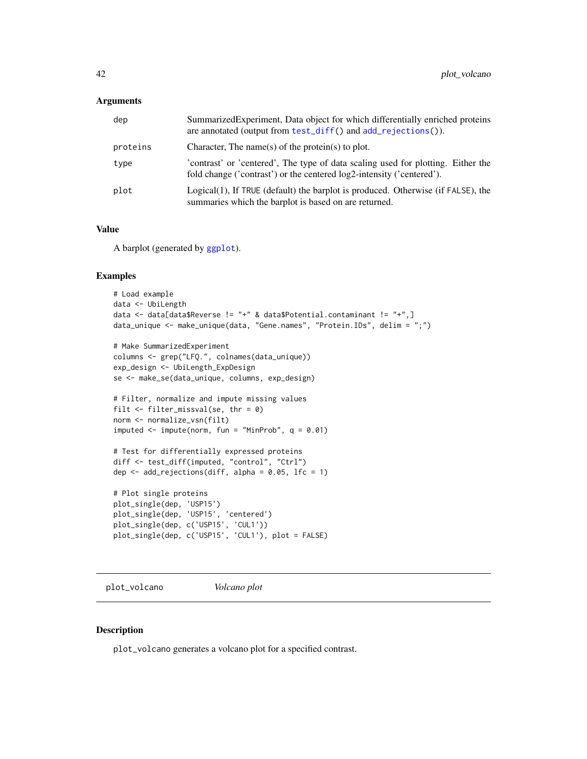## Arguments

| | |
|---|---|
| dep | SummarizedExperiment, Data object for which differentially enriched proteins are annotated (output from test_diff() and add_rejections()). |
| proteins | Character, The name(s) of the protein(s) to plot. |
| type | 'contrast' or 'centered', The type of data scaling used for plotting. Either the fold change ('contrast') or the centered log2-intensity ('centered'). |
| plot | Logical(1), If TRUE (default) the barplot is produced. Otherwise (if FALSE), the summaries which the barplot is based on are returned. |

## Value

A barplot (generated by ggplot).

## Examples

```
# Load example
data <- UbiLength
data <- data[data$Reverse != "+" & data$Potential.contaminant != "+",]
data_unique <- make_unique(data, "Gene.names", "Protein.IDs", delim = ";")

# Make SummarizedExperiment
columns <- grep("LFQ.", colnames(data_unique))
exp_design <- UbiLength_ExpDesign
se <- make_se(data_unique, columns, exp_design)

# Filter, normalize and impute missing values
filt <- filter_missval(se, thr = 0)
norm <- normalize_vsn(filt)
imputed <- impute(norm, fun = "MinProb", q = 0.01)

# Test for differentially expressed proteins
diff <- test_diff(imputed, "control", "Ctrl")
dep <- add_rejections(diff, alpha = 0.05, lfc = 1)

# Plot single proteins
plot_single(dep, 'USP15')
plot_single(dep, 'USP15', 'centered')
plot_single(dep, c('USP15', 'CUL1'))
plot_single(dep, c('USP15', 'CUL1'), plot = FALSE)
```

---

# plot_volcano *Volcano plot*

## Description

plot_volcano generates a volcano plot for a specified contrast.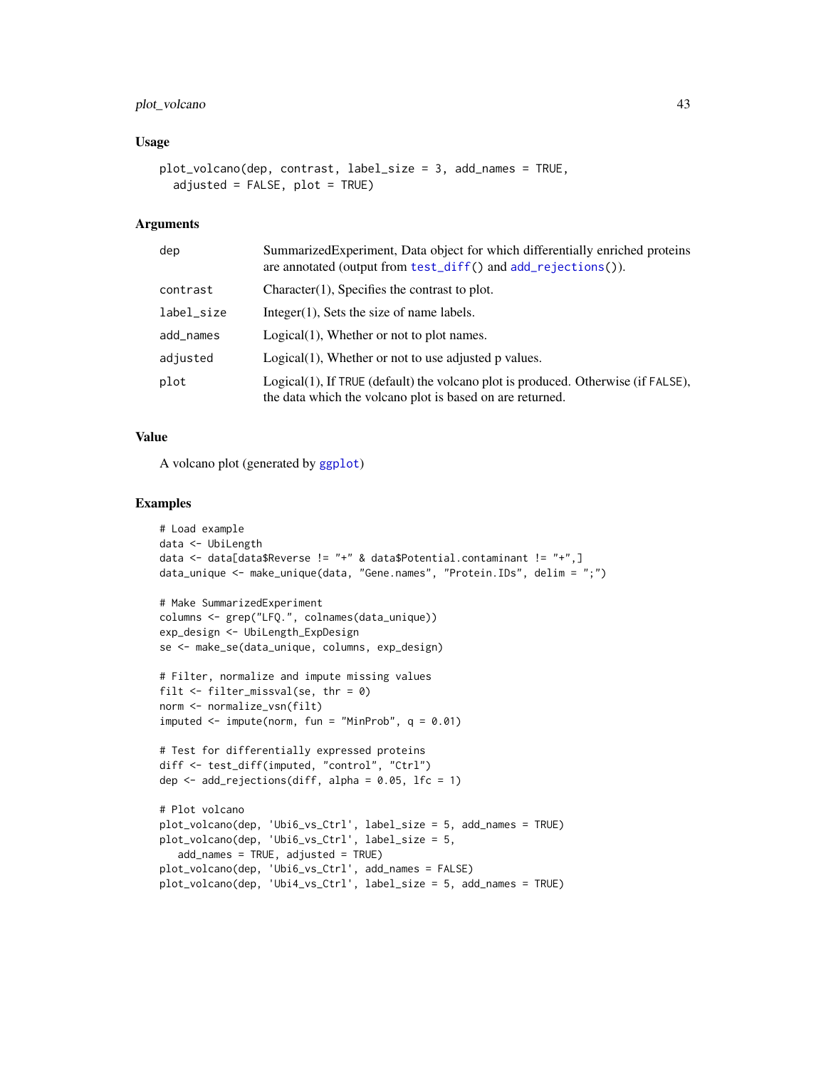### Usage

```
plot_volcano(dep, contrast, label_size = 3, add_names = TRUE,
  adjusted = FALSE, plot = TRUE)
```

### Arguments

| | |
|---|---|
| dep | SummarizedExperiment, Data object for which differentially enriched proteins are annotated (output from test_diff() and add_rejections()). |
| contrast | Character(1), Specifies the contrast to plot. |
| label_size | Integer(1), Sets the size of name labels. |
| add_names | Logical(1), Whether or not to plot names. |
| adjusted | Logical(1), Whether or not to use adjusted p values. |
| plot | Logical(1), If TRUE (default) the volcano plot is produced. Otherwise (if FALSE), the data which the volcano plot is based on are returned. |

### Value

A volcano plot (generated by ggplot)

### Examples

```
# Load example
data <- UbiLength
data <- data[data$Reverse != "+" & data$Potential.contaminant != "+",]
data_unique <- make_unique(data, "Gene.names", "Protein.IDs", delim = ";")

# Make SummarizedExperiment
columns <- grep("LFQ.", colnames(data_unique))
exp_design <- UbiLength_ExpDesign
se <- make_se(data_unique, columns, exp_design)

# Filter, normalize and impute missing values
filt <- filter_missval(se, thr = 0)
norm <- normalize_vsn(filt)
imputed <- impute(norm, fun = "MinProb", q = 0.01)

# Test for differentially expressed proteins
diff <- test_diff(imputed, "control", "Ctrl")
dep <- add_rejections(diff, alpha = 0.05, lfc = 1)

# Plot volcano
plot_volcano(dep, 'Ubi6_vs_Ctrl', label_size = 5, add_names = TRUE)
plot_volcano(dep, 'Ubi6_vs_Ctrl', label_size = 5,
   add_names = TRUE, adjusted = TRUE)
plot_volcano(dep, 'Ubi6_vs_Ctrl', add_names = FALSE)
plot_volcano(dep, 'Ubi4_vs_Ctrl', label_size = 5, add_names = TRUE)
```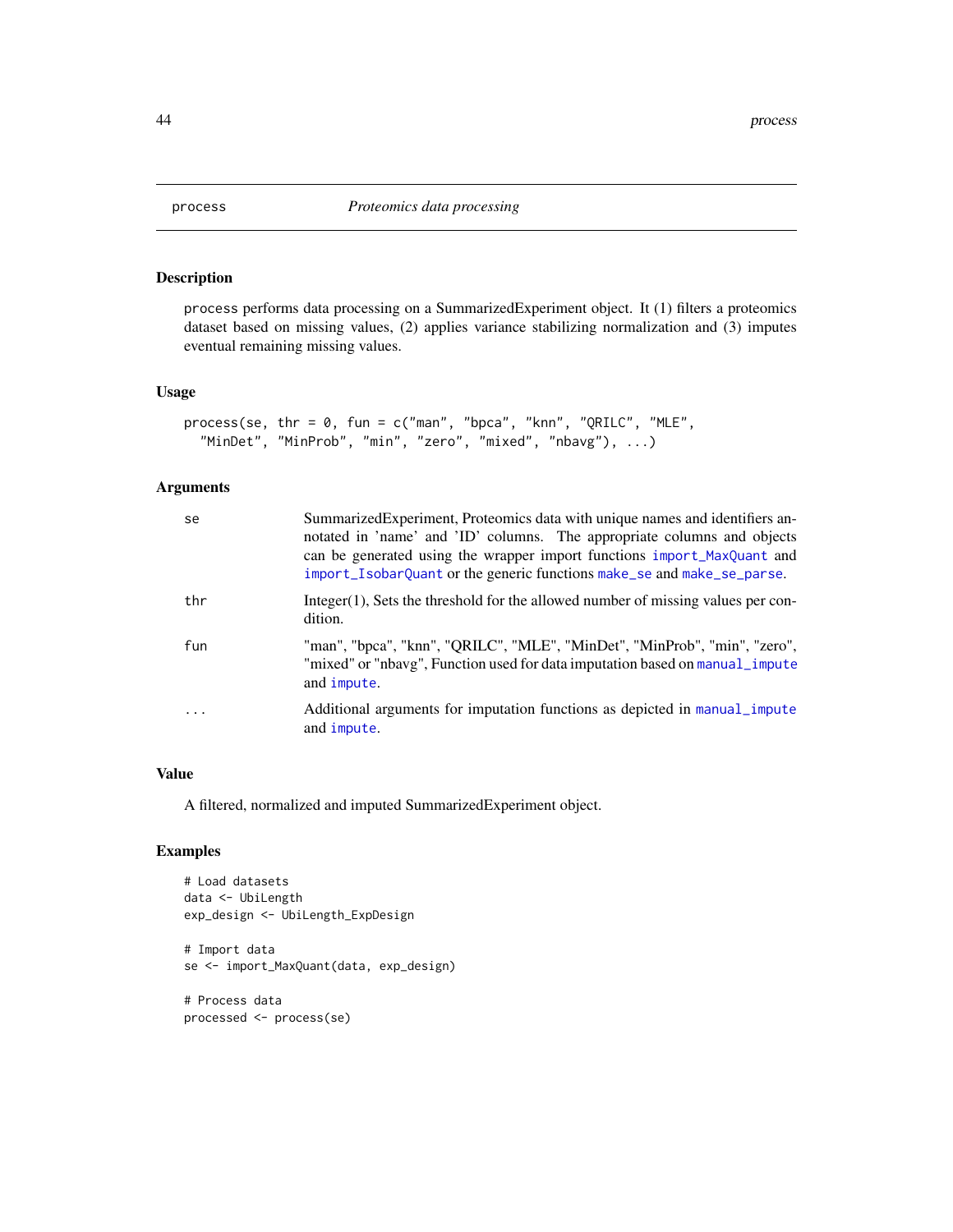## process — *Proteomics data processing*

### Description

process performs data processing on a SummarizedExperiment object. It (1) filters a proteomics dataset based on missing values, (2) applies variance stabilizing normalization and (3) imputes eventual remaining missing values.

### Usage

```
process(se, thr = 0, fun = c("man", "bpca", "knn", "QRILC", "MLE",
  "MinDet", "MinProb", "min", "zero", "mixed", "nbavg"), ...)
```

### Arguments

| | |
|---|---|
| se | SummarizedExperiment, Proteomics data with unique names and identifiers annotated in 'name' and 'ID' columns. The appropriate columns and objects can be generated using the wrapper import functions import_MaxQuant and import_IsobarQuant or the generic functions make_se and make_se_parse. |
| thr | Integer(1), Sets the threshold for the allowed number of missing values per condition. |
| fun | "man", "bpca", "knn", "QRILC", "MLE", "MinDet", "MinProb", "min", "zero", "mixed" or "nbavg", Function used for data imputation based on manual_impute and impute. |
| ... | Additional arguments for imputation functions as depicted in manual_impute and impute. |

### Value

A filtered, normalized and imputed SummarizedExperiment object.

### Examples

```
# Load datasets
data <- UbiLength
exp_design <- UbiLength_ExpDesign

# Import data
se <- import_MaxQuant(data, exp_design)

# Process data
processed <- process(se)
```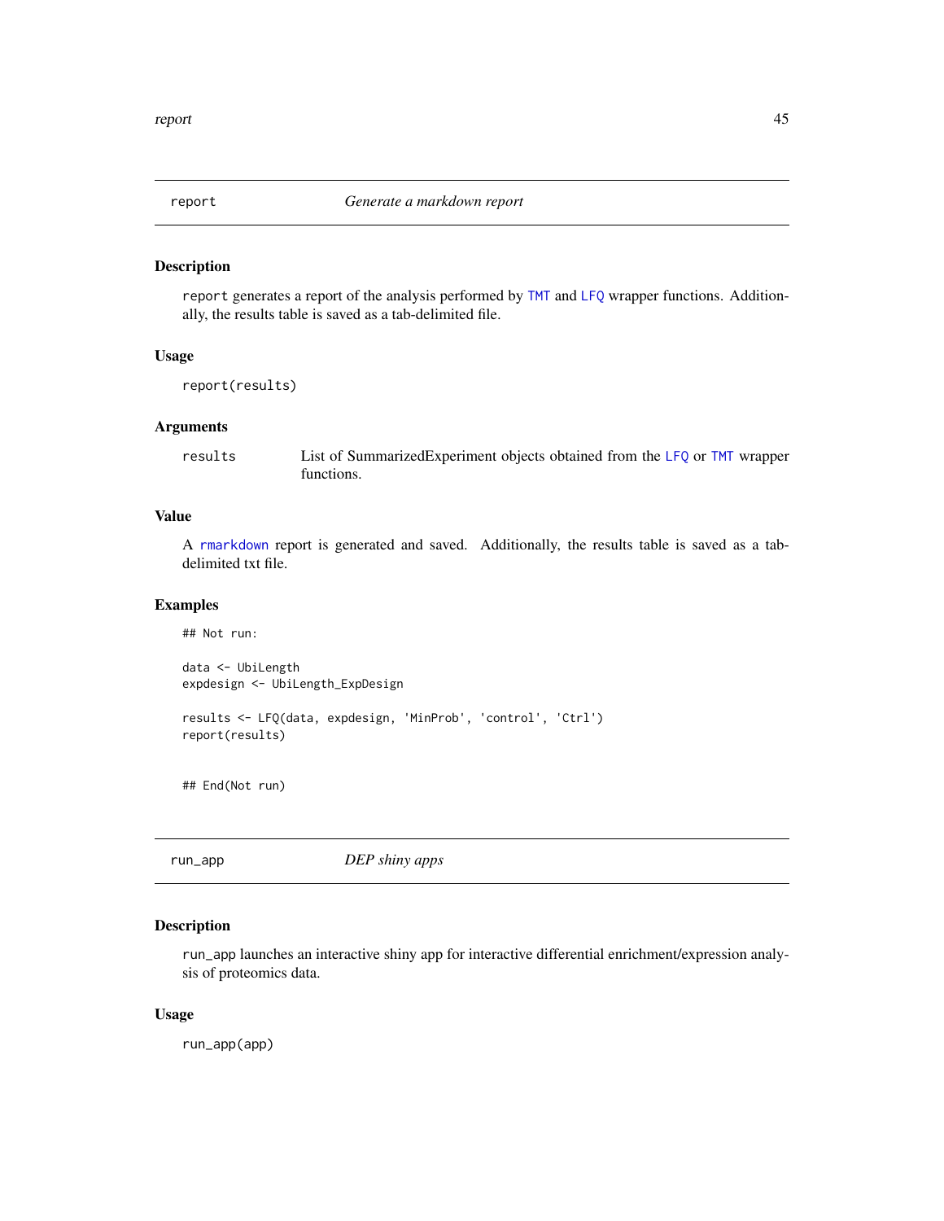## report — *Generate a markdown report*

### Description

`report` generates a report of the analysis performed by `TMT` and `LFQ` wrapper functions. Additionally, the results table is saved as a tab-delimited file.

### Usage

```
report(results)
```

### Arguments

| | |
|---|---|
| `results` | List of SummarizedExperiment objects obtained from the `LFQ` or `TMT` wrapper functions. |

### Value

A `rmarkdown` report is generated and saved. Additionally, the results table is saved as a tab-delimited txt file.

### Examples

```
## Not run:

data <- UbiLength
expdesign <- UbiLength_ExpDesign

results <- LFQ(data, expdesign, 'MinProb', 'control', 'Ctrl')
report(results)


## End(Not run)
```

## run_app — *DEP shiny apps*

### Description

`run_app` launches an interactive shiny app for interactive differential enrichment/expression analysis of proteomics data.

### Usage

```
run_app(app)
```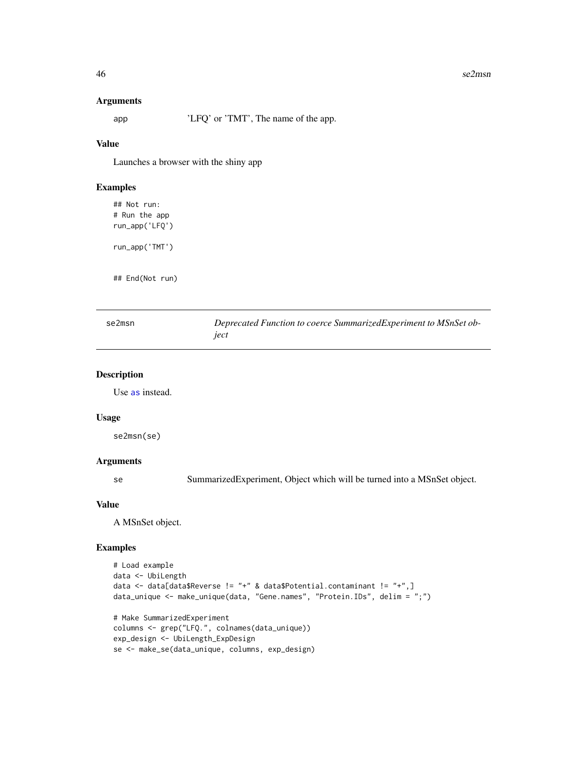### Arguments

app 'LFQ' or 'TMT', The name of the app.

### Value

Launches a browser with the shiny app

### Examples

```
## Not run:
# Run the app
run_app('LFQ')

run_app('TMT')


## End(Not run)
```

---

## se2msn *Deprecated Function to coerce SummarizedExperiment to MSnSet object*

---

### Description

Use as instead.

### Usage

```
se2msn(se)
```

### Arguments

se SummarizedExperiment, Object which will be turned into a MSnSet object.

### Value

A MSnSet object.

### Examples

```
# Load example
data <- UbiLength
data <- data[data$Reverse != "+" & data$Potential.contaminant != "+",]
data_unique <- make_unique(data, "Gene.names", "Protein.IDs", delim = ";")

# Make SummarizedExperiment
columns <- grep("LFQ.", colnames(data_unique))
exp_design <- UbiLength_ExpDesign
se <- make_se(data_unique, columns, exp_design)
```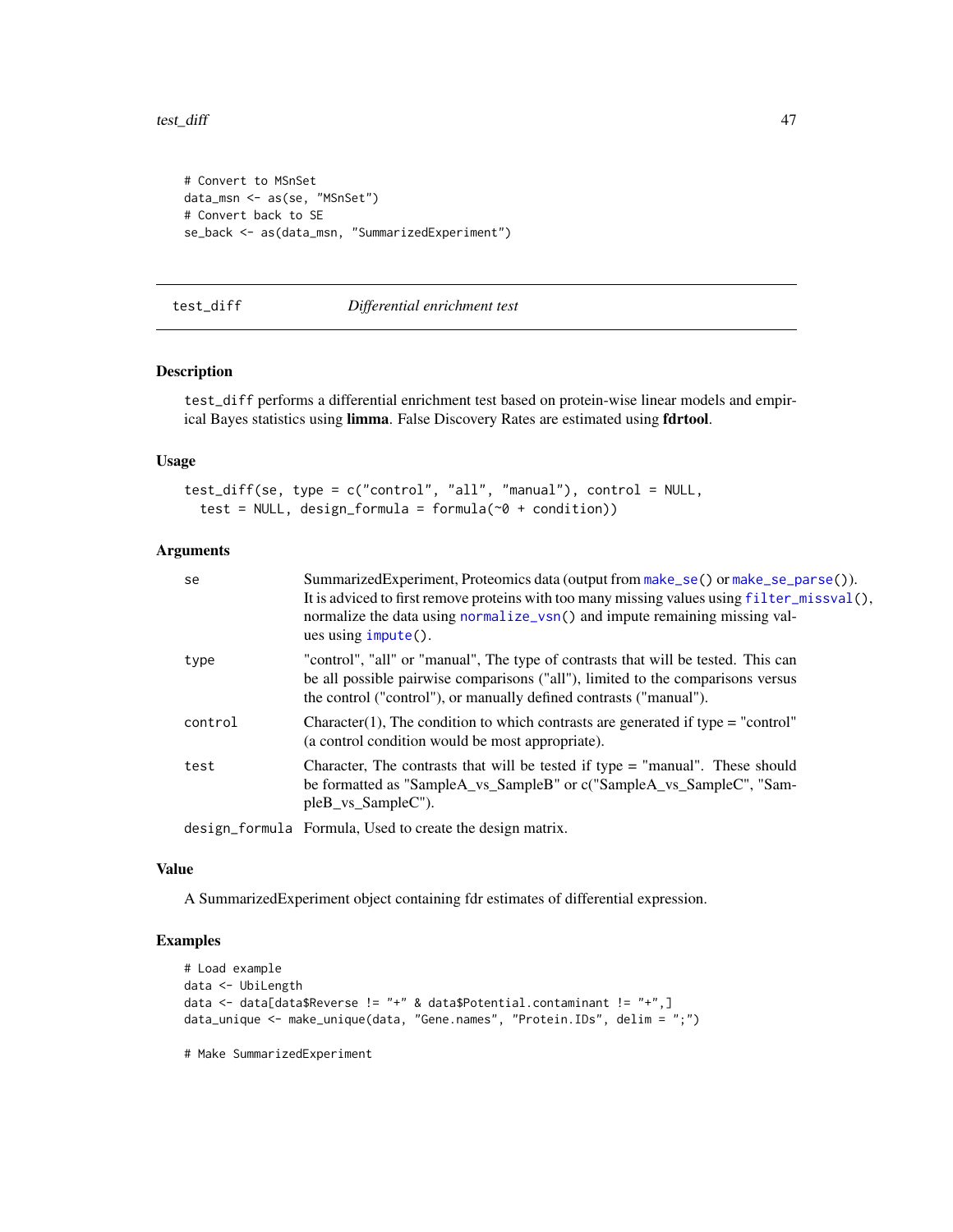```
# Convert to MSnSet
data_msn <- as(se, "MSnSet")
# Convert back to SE
se_back <- as(data_msn, "SummarizedExperiment")
```

## test_diff *Differential enrichment test*

### Description

test_diff performs a differential enrichment test based on protein-wise linear models and empirical Bayes statistics using **limma**. False Discovery Rates are estimated using **fdrtool**.

### Usage

```
test_diff(se, type = c("control", "all", "manual"), control = NULL,
  test = NULL, design_formula = formula(~0 + condition))
```

### Arguments

| | |
|---|---|
| se | SummarizedExperiment, Proteomics data (output from make_se() or make_se_parse()). It is adviced to first remove proteins with too many missing values using filter_missval(), normalize the data using normalize_vsn() and impute remaining missing values using impute(). |
| type | "control", "all" or "manual", The type of contrasts that will be tested. This can be all possible pairwise comparisons ("all"), limited to the comparisons versus the control ("control"), or manually defined contrasts ("manual"). |
| control | Character(1), The condition to which contrasts are generated if type = "control" (a control condition would be most appropriate). |
| test | Character, The contrasts that will be tested if type = "manual". These should be formatted as "SampleA_vs_SampleB" or c("SampleA_vs_SampleC", "SampleB_vs_SampleC"). |
| design_formula | Formula, Used to create the design matrix. |

### Value

A SummarizedExperiment object containing fdr estimates of differential expression.

### Examples

```
# Load example
data <- UbiLength
data <- data[data$Reverse != "+" & data$Potential.contaminant != "+",]
data_unique <- make_unique(data, "Gene.names", "Protein.IDs", delim = ";")

# Make SummarizedExperiment
```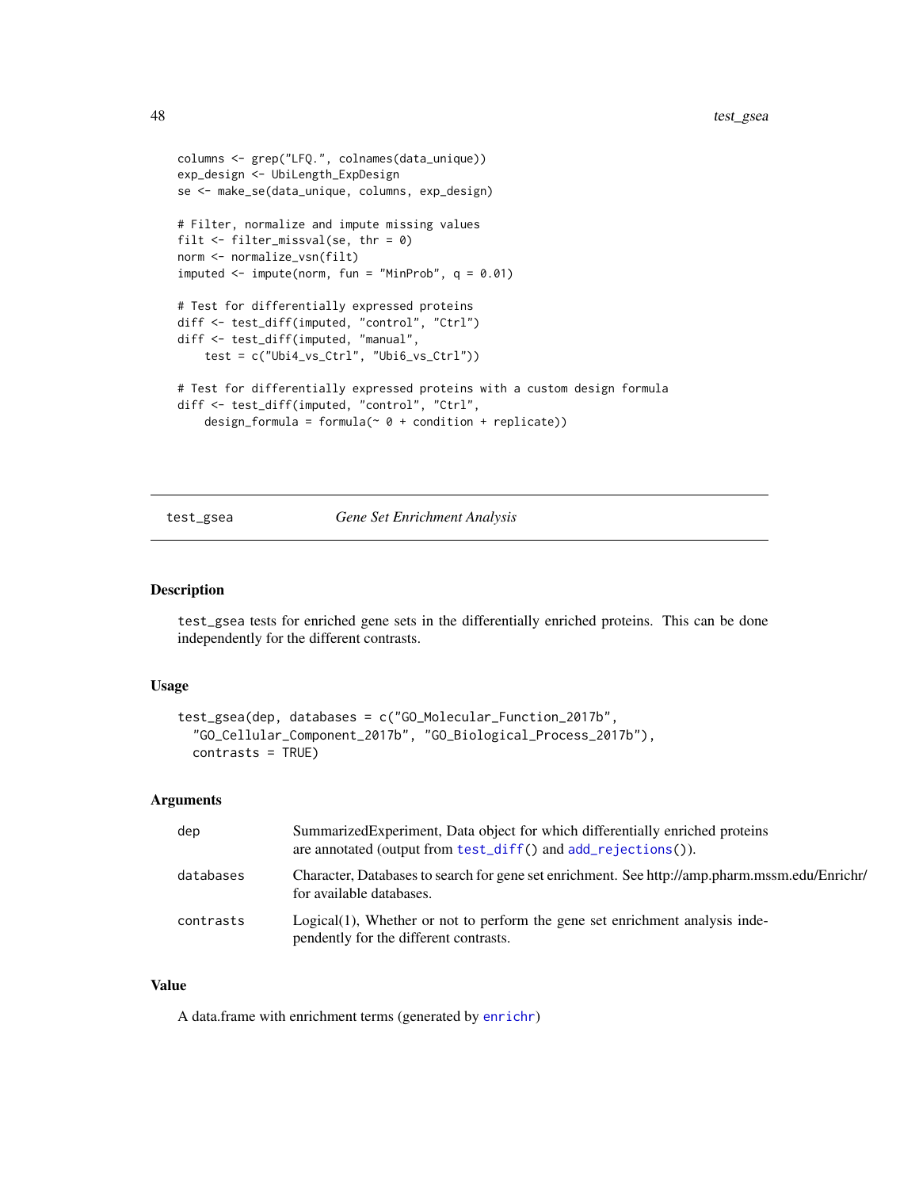```
columns <- grep("LFQ.", colnames(data_unique))
exp_design <- UbiLength_ExpDesign
se <- make_se(data_unique, columns, exp_design)

# Filter, normalize and impute missing values
filt <- filter_missval(se, thr = 0)
norm <- normalize_vsn(filt)
imputed <- impute(norm, fun = "MinProb", q = 0.01)

# Test for differentially expressed proteins
diff <- test_diff(imputed, "control", "Ctrl")
diff <- test_diff(imputed, "manual",
    test = c("Ubi4_vs_Ctrl", "Ubi6_vs_Ctrl"))

# Test for differentially expressed proteins with a custom design formula
diff <- test_diff(imputed, "control", "Ctrl",
    design_formula = formula(~ 0 + condition + replicate))
```

## test_gsea — *Gene Set Enrichment Analysis*

### Description

test_gsea tests for enriched gene sets in the differentially enriched proteins. This can be done independently for the different contrasts.

### Usage

```
test_gsea(dep, databases = c("GO_Molecular_Function_2017b",
  "GO_Cellular_Component_2017b", "GO_Biological_Process_2017b"),
  contrasts = TRUE)
```

### Arguments

| | |
|---|---|
| dep | SummarizedExperiment, Data object for which differentially enriched proteins are annotated (output from test_diff() and add_rejections()). |
| databases | Character, Databases to search for gene set enrichment. See http://amp.pharm.mssm.edu/Enrichr/ for available databases. |
| contrasts | Logical(1), Whether or not to perform the gene set enrichment analysis independently for the different contrasts. |

### Value

A data.frame with enrichment terms (generated by enrichr)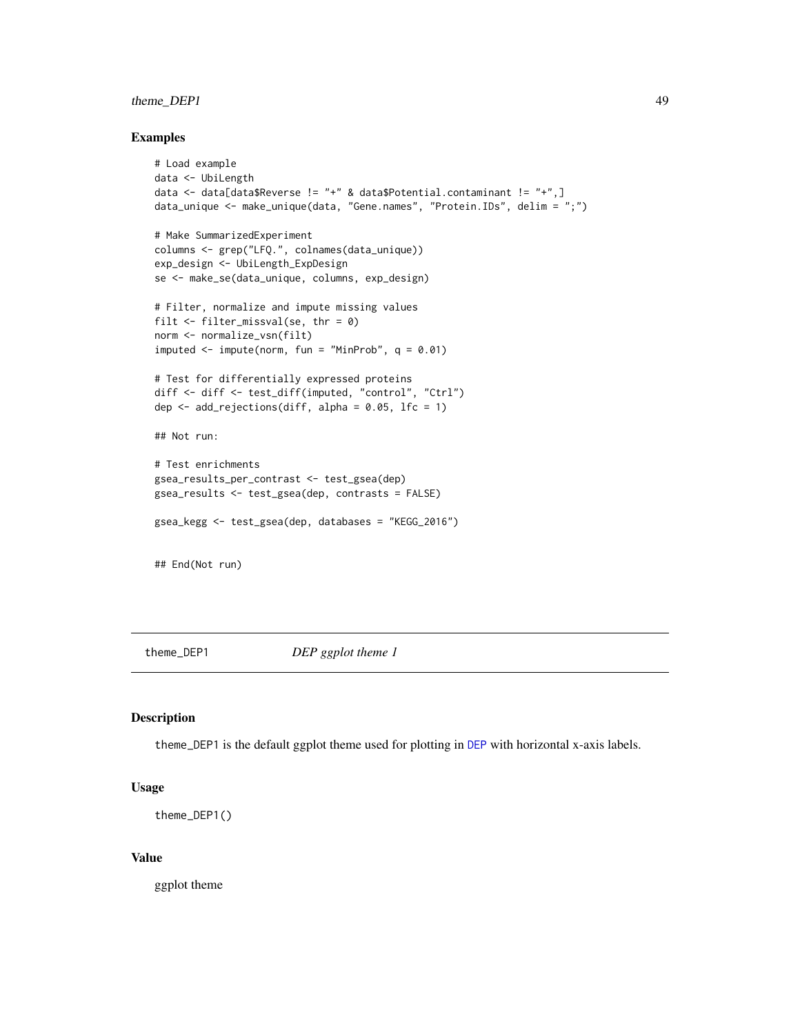### Examples

```
# Load example
data <- UbiLength
data <- data[data$Reverse != "+" & data$Potential.contaminant != "+",]
data_unique <- make_unique(data, "Gene.names", "Protein.IDs", delim = ";")

# Make SummarizedExperiment
columns <- grep("LFQ.", colnames(data_unique))
exp_design <- UbiLength_ExpDesign
se <- make_se(data_unique, columns, exp_design)

# Filter, normalize and impute missing values
filt <- filter_missval(se, thr = 0)
norm <- normalize_vsn(filt)
imputed <- impute(norm, fun = "MinProb", q = 0.01)

# Test for differentially expressed proteins
diff <- diff <- test_diff(imputed, "control", "Ctrl")
dep <- add_rejections(diff, alpha = 0.05, lfc = 1)

## Not run:

# Test enrichments
gsea_results_per_contrast <- test_gsea(dep)
gsea_results <- test_gsea(dep, contrasts = FALSE)

gsea_kegg <- test_gsea(dep, databases = "KEGG_2016")


## End(Not run)
```

## theme_DEP1 — *DEP ggplot theme 1*

### Description

theme_DEP1 is the default ggplot theme used for plotting in DEP with horizontal x-axis labels.

### Usage

```
theme_DEP1()
```

### Value

ggplot theme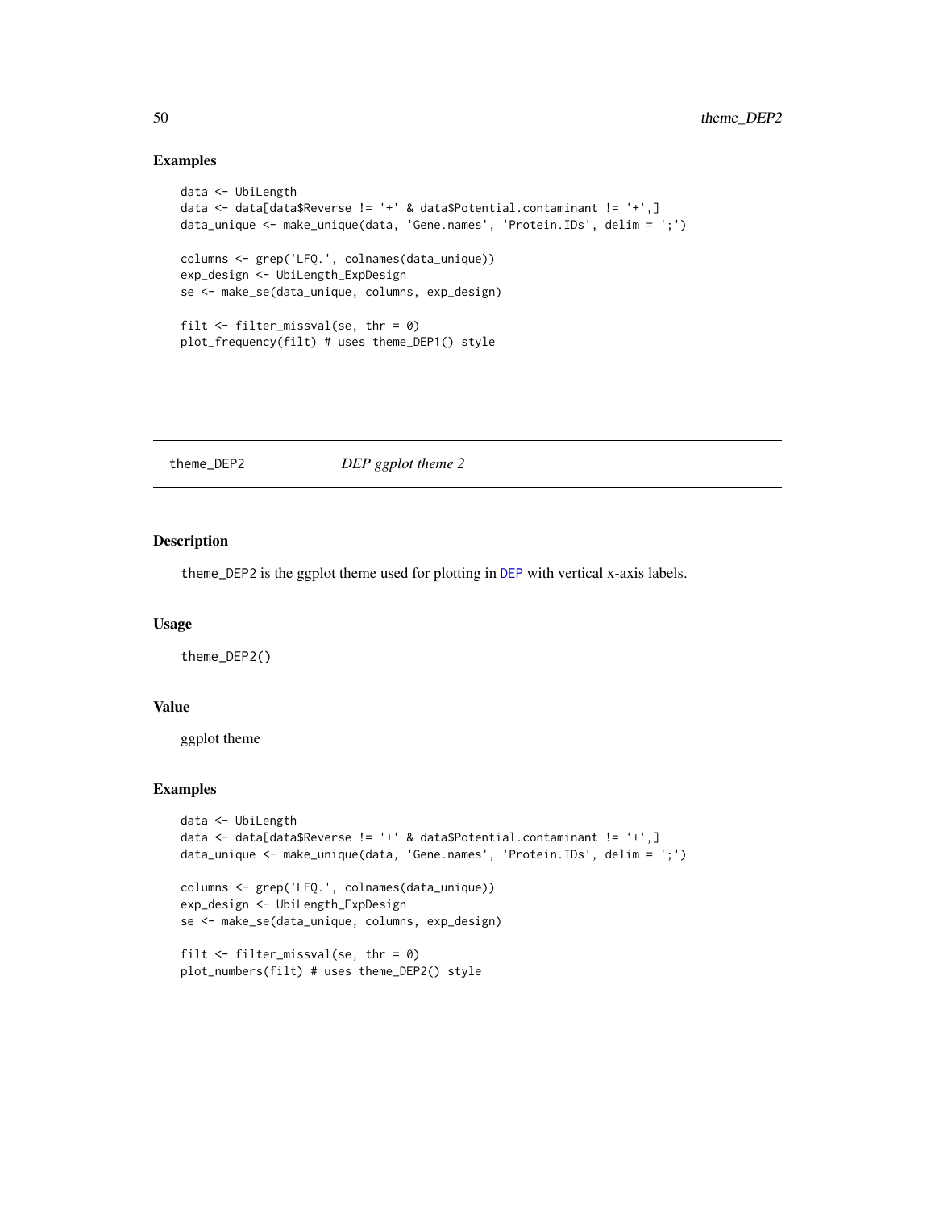## Examples

```
data <- UbiLength
data <- data[data$Reverse != '+' & data$Potential.contaminant != '+',]
data_unique <- make_unique(data, 'Gene.names', 'Protein.IDs', delim = ';')

columns <- grep('LFQ.', colnames(data_unique))
exp_design <- UbiLength_ExpDesign
se <- make_se(data_unique, columns, exp_design)

filt <- filter_missval(se, thr = 0)
plot_frequency(filt) # uses theme_DEP1() style
```

---

# theme_DEP2 *DEP ggplot theme 2*

---

## Description

theme_DEP2 is the ggplot theme used for plotting in DEP with vertical x-axis labels.

## Usage

```
theme_DEP2()
```

## Value

ggplot theme

## Examples

```
data <- UbiLength
data <- data[data$Reverse != '+' & data$Potential.contaminant != '+',]
data_unique <- make_unique(data, 'Gene.names', 'Protein.IDs', delim = ';')

columns <- grep('LFQ.', colnames(data_unique))
exp_design <- UbiLength_ExpDesign
se <- make_se(data_unique, columns, exp_design)

filt <- filter_missval(se, thr = 0)
plot_numbers(filt) # uses theme_DEP2() style
```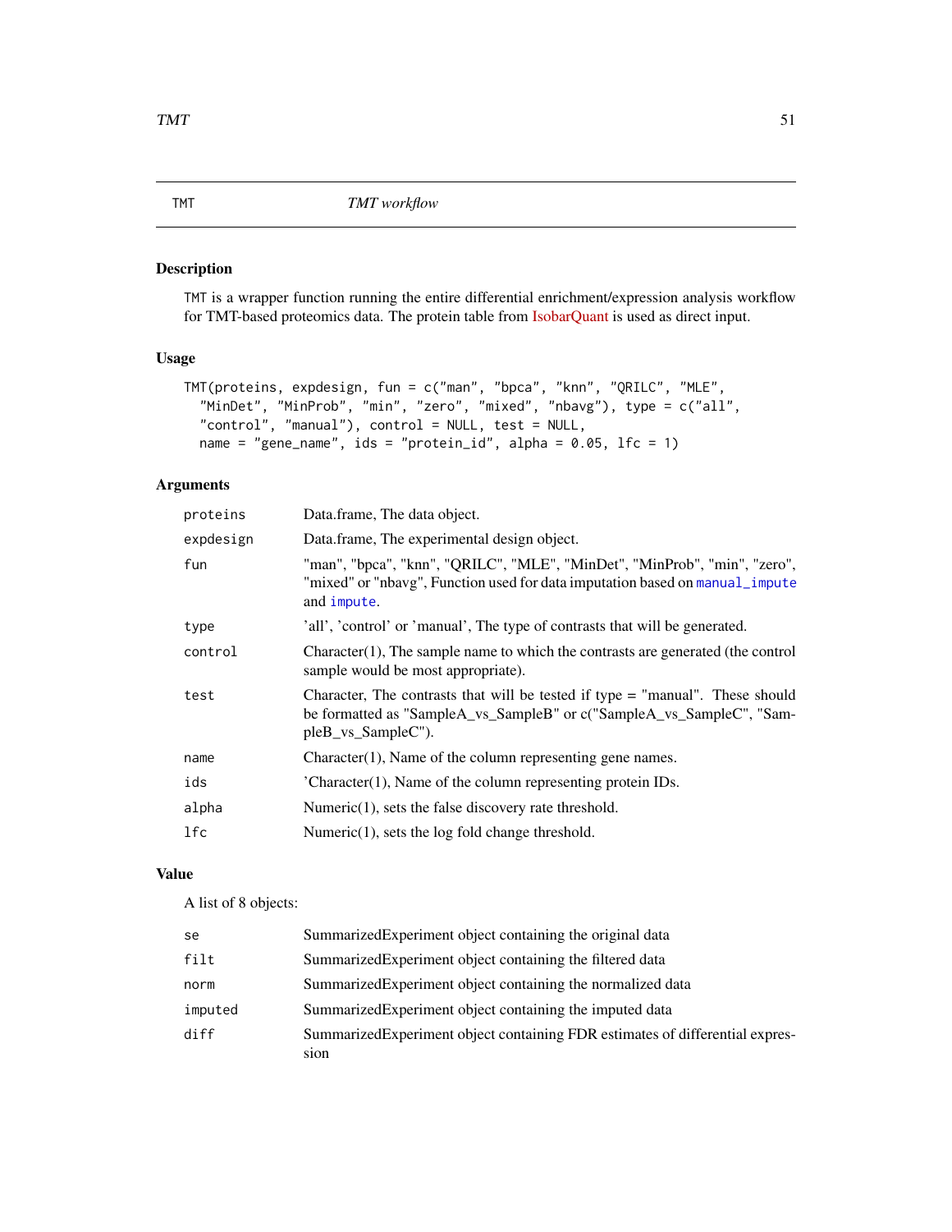## TMT — *TMT workflow*

### Description

TMT is a wrapper function running the entire differential enrichment/expression analysis workflow for TMT-based proteomics data. The protein table from IsobarQuant is used as direct input.

### Usage

```
TMT(proteins, expdesign, fun = c("man", "bpca", "knn", "QRILC", "MLE",
  "MinDet", "MinProb", "min", "zero", "mixed", "nbavg"), type = c("all",
  "control", "manual"), control = NULL, test = NULL,
  name = "gene_name", ids = "protein_id", alpha = 0.05, lfc = 1)
```

### Arguments

| | |
|---|---|
| proteins | Data.frame, The data object. |
| expdesign | Data.frame, The experimental design object. |
| fun | "man", "bpca", "knn", "QRILC", "MLE", "MinDet", "MinProb", "min", "zero", "mixed" or "nbavg", Function used for data imputation based on manual_impute and impute. |
| type | 'all', 'control' or 'manual', The type of contrasts that will be generated. |
| control | Character(1), The sample name to which the contrasts are generated (the control sample would be most appropriate). |
| test | Character, The contrasts that will be tested if type = "manual". These should be formatted as "SampleA_vs_SampleB" or c("SampleA_vs_SampleC", "SampleB_vs_SampleC"). |
| name | Character(1), Name of the column representing gene names. |
| ids | 'Character(1), Name of the column representing protein IDs. |
| alpha | Numeric(1), sets the false discovery rate threshold. |
| lfc | Numeric(1), sets the log fold change threshold. |

### Value

A list of 8 objects:

| | |
|---|---|
| se | SummarizedExperiment object containing the original data |
| filt | SummarizedExperiment object containing the filtered data |
| norm | SummarizedExperiment object containing the normalized data |
| imputed | SummarizedExperiment object containing the imputed data |
| diff | SummarizedExperiment object containing FDR estimates of differential expression |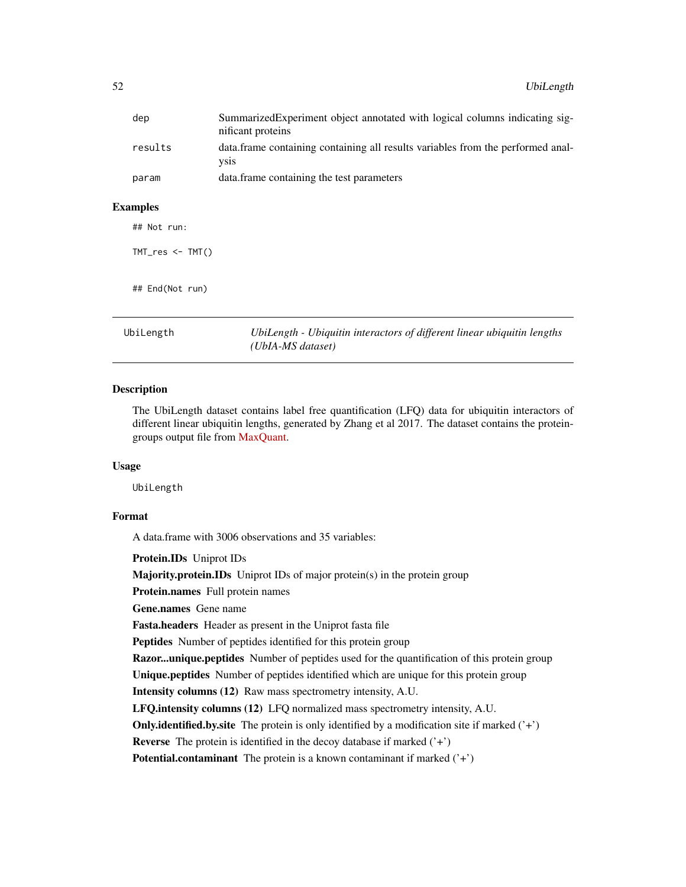| | |
|---|---|
| `dep` | SummarizedExperiment object annotated with logical columns indicating significant proteins |
| `results` | data.frame containing containing all results variables from the performed analysis |
| `param` | data.frame containing the test parameters |

### Examples

```
## Not run:

TMT_res <- TMT()


## End(Not run)
```

---

## UbiLength — *UbiLength - Ubiquitin interactors of different linear ubiquitin lengths (UbIA-MS dataset)*

---

### Description

The UbiLength dataset contains label free quantification (LFQ) data for ubiquitin interactors of different linear ubiquitin lengths, generated by Zhang et al 2017. The dataset contains the protein-groups output file from MaxQuant.

### Usage

```
UbiLength
```

### Format

A data.frame with 3006 observations and 35 variables:

**Protein.IDs** Uniprot IDs

**Majority.protein.IDs** Uniprot IDs of major protein(s) in the protein group

**Protein.names** Full protein names

**Gene.names** Gene name

**Fasta.headers** Header as present in the Uniprot fasta file

**Peptides** Number of peptides identified for this protein group

**Razor...unique.peptides** Number of peptides used for the quantification of this protein group

**Unique.peptides** Number of peptides identified which are unique for this protein group

**Intensity columns (12)** Raw mass spectrometry intensity, A.U.

**LFQ.intensity columns (12)** LFQ normalized mass spectrometry intensity, A.U.

**Only.identified.by.site** The protein is only identified by a modification site if marked ('+')

**Reverse** The protein is identified in the decoy database if marked ('+')

**Potential.contaminant** The protein is a known contaminant if marked ('+')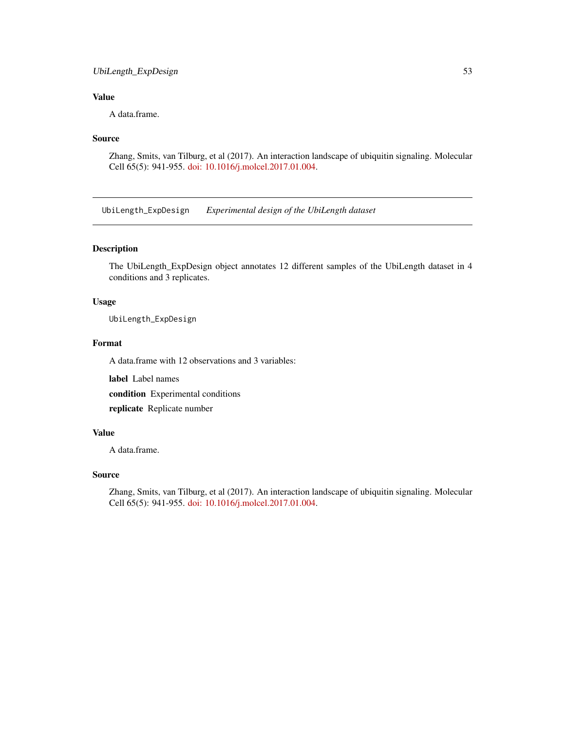### Value

A data.frame.

### Source

Zhang, Smits, van Tilburg, et al (2017). An interaction landscape of ubiquitin signaling. Molecular Cell 65(5): 941-955. doi: 10.1016/j.molcel.2017.01.004.

---

## UbiLength_ExpDesign *Experimental design of the UbiLength dataset*

### Description

The UbiLength_ExpDesign object annotates 12 different samples of the UbiLength dataset in 4 conditions and 3 replicates.

### Usage

```
UbiLength_ExpDesign
```

### Format

A data.frame with 12 observations and 3 variables:

**label** Label names

**condition** Experimental conditions

**replicate** Replicate number

### Value

A data.frame.

### Source

Zhang, Smits, van Tilburg, et al (2017). An interaction landscape of ubiquitin signaling. Molecular Cell 65(5): 941-955. doi: 10.1016/j.molcel.2017.01.004.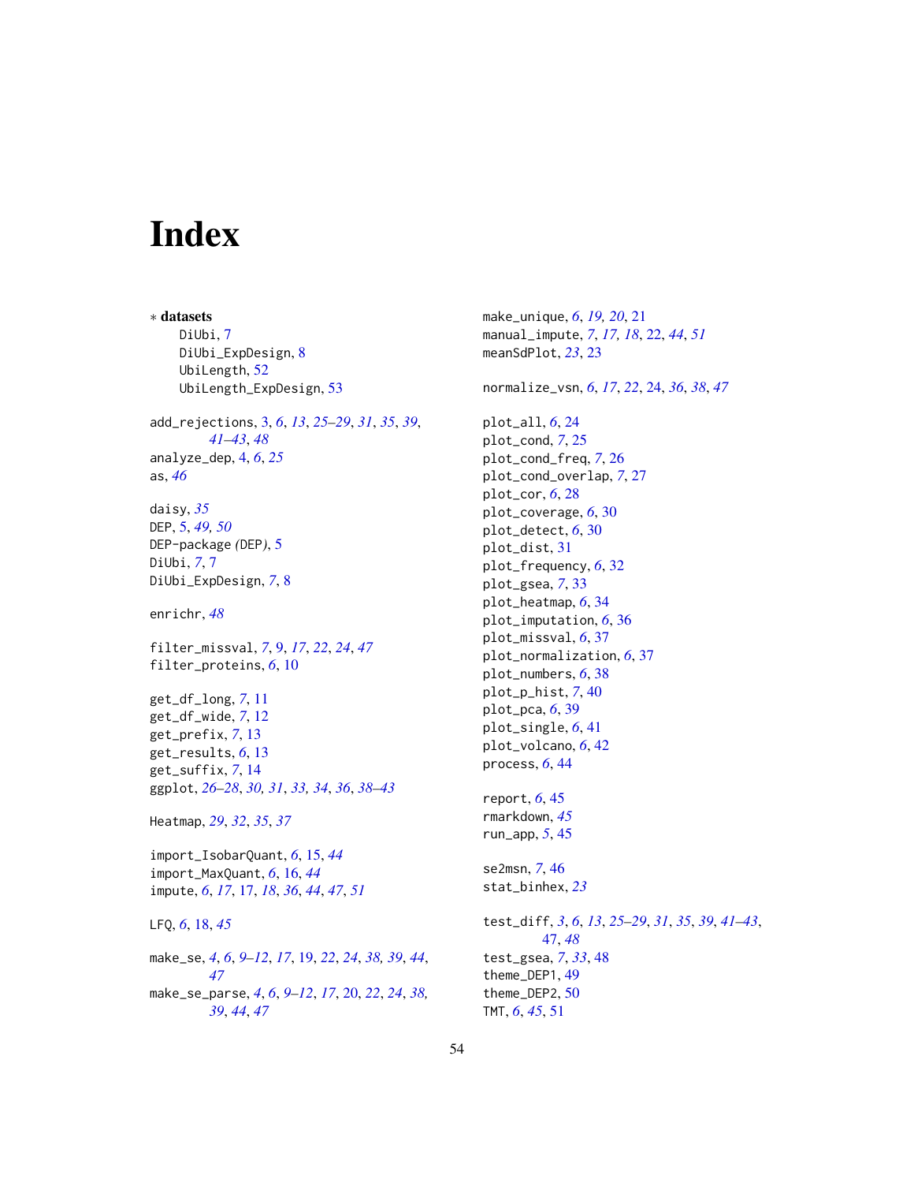# Index

∗ **datasets**
- DiUbi, 7
- DiUbi_ExpDesign, 8
- UbiLength, 52
- UbiLength_ExpDesign, 53

add_rejections, 3, *6*, *13*, *25–29*, *31*, *35*, *39*, *41–43*, *48*
analyze_dep, 4, *6*, *25*
as, *46*

daisy, *35*
DEP, 5, *49, 50*
DEP-package *(*DEP*)*, 5
DiUbi, *7*, 7
DiUbi_ExpDesign, *7*, 8

enrichr, *48*

filter_missval, *7*, 9, *17*, *22*, *24*, *47*
filter_proteins, *6*, 10

get_df_long, *7*, 11
get_df_wide, *7*, 12
get_prefix, *7*, 13
get_results, *6*, 13
get_suffix, *7*, 14
ggplot, *26–28*, *30, 31*, *33, 34*, *36*, *38–43*

Heatmap, *29*, *32*, *35*, *37*

import_IsobarQuant, *6*, 15, *44*
import_MaxQuant, *6*, 16, *44*
impute, *6*, *17*, 17, *18*, *36*, *44*, *47*, *51*

LFQ, *6*, 18, *45*

make_se, *4*, *6*, *9–12*, *17*, 19, *22*, *24*, *38, 39*, *44*, *47*
make_se_parse, *4*, *6*, *9–12*, *17*, 20, *22*, *24*, *38, 39*, *44*, *47*
make_unique, *6*, *19, 20*, 21
manual_impute, *7*, *17, 18*, 22, *44*, *51*
meanSdPlot, *23*, 23

normalize_vsn, *6*, *17*, *22*, 24, *36*, *38*, *47*

plot_all, *6*, 24
plot_cond, *7*, 25
plot_cond_freq, *7*, 26
plot_cond_overlap, *7*, 27
plot_cor, *6*, 28
plot_coverage, *6*, 30
plot_detect, *6*, 30
plot_dist, 31
plot_frequency, *6*, 32
plot_gsea, *7*, 33
plot_heatmap, *6*, 34
plot_imputation, *6*, 36
plot_missval, *6*, 37
plot_normalization, *6*, 37
plot_numbers, *6*, 38
plot_p_hist, *7*, 40
plot_pca, *6*, 39
plot_single, *6*, 41
plot_volcano, *6*, 42
process, *6*, 44

report, *6*, 45
rmarkdown, *45*
run_app, *5*, 45

se2msn, *7*, 46
stat_binhex, *23*

test_diff, *3*, *6*, *13*, *25–29*, *31*, *35*, *39*, *41–43*, *47*, *48*
test_gsea, *7*, *33*, 48
theme_DEP1, 49
theme_DEP2, 50
TMT, *6*, *45*, 51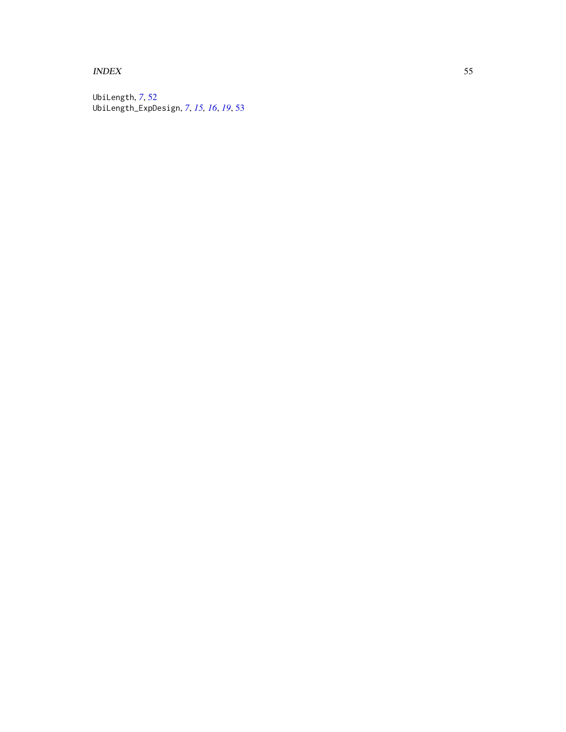UbiLength, *7*, 52
UbiLength_ExpDesign, *7*, *15*, *16*, *19*, 53